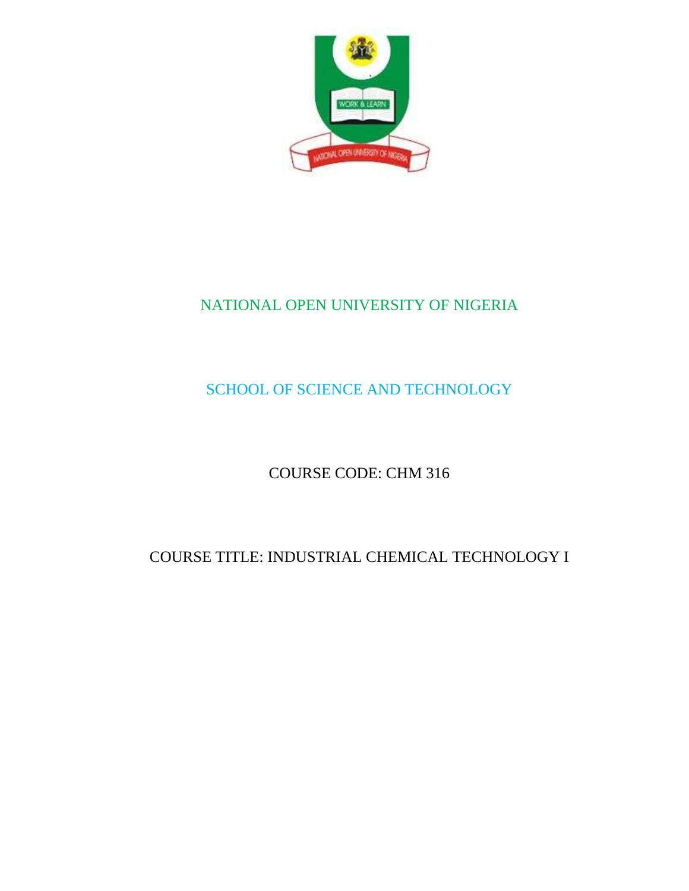NATIONAL OPEN UNIVERSITY OF NIGERIA

SCHOOL OF SCIENCE AND TECHNOLOGY

COURSE CODE: CHM 316

COURSE TITLE: INDUSTRIAL CHEMICAL TECHNOLOGY I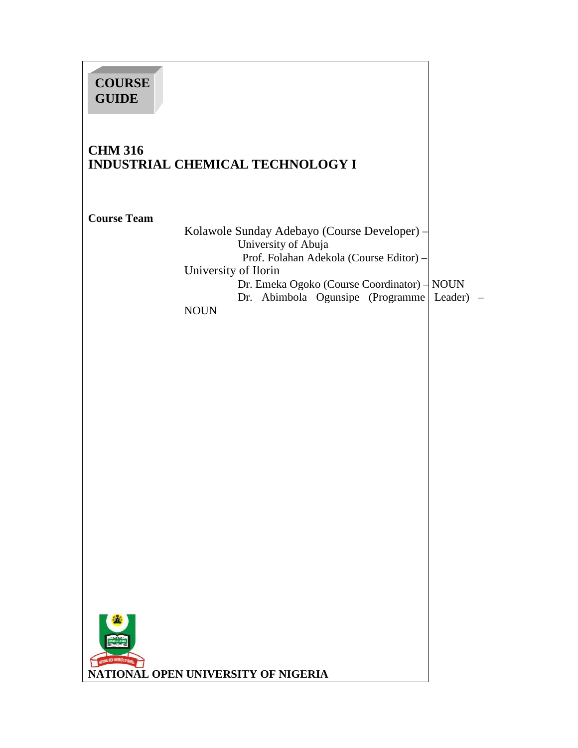**COURSE GUIDE**

# CHM 316
# INDUSTRIAL CHEMICAL TECHNOLOGY I

**Course Team**

Kolawole Sunday Adebayo (Course Developer) – University of Abuja
Prof. Folahan Adekola (Course Editor) – University of Ilorin
Dr. Emeka Ogoko (Course Coordinator) – NOUN
Dr. Abimbola Ogunsipe (Programme Leader) – NOUN

**NATIONAL OPEN UNIVERSITY OF NIGERIA**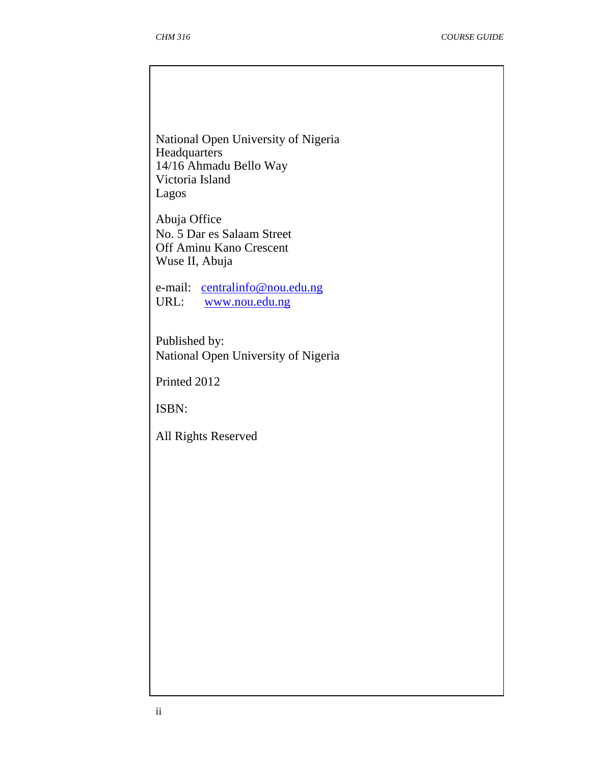National Open University of Nigeria
Headquarters
14/16 Ahmadu Bello Way
Victoria Island
Lagos

Abuja Office
No. 5 Dar es Salaam Street
Off Aminu Kano Crescent
Wuse II, Abuja

e-mail: centralinfo@nou.edu.ng
URL: www.nou.edu.ng

Published by:
National Open University of Nigeria

Printed 2012

ISBN:

All Rights Reserved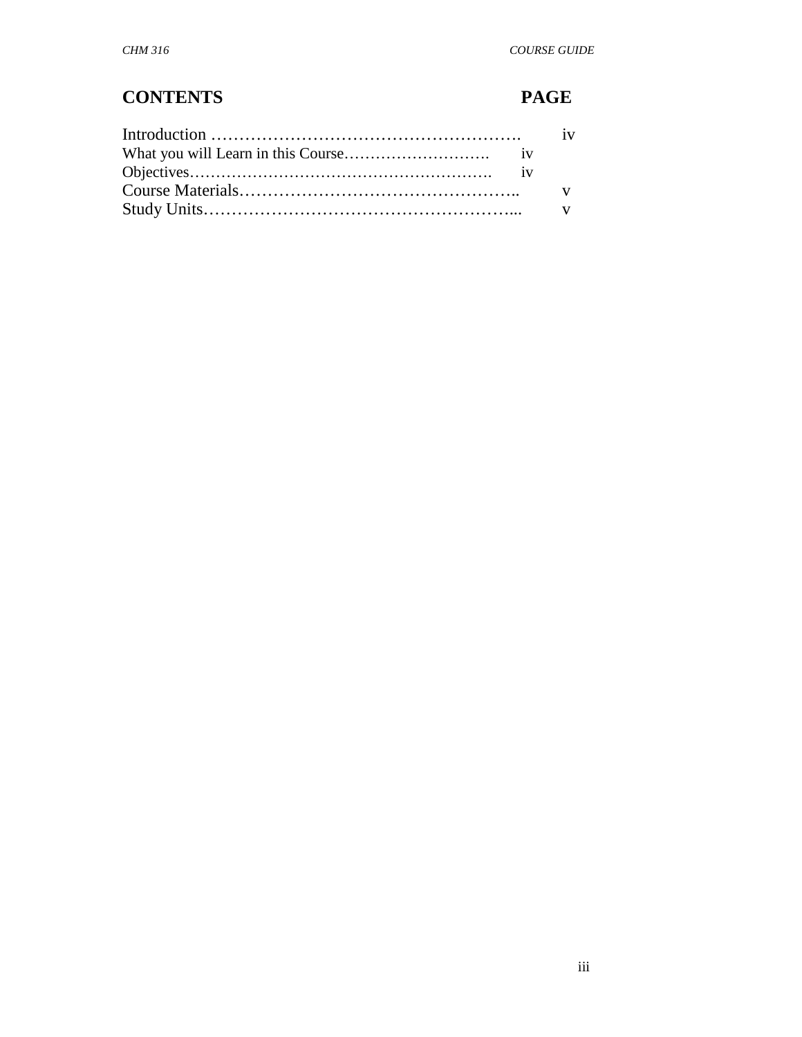| CONTENTS | PAGE |
|---|---|
| Introduction ………………………………………………. | iv |
| What you will Learn in this Course………………………. | iv |
| Objectives…………………………………………………. | iv |
| Course Materials………………………………………….. | v |
| Study Units………………………………………………... | v |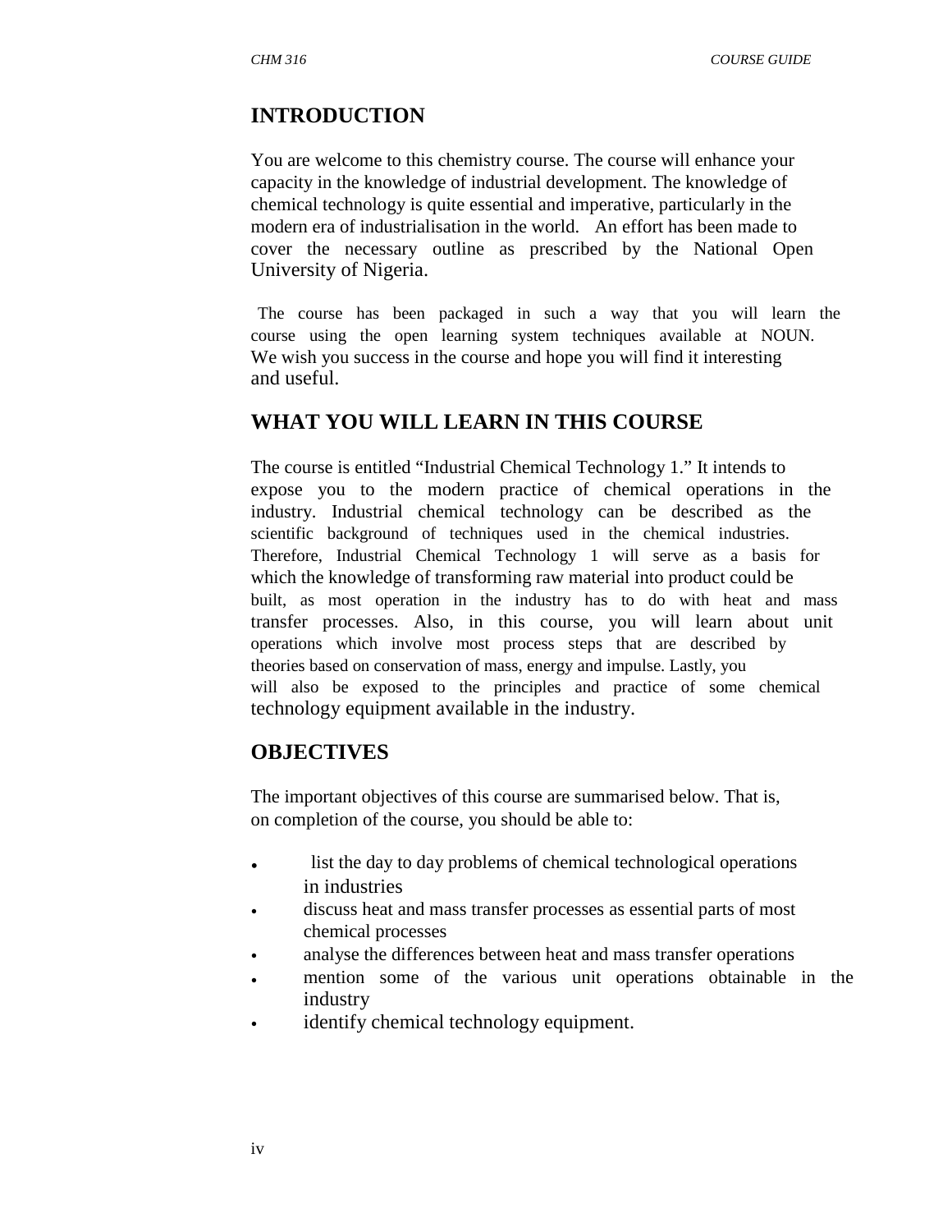## INTRODUCTION

You are welcome to this chemistry course. The course will enhance your capacity in the knowledge of industrial development. The knowledge of chemical technology is quite essential and imperative, particularly in the modern era of industrialisation in the world. An effort has been made to cover the necessary outline as prescribed by the National Open University of Nigeria.

The course has been packaged in such a way that you will learn the course using the open learning system techniques available at NOUN. We wish you success in the course and hope you will find it interesting and useful.

## WHAT YOU WILL LEARN IN THIS COURSE

The course is entitled "Industrial Chemical Technology 1." It intends to expose you to the modern practice of chemical operations in the industry. Industrial chemical technology can be described as the scientific background of techniques used in the chemical industries. Therefore, Industrial Chemical Technology 1 will serve as a basis for which the knowledge of transforming raw material into product could be built, as most operation in the industry has to do with heat and mass transfer processes. Also, in this course, you will learn about unit operations which involve most process steps that are described by theories based on conservation of mass, energy and impulse. Lastly, you will also be exposed to the principles and practice of some chemical technology equipment available in the industry.

## OBJECTIVES

The important objectives of this course are summarised below. That is, on completion of the course, you should be able to:

- list the day to day problems of chemical technological operations in industries
- discuss heat and mass transfer processes as essential parts of most chemical processes
- analyse the differences between heat and mass transfer operations
- mention some of the various unit operations obtainable in the industry
- identify chemical technology equipment.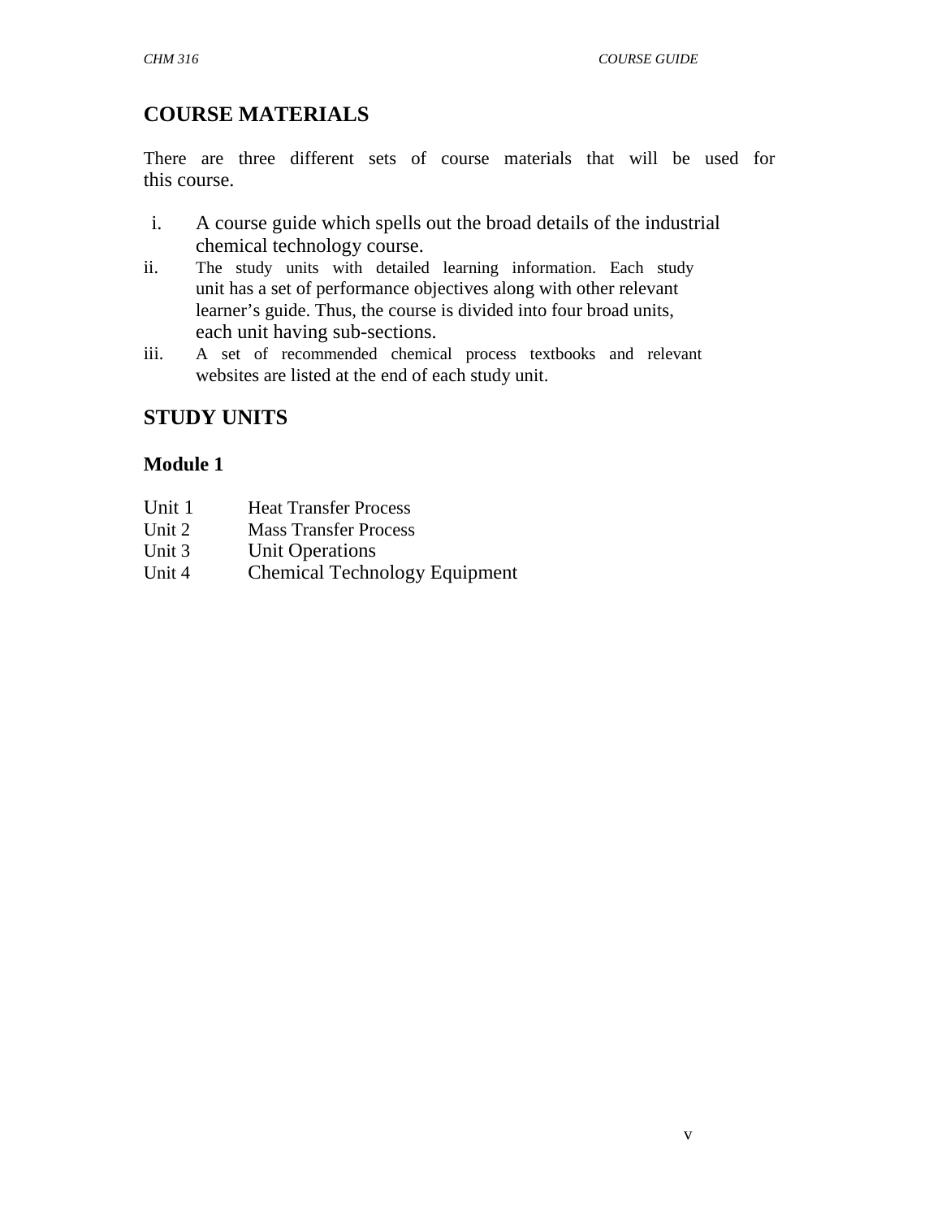## COURSE MATERIALS

There are three different sets of course materials that will be used for this course.

i. A course guide which spells out the broad details of the industrial chemical technology course.
ii. The study units with detailed learning information. Each study unit has a set of performance objectives along with other relevant learner's guide. Thus, the course is divided into four broad units, each unit having sub-sections.
iii. A set of recommended chemical process textbooks and relevant websites are listed at the end of each study unit.

## STUDY UNITS

### Module 1

| | |
|---|---|
| Unit 1 | Heat Transfer Process |
| Unit 2 | Mass Transfer Process |
| Unit 3 | Unit Operations |
| Unit 4 | Chemical Technology Equipment |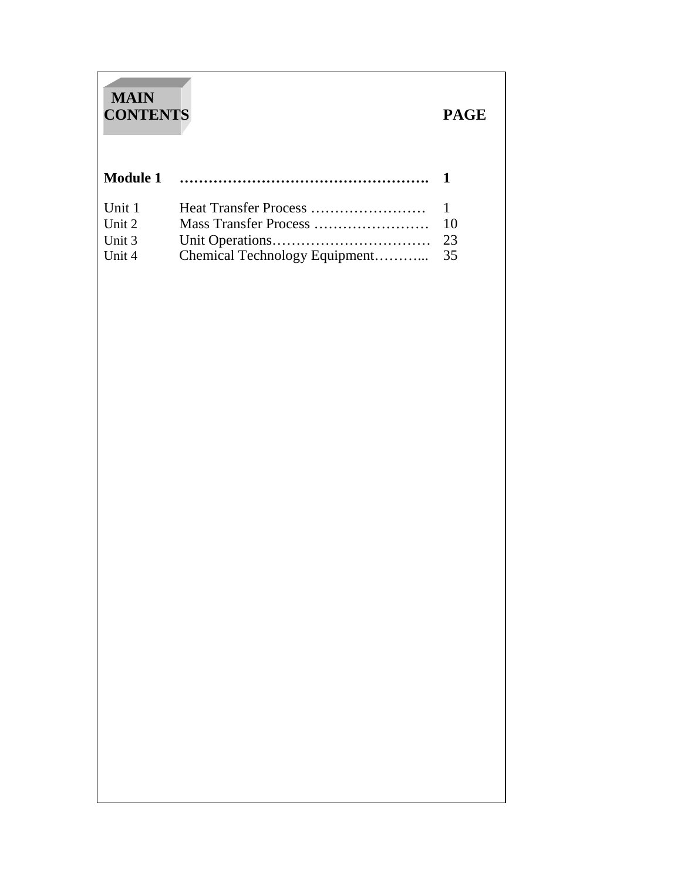# MAIN CONTENTS

| | | PAGE |
|---|---|---|
| **Module 1** | **…………………………………………….** | **1** |
| Unit 1 | Heat Transfer Process …………………… | 1 |
| Unit 2 | Mass Transfer Process …………………… | 10 |
| Unit 3 | Unit Operations…………………………… | 23 |
| Unit 4 | Chemical Technology Equipment………... | 35 |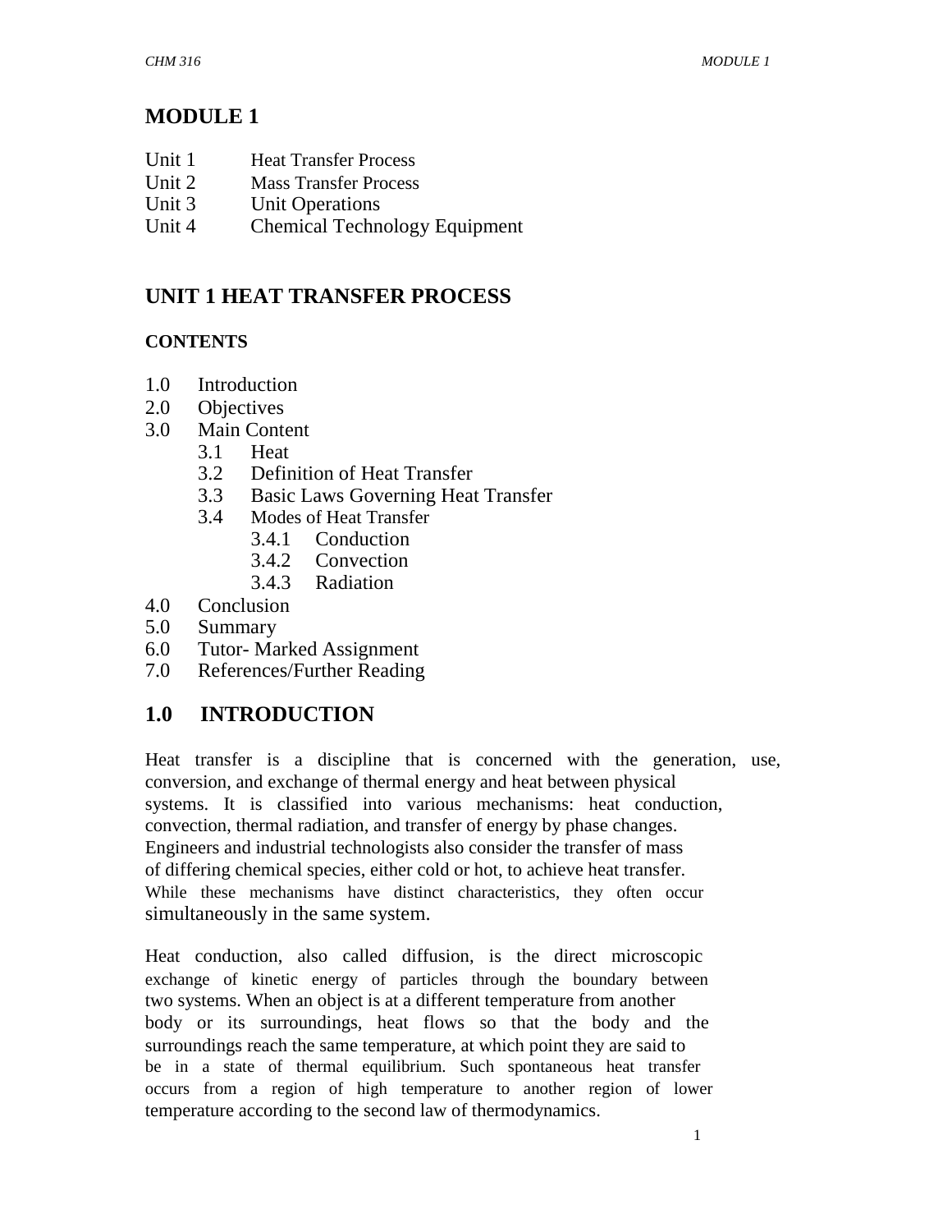# MODULE 1

Unit 1 Heat Transfer Process
Unit 2 Mass Transfer Process
Unit 3 Unit Operations
Unit 4 Chemical Technology Equipment

## UNIT 1 HEAT TRANSFER PROCESS

### CONTENTS

1.0 Introduction
2.0 Objectives
3.0 Main Content
 3.1 Heat
 3.2 Definition of Heat Transfer
 3.3 Basic Laws Governing Heat Transfer
 3.4 Modes of Heat Transfer
  3.4.1 Conduction
  3.4.2 Convection
  3.4.3 Radiation
4.0 Conclusion
5.0 Summary
6.0 Tutor- Marked Assignment
7.0 References/Further Reading

## 1.0 INTRODUCTION

Heat transfer is a discipline that is concerned with the generation, use, conversion, and exchange of thermal energy and heat between physical systems. It is classified into various mechanisms: heat conduction, convection, thermal radiation, and transfer of energy by phase changes. Engineers and industrial technologists also consider the transfer of mass of differing chemical species, either cold or hot, to achieve heat transfer. While these mechanisms have distinct characteristics, they often occur simultaneously in the same system.

Heat conduction, also called diffusion, is the direct microscopic exchange of kinetic energy of particles through the boundary between two systems. When an object is at a different temperature from another body or its surroundings, heat flows so that the body and the surroundings reach the same temperature, at which point they are said to be in a state of thermal equilibrium. Such spontaneous heat transfer occurs from a region of high temperature to another region of lower temperature according to the second law of thermodynamics.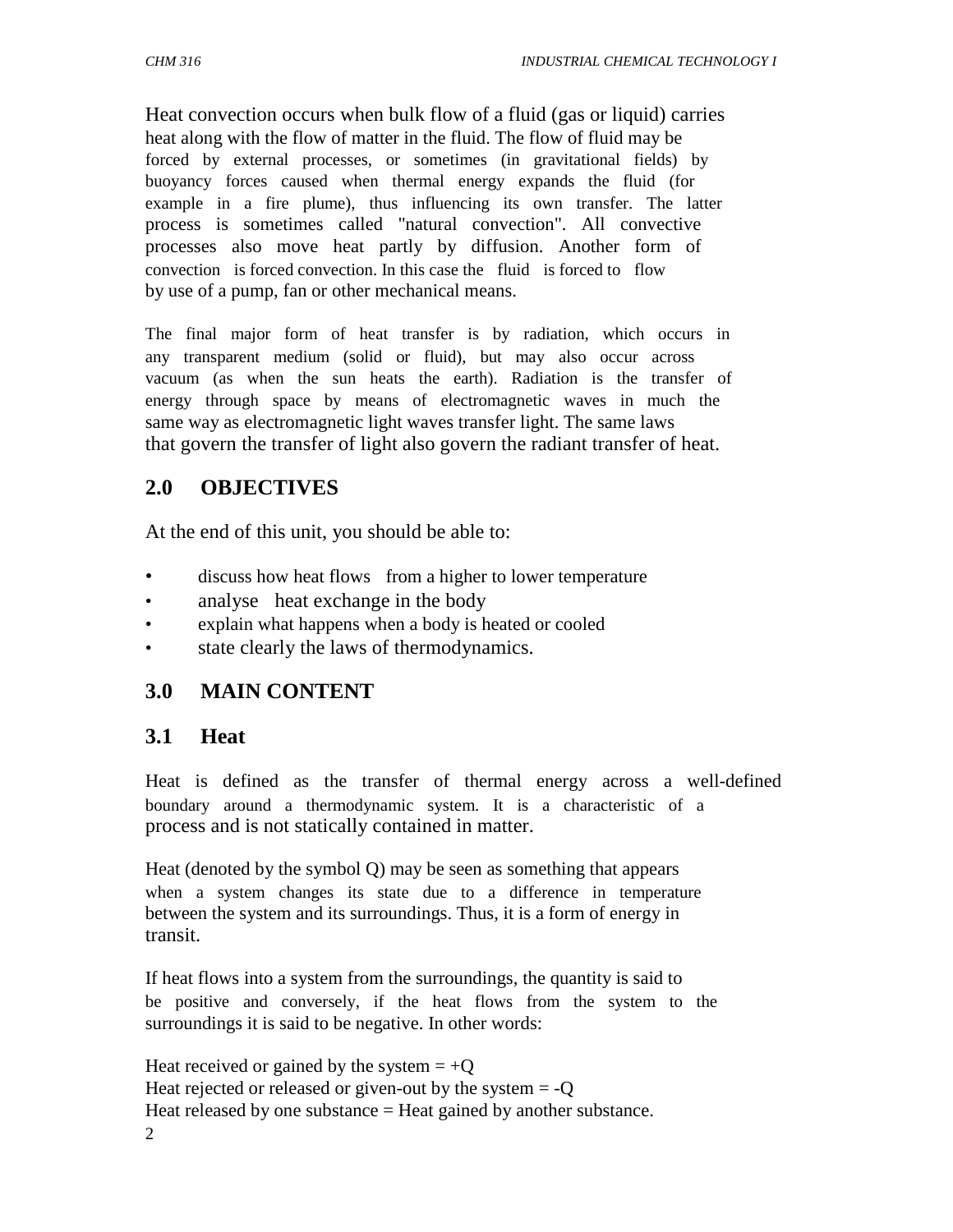Heat convection occurs when bulk flow of a fluid (gas or liquid) carries heat along with the flow of matter in the fluid. The flow of fluid may be forced by external processes, or sometimes (in gravitational fields) by buoyancy forces caused when thermal energy expands the fluid (for example in a fire plume), thus influencing its own transfer. The latter process is sometimes called "natural convection". All convective processes also move heat partly by diffusion. Another form of convection is forced convection. In this case the fluid is forced to flow by use of a pump, fan or other mechanical means.

The final major form of heat transfer is by radiation, which occurs in any transparent medium (solid or fluid), but may also occur across vacuum (as when the sun heats the earth). Radiation is the transfer of energy through space by means of electromagnetic waves in much the same way as electromagnetic light waves transfer light. The same laws that govern the transfer of light also govern the radiant transfer of heat.

## 2.0 OBJECTIVES

At the end of this unit, you should be able to:

- discuss how heat flows from a higher to lower temperature
- analyse heat exchange in the body
- explain what happens when a body is heated or cooled
- state clearly the laws of thermodynamics.

## 3.0 MAIN CONTENT

### 3.1 Heat

Heat is defined as the transfer of thermal energy across a well-defined boundary around a thermodynamic system. It is a characteristic of a process and is not statically contained in matter.

Heat (denoted by the symbol Q) may be seen as something that appears when a system changes its state due to a difference in temperature between the system and its surroundings. Thus, it is a form of energy in transit.

If heat flows into a system from the surroundings, the quantity is said to be positive and conversely, if the heat flows from the system to the surroundings it is said to be negative. In other words:

Heat received or gained by the system = $+Q$
Heat rejected or released or given-out by the system = $-Q$
Heat released by one substance = Heat gained by another substance.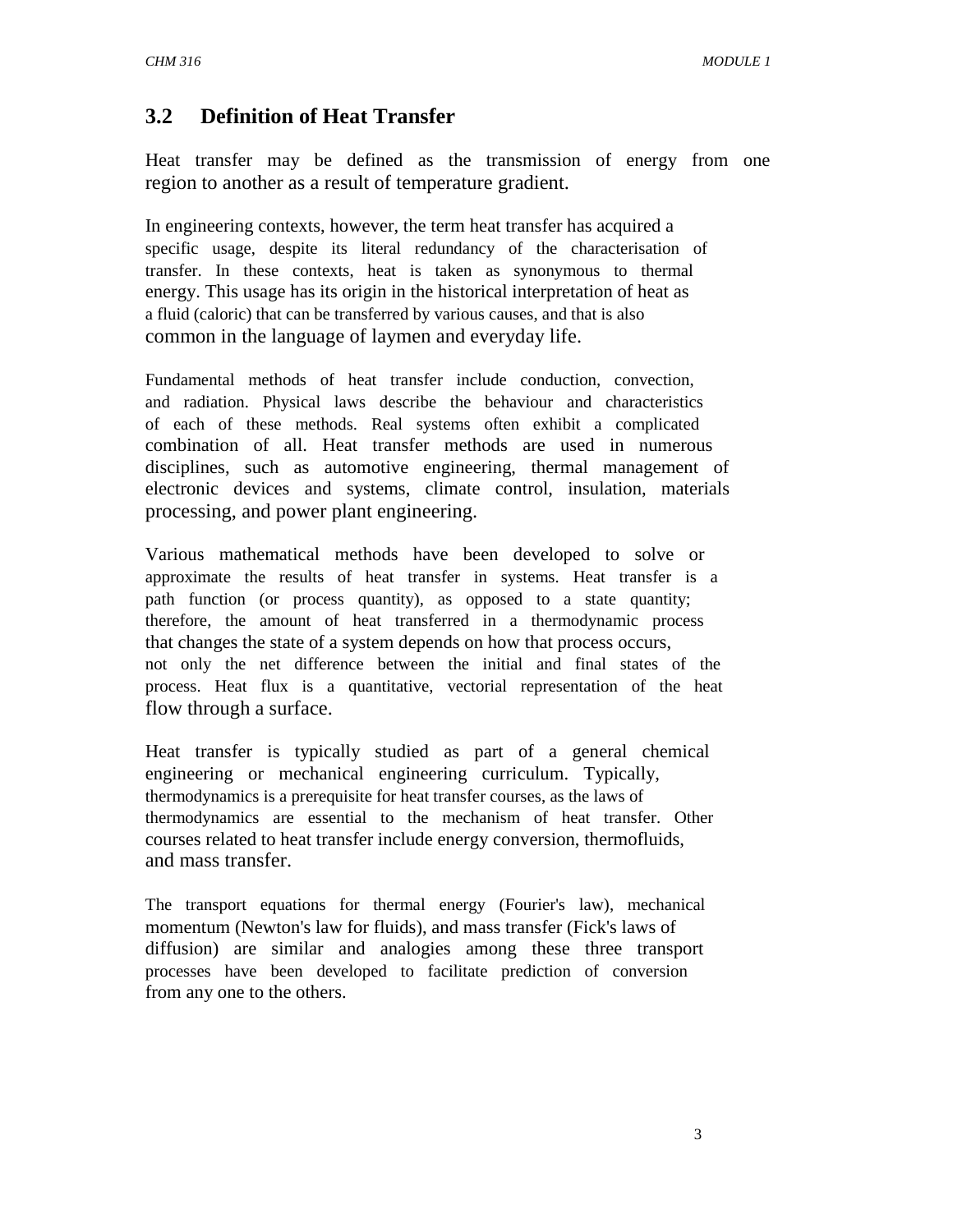## 3.2 Definition of Heat Transfer

Heat transfer may be defined as the transmission of energy from one region to another as a result of temperature gradient.

In engineering contexts, however, the term heat transfer has acquired a specific usage, despite its literal redundancy of the characterisation of transfer. In these contexts, heat is taken as synonymous to thermal energy. This usage has its origin in the historical interpretation of heat as a fluid (caloric) that can be transferred by various causes, and that is also common in the language of laymen and everyday life.

Fundamental methods of heat transfer include conduction, convection, and radiation. Physical laws describe the behaviour and characteristics of each of these methods. Real systems often exhibit a complicated combination of all. Heat transfer methods are used in numerous disciplines, such as automotive engineering, thermal management of electronic devices and systems, climate control, insulation, materials processing, and power plant engineering.

Various mathematical methods have been developed to solve or approximate the results of heat transfer in systems. Heat transfer is a path function (or process quantity), as opposed to a state quantity; therefore, the amount of heat transferred in a thermodynamic process that changes the state of a system depends on how that process occurs, not only the net difference between the initial and final states of the process. Heat flux is a quantitative, vectorial representation of the heat flow through a surface.

Heat transfer is typically studied as part of a general chemical engineering or mechanical engineering curriculum. Typically, thermodynamics is a prerequisite for heat transfer courses, as the laws of thermodynamics are essential to the mechanism of heat transfer. Other courses related to heat transfer include energy conversion, thermofluids, and mass transfer.

The transport equations for thermal energy (Fourier's law), mechanical momentum (Newton's law for fluids), and mass transfer (Fick's laws of diffusion) are similar and analogies among these three transport processes have been developed to facilitate prediction of conversion from any one to the others.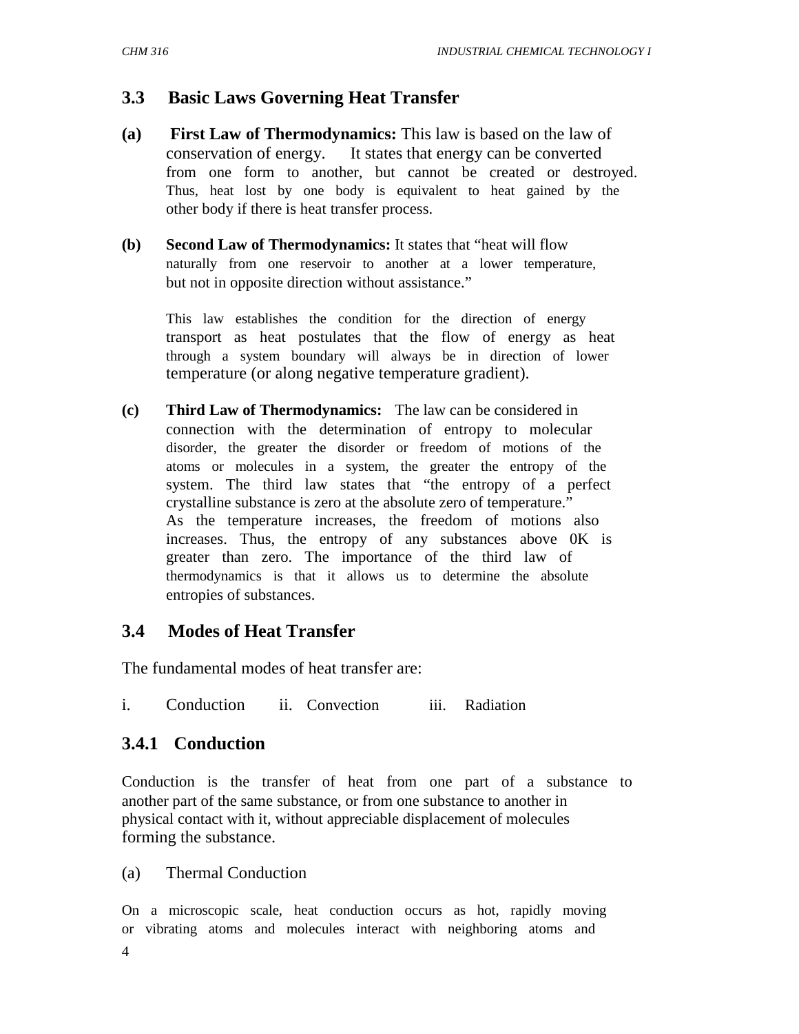## 3.3 Basic Laws Governing Heat Transfer

**(a) First Law of Thermodynamics:** This law is based on the law of conservation of energy. It states that energy can be converted from one form to another, but cannot be created or destroyed. Thus, heat lost by one body is equivalent to heat gained by the other body if there is heat transfer process.

**(b) Second Law of Thermodynamics:** It states that "heat will flow naturally from one reservoir to another at a lower temperature, but not in opposite direction without assistance."

This law establishes the condition for the direction of energy transport as heat postulates that the flow of energy as heat through a system boundary will always be in direction of lower temperature (or along negative temperature gradient).

**(c) Third Law of Thermodynamics:** The law can be considered in connection with the determination of entropy to molecular disorder, the greater the disorder or freedom of motions of the atoms or molecules in a system, the greater the entropy of the system. The third law states that "the entropy of a perfect crystalline substance is zero at the absolute zero of temperature." As the temperature increases, the freedom of motions also increases. Thus, the entropy of any substances above 0K is greater than zero. The importance of the third law of thermodynamics is that it allows us to determine the absolute entropies of substances.

## 3.4 Modes of Heat Transfer

The fundamental modes of heat transfer are:

i. Conduction ii. Convection iii. Radiation

### 3.4.1 Conduction

Conduction is the transfer of heat from one part of a substance to another part of the same substance, or from one substance to another in physical contact with it, without appreciable displacement of molecules forming the substance.

(a) Thermal Conduction

On a microscopic scale, heat conduction occurs as hot, rapidly moving or vibrating atoms and molecules interact with neighboring atoms and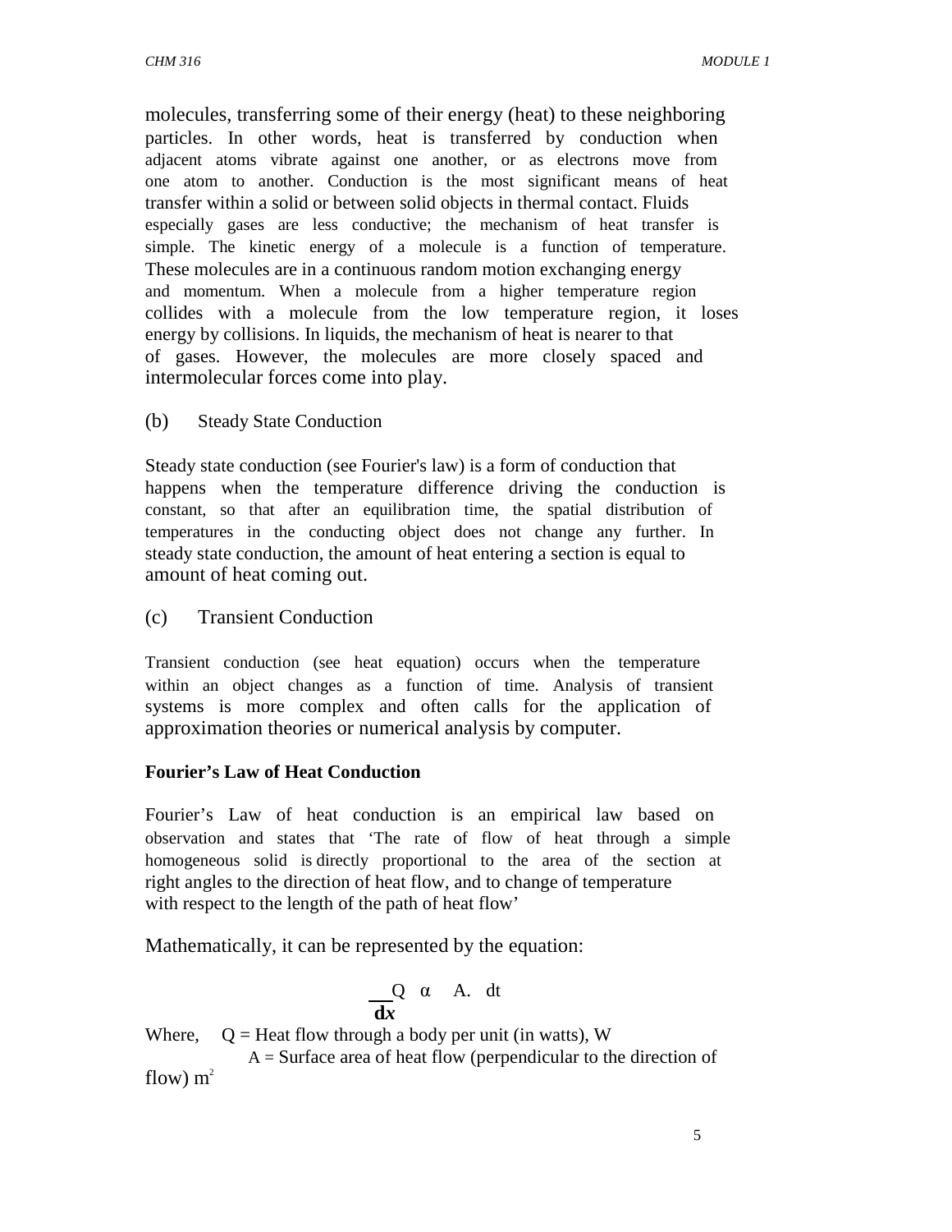molecules, transferring some of their energy (heat) to these neighboring particles. In other words, heat is transferred by conduction when adjacent atoms vibrate against one another, or as electrons move from one atom to another. Conduction is the most significant means of heat transfer within a solid or between solid objects in thermal contact. Fluids especially gases are less conductive; the mechanism of heat transfer is simple. The kinetic energy of a molecule is a function of temperature. These molecules are in a continuous random motion exchanging energy and momentum. When a molecule from a higher temperature region collides with a molecule from the low temperature region, it loses energy by collisions. In liquids, the mechanism of heat is nearer to that of gases. However, the molecules are more closely spaced and intermolecular forces come into play.

(b) Steady State Conduction

Steady state conduction (see Fourier's law) is a form of conduction that happens when the temperature difference driving the conduction is constant, so that after an equilibration time, the spatial distribution of temperatures in the conducting object does not change any further. In steady state conduction, the amount of heat entering a section is equal to amount of heat coming out.

(c) Transient Conduction

Transient conduction (see heat equation) occurs when the temperature within an object changes as a function of time. Analysis of transient systems is more complex and often calls for the application of approximation theories or numerical analysis by computer.

**Fourier's Law of Heat Conduction**

Fourier's Law of heat conduction is an empirical law based on observation and states that 'The rate of flow of heat through a simple homogeneous solid is directly proportional to the area of the section at right angles to the direction of heat flow, and to change of temperature with respect to the length of the path of heat flow'

Mathematically, it can be represented by the equation:

$$Q \; \alpha \; A. \frac{dt}{dx}$$

Where, Q = Heat flow through a body per unit (in watts), W

A = Surface area of heat flow (perpendicular to the direction of flow) $m^2$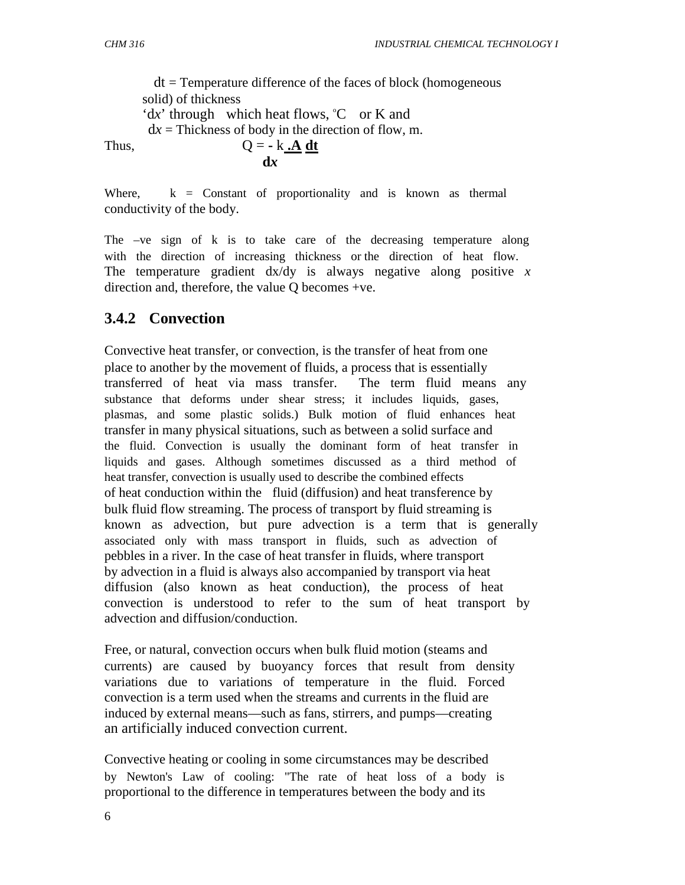dt = Temperature difference of the faces of block (homogeneous solid) of thickness 'd*x*' through which heat flows, °C or K and d*x* = Thickness of body in the direction of flow, m.

Thus,

$$Q = - k \cdot A \frac{dt}{dx}$$

Where, k = Constant of proportionality and is known as thermal conductivity of the body.

The –ve sign of k is to take care of the decreasing temperature along with the direction of increasing thickness or the direction of heat flow. The temperature gradient dx/dy is always negative along positive *x* direction and, therefore, the value Q becomes +ve.

### 3.4.2 Convection

Convective heat transfer, or convection, is the transfer of heat from one place to another by the movement of fluids, a process that is essentially transferred of heat via mass transfer. The term fluid means any substance that deforms under shear stress; it includes liquids, gases, plasmas, and some plastic solids.) Bulk motion of fluid enhances heat transfer in many physical situations, such as between a solid surface and the fluid. Convection is usually the dominant form of heat transfer in liquids and gases. Although sometimes discussed as a third method of heat transfer, convection is usually used to describe the combined effects of heat conduction within the fluid (diffusion) and heat transference by bulk fluid flow streaming. The process of transport by fluid streaming is known as advection, but pure advection is a term that is generally associated only with mass transport in fluids, such as advection of pebbles in a river. In the case of heat transfer in fluids, where transport by advection in a fluid is always also accompanied by transport via heat diffusion (also known as heat conduction), the process of heat convection is understood to refer to the sum of heat transport by advection and diffusion/conduction.

Free, or natural, convection occurs when bulk fluid motion (steams and currents) are caused by buoyancy forces that result from density variations due to variations of temperature in the fluid. Forced convection is a term used when the streams and currents in the fluid are induced by external means—such as fans, stirrers, and pumps—creating an artificially induced convection current.

Convective heating or cooling in some circumstances may be described by Newton's Law of cooling: "The rate of heat loss of a body is proportional to the difference in temperatures between the body and its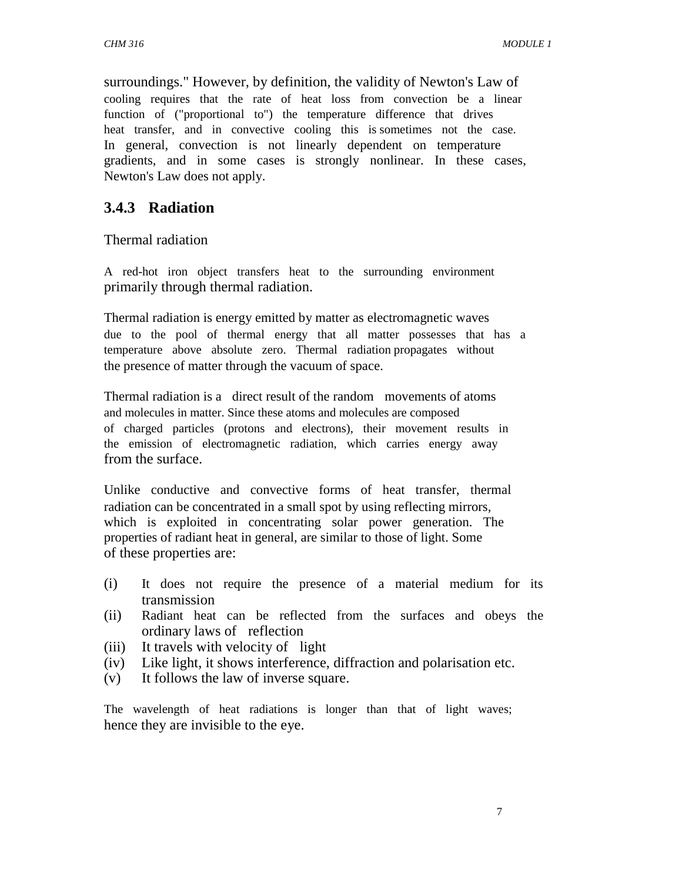surroundings." However, by definition, the validity of Newton's Law of cooling requires that the rate of heat loss from convection be a linear function of ("proportional to") the temperature difference that drives heat transfer, and in convective cooling this is sometimes not the case. In general, convection is not linearly dependent on temperature gradients, and in some cases is strongly nonlinear. In these cases, Newton's Law does not apply.

### 3.4.3 Radiation

Thermal radiation

A red-hot iron object transfers heat to the surrounding environment primarily through thermal radiation.

Thermal radiation is energy emitted by matter as electromagnetic waves due to the pool of thermal energy that all matter possesses that has a temperature above absolute zero. Thermal radiation propagates without the presence of matter through the vacuum of space.

Thermal radiation is a direct result of the random movements of atoms and molecules in matter. Since these atoms and molecules are composed of charged particles (protons and electrons), their movement results in the emission of electromagnetic radiation, which carries energy away from the surface.

Unlike conductive and convective forms of heat transfer, thermal radiation can be concentrated in a small spot by using reflecting mirrors, which is exploited in concentrating solar power generation. The properties of radiant heat in general, are similar to those of light. Some of these properties are:

(i) It does not require the presence of a material medium for its transmission
(ii) Radiant heat can be reflected from the surfaces and obeys the ordinary laws of reflection
(iii) It travels with velocity of light
(iv) Like light, it shows interference, diffraction and polarisation etc.
(v) It follows the law of inverse square.

The wavelength of heat radiations is longer than that of light waves; hence they are invisible to the eye.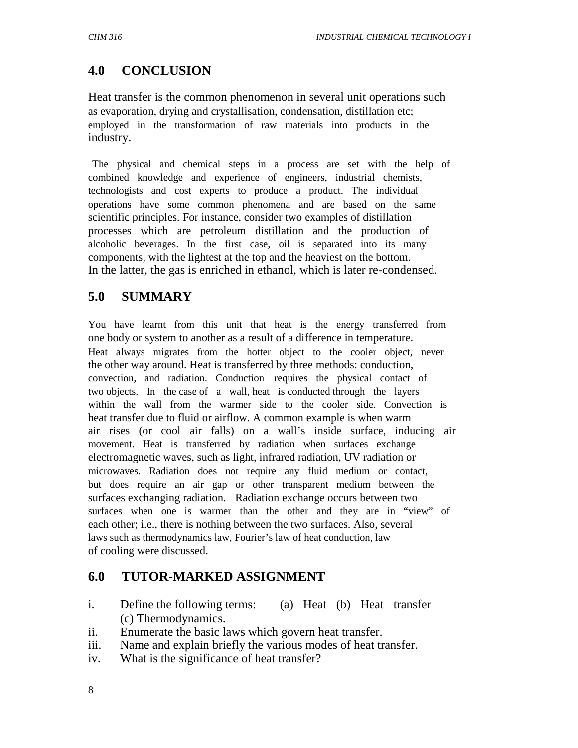## 4.0 CONCLUSION

Heat transfer is the common phenomenon in several unit operations such as evaporation, drying and crystallisation, condensation, distillation etc; employed in the transformation of raw materials into products in the industry.

The physical and chemical steps in a process are set with the help of combined knowledge and experience of engineers, industrial chemists, technologists and cost experts to produce a product. The individual operations have some common phenomena and are based on the same scientific principles. For instance, consider two examples of distillation processes which are petroleum distillation and the production of alcoholic beverages. In the first case, oil is separated into its many components, with the lightest at the top and the heaviest on the bottom. In the latter, the gas is enriched in ethanol, which is later re-condensed.

## 5.0 SUMMARY

You have learnt from this unit that heat is the energy transferred from one body or system to another as a result of a difference in temperature. Heat always migrates from the hotter object to the cooler object, never the other way around. Heat is transferred by three methods: conduction, convection, and radiation. Conduction requires the physical contact of two objects. In the case of a wall, heat is conducted through the layers within the wall from the warmer side to the cooler side. Convection is heat transfer due to fluid or airflow. A common example is when warm air rises (or cool air falls) on a wall's inside surface, inducing air movement. Heat is transferred by radiation when surfaces exchange electromagnetic waves, such as light, infrared radiation, UV radiation or microwaves. Radiation does not require any fluid medium or contact, but does require an air gap or other transparent medium between the surfaces exchanging radiation. Radiation exchange occurs between two surfaces when one is warmer than the other and they are in "view" of each other; i.e., there is nothing between the two surfaces. Also, several laws such as thermodynamics law, Fourier's law of heat conduction, law of cooling were discussed.

## 6.0 TUTOR-MARKED ASSIGNMENT

i. Define the following terms: (a) Heat (b) Heat transfer (c) Thermodynamics.
ii. Enumerate the basic laws which govern heat transfer.
iii. Name and explain briefly the various modes of heat transfer.
iv. What is the significance of heat transfer?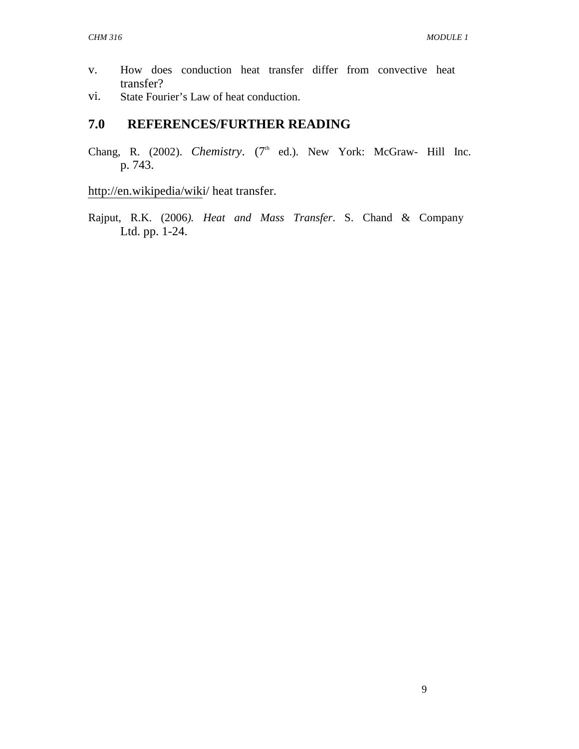v. How does conduction heat transfer differ from convective heat transfer?

vi. State Fourier's Law of heat conduction.

## 7.0 REFERENCES/FURTHER READING

Chang, R. (2002). *Chemistry*. (7th ed.). New York: McGraw- Hill Inc. p. 743.

http://en.wikipedia/wiki/ heat transfer.

Rajput, R.K. (2006). *Heat and Mass Transfer*. S. Chand & Company Ltd. pp. 1-24.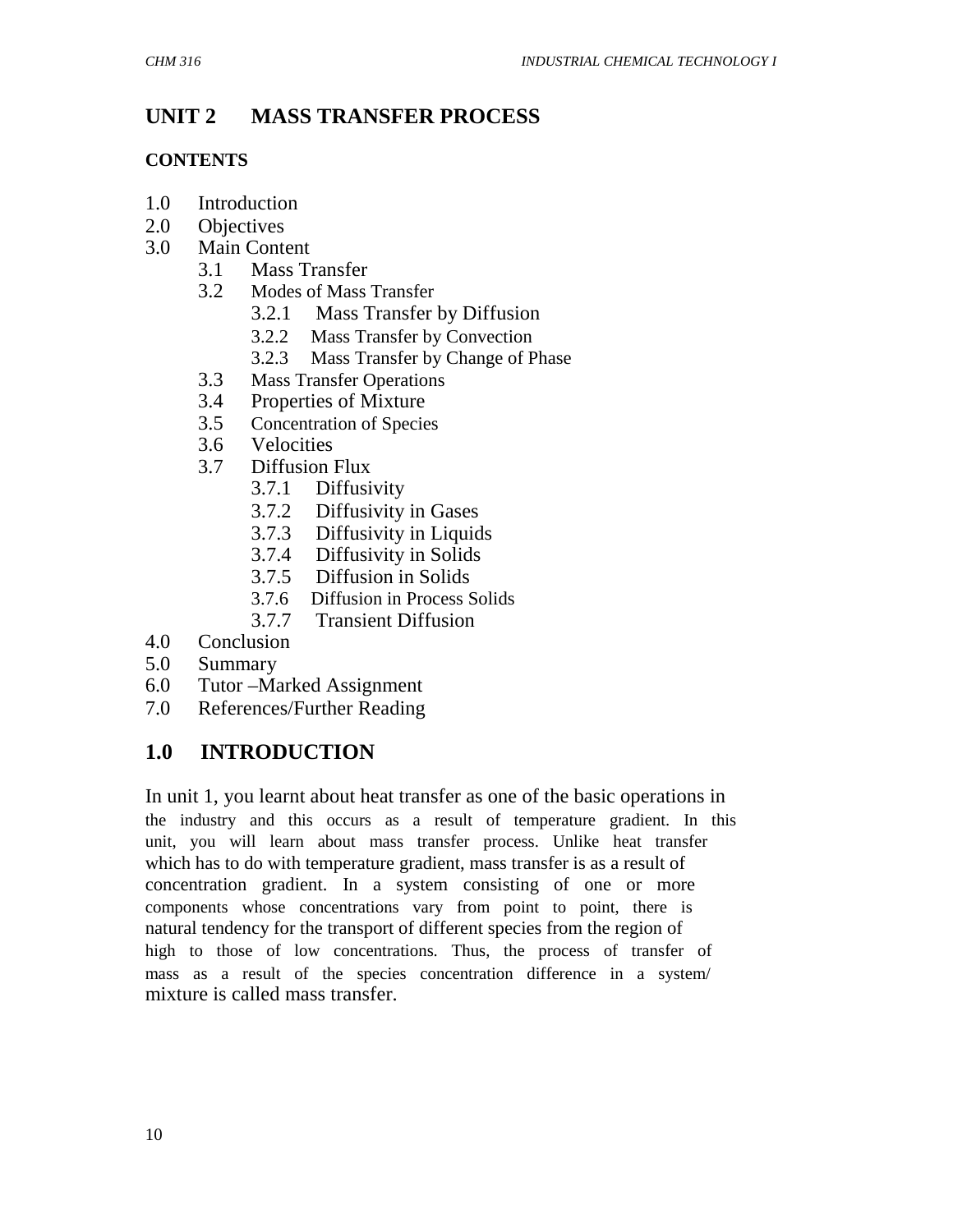# UNIT 2 MASS TRANSFER PROCESS

**CONTENTS**

1.0 Introduction
2.0 Objectives
3.0 Main Content
    3.1 Mass Transfer
    3.2 Modes of Mass Transfer
        3.2.1 Mass Transfer by Diffusion
        3.2.2 Mass Transfer by Convection
        3.2.3 Mass Transfer by Change of Phase
    3.3 Mass Transfer Operations
    3.4 Properties of Mixture
    3.5 Concentration of Species
    3.6 Velocities
    3.7 Diffusion Flux
        3.7.1 Diffusivity
        3.7.2 Diffusivity in Gases
        3.7.3 Diffusivity in Liquids
        3.7.4 Diffusivity in Solids
        3.7.5 Diffusion in Solids
        3.7.6 Diffusion in Process Solids
        3.7.7 Transient Diffusion
4.0 Conclusion
5.0 Summary
6.0 Tutor –Marked Assignment
7.0 References/Further Reading

## 1.0 INTRODUCTION

In unit 1, you learnt about heat transfer as one of the basic operations in the industry and this occurs as a result of temperature gradient. In this unit, you will learn about mass transfer process. Unlike heat transfer which has to do with temperature gradient, mass transfer is as a result of concentration gradient. In a system consisting of one or more components whose concentrations vary from point to point, there is natural tendency for the transport of different species from the region of high to those of low concentrations. Thus, the process of transfer of mass as a result of the species concentration difference in a system/ mixture is called mass transfer.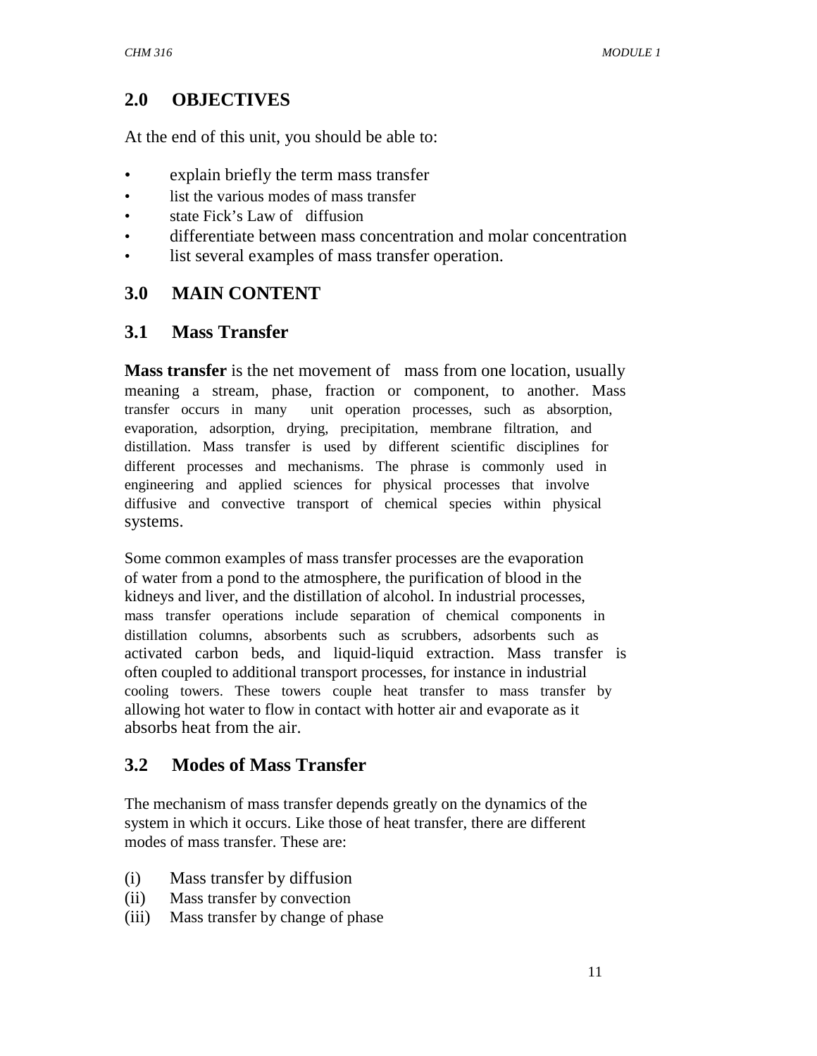## 2.0 OBJECTIVES

At the end of this unit, you should be able to:

- explain briefly the term mass transfer
- list the various modes of mass transfer
- state Fick's Law of diffusion
- differentiate between mass concentration and molar concentration
- list several examples of mass transfer operation.

## 3.0 MAIN CONTENT

### 3.1 Mass Transfer

**Mass transfer** is the net movement of mass from one location, usually meaning a stream, phase, fraction or component, to another. Mass transfer occurs in many unit operation processes, such as absorption, evaporation, adsorption, drying, precipitation, membrane filtration, and distillation. Mass transfer is used by different scientific disciplines for different processes and mechanisms. The phrase is commonly used in engineering and applied sciences for physical processes that involve diffusive and convective transport of chemical species within physical systems.

Some common examples of mass transfer processes are the evaporation of water from a pond to the atmosphere, the purification of blood in the kidneys and liver, and the distillation of alcohol. In industrial processes, mass transfer operations include separation of chemical components in distillation columns, absorbents such as scrubbers, adsorbents such as activated carbon beds, and liquid-liquid extraction. Mass transfer is often coupled to additional transport processes, for instance in industrial cooling towers. These towers couple heat transfer to mass transfer by allowing hot water to flow in contact with hotter air and evaporate as it absorbs heat from the air.

### 3.2 Modes of Mass Transfer

The mechanism of mass transfer depends greatly on the dynamics of the system in which it occurs. Like those of heat transfer, there are different modes of mass transfer. These are:

(i) Mass transfer by diffusion
(ii) Mass transfer by convection
(iii) Mass transfer by change of phase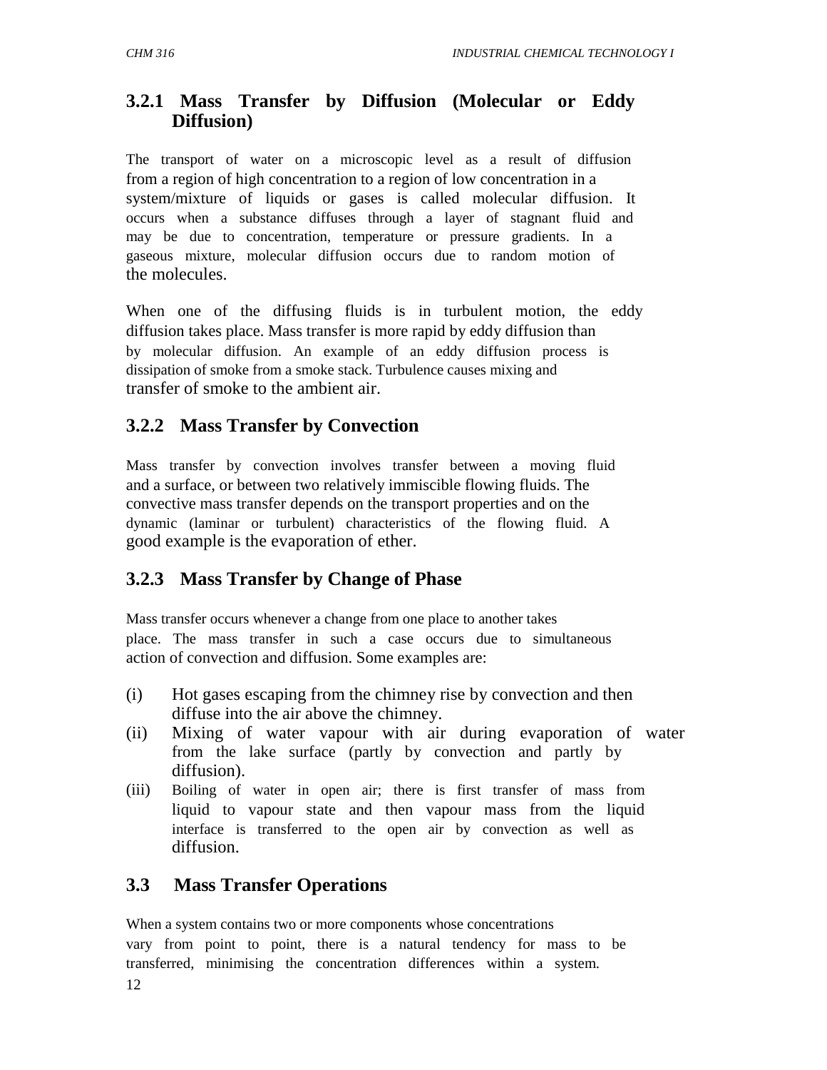### 3.2.1 Mass Transfer by Diffusion (Molecular or Eddy Diffusion)

The transport of water on a microscopic level as a result of diffusion from a region of high concentration to a region of low concentration in a system/mixture of liquids or gases is called molecular diffusion. It occurs when a substance diffuses through a layer of stagnant fluid and may be due to concentration, temperature or pressure gradients. In a gaseous mixture, molecular diffusion occurs due to random motion of the molecules.

When one of the diffusing fluids is in turbulent motion, the eddy diffusion takes place. Mass transfer is more rapid by eddy diffusion than by molecular diffusion. An example of an eddy diffusion process is dissipation of smoke from a smoke stack. Turbulence causes mixing and transfer of smoke to the ambient air.

### 3.2.2 Mass Transfer by Convection

Mass transfer by convection involves transfer between a moving fluid and a surface, or between two relatively immiscible flowing fluids. The convective mass transfer depends on the transport properties and on the dynamic (laminar or turbulent) characteristics of the flowing fluid. A good example is the evaporation of ether.

### 3.2.3 Mass Transfer by Change of Phase

Mass transfer occurs whenever a change from one place to another takes place. The mass transfer in such a case occurs due to simultaneous action of convection and diffusion. Some examples are:

(i) Hot gases escaping from the chimney rise by convection and then diffuse into the air above the chimney.

(ii) Mixing of water vapour with air during evaporation of water from the lake surface (partly by convection and partly by diffusion).

(iii) Boiling of water in open air; there is first transfer of mass from liquid to vapour state and then vapour mass from the liquid interface is transferred to the open air by convection as well as diffusion.

## 3.3 Mass Transfer Operations

When a system contains two or more components whose concentrations vary from point to point, there is a natural tendency for mass to be transferred, minimising the concentration differences within a system.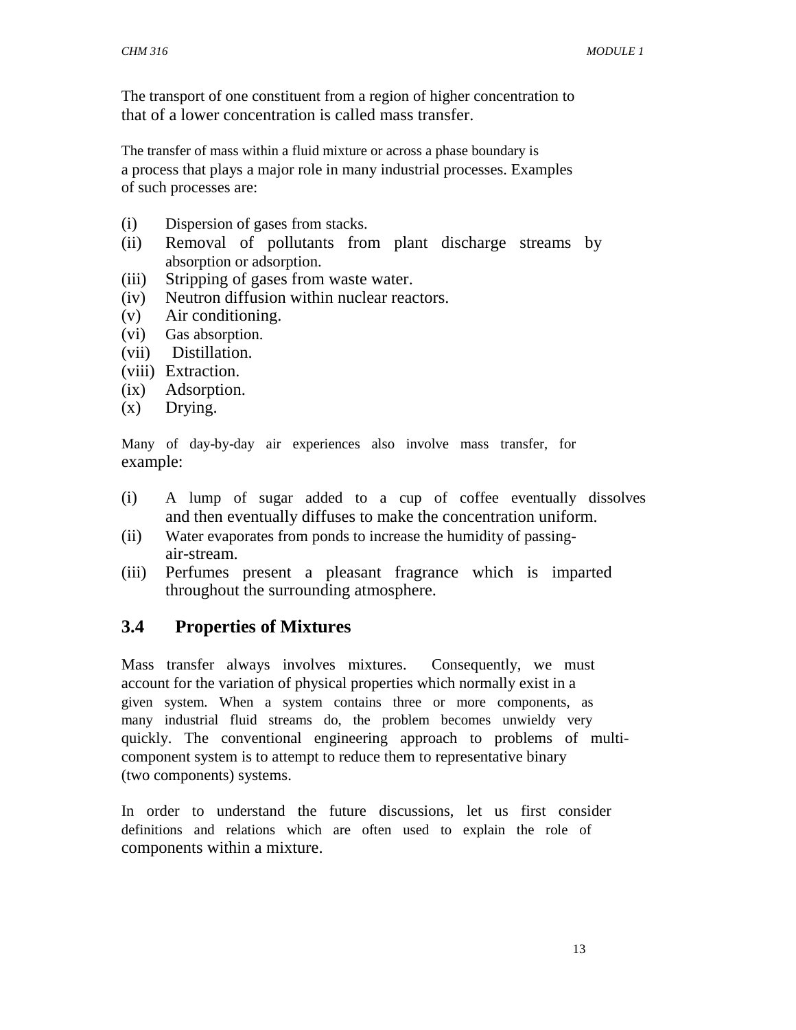The transport of one constituent from a region of higher concentration to that of a lower concentration is called mass transfer.

The transfer of mass within a fluid mixture or across a phase boundary is a process that plays a major role in many industrial processes. Examples of such processes are:

(i) Dispersion of gases from stacks.
(ii) Removal of pollutants from plant discharge streams by absorption or adsorption.
(iii) Stripping of gases from waste water.
(iv) Neutron diffusion within nuclear reactors.
(v) Air conditioning.
(vi) Gas absorption.
(vii) Distillation.
(viii) Extraction.
(ix) Adsorption.
(x) Drying.

Many of day-by-day air experiences also involve mass transfer, for example:

(i) A lump of sugar added to a cup of coffee eventually dissolves and then eventually diffuses to make the concentration uniform.
(ii) Water evaporates from ponds to increase the humidity of passing-air-stream.
(iii) Perfumes present a pleasant fragrance which is imparted throughout the surrounding atmosphere.

## 3.4 Properties of Mixtures

Mass transfer always involves mixtures. Consequently, we must account for the variation of physical properties which normally exist in a given system. When a system contains three or more components, as many industrial fluid streams do, the problem becomes unwieldy very quickly. The conventional engineering approach to problems of multi-component system is to attempt to reduce them to representative binary (two components) systems.

In order to understand the future discussions, let us first consider definitions and relations which are often used to explain the role of components within a mixture.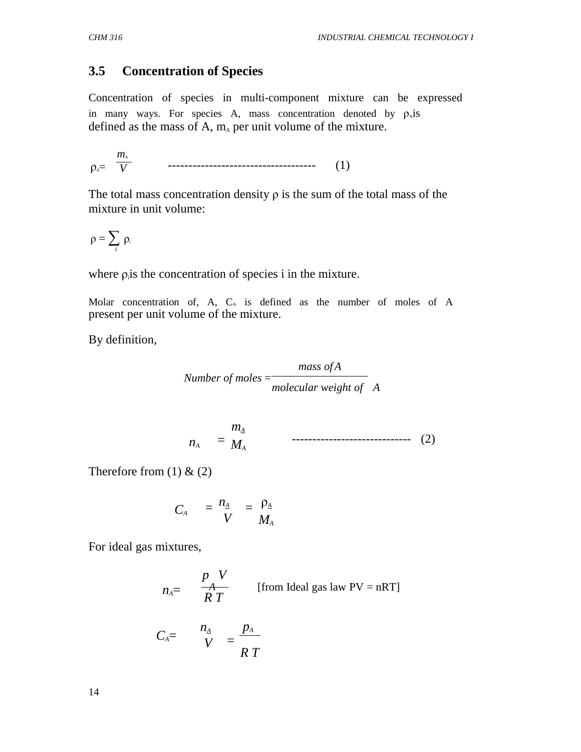### 3.5 Concentration of Species

Concentration of species in multi-component mixture can be expressed in many ways. For species A, mass concentration denoted by $\rho_A$ is defined as the mass of A, $m_A$ per unit volume of the mixture.

$$\rho_A = \frac{m_A}{V} \quad \text{------------------------------------} \quad (1)$$

The total mass concentration density $\rho$ is the sum of the total mass of the mixture in unit volume:

$$\rho = \sum_i \rho_i$$

where $\rho_i$ is the concentration of species i in the mixture.

Molar concentration of, A, $C_A$ is defined as the number of moles of A present per unit volume of the mixture.

By definition,

$$\text{Number of moles} = \frac{\text{mass of } A}{\text{molecular weight of } A}$$

$$n_A = \frac{m_A}{M_A} \quad \text{-----------------------------} \quad (2)$$

Therefore from (1) & (2)

$$C_A = \frac{n_A}{V} = \frac{\rho_A}{M_A}$$

For ideal gas mixtures,

$$n_A = \frac{p_A V}{R\,T} \quad \text{[from Ideal gas law PV = nRT]}$$

$$C_A = \frac{n_A}{V} = \frac{p_A}{R\,T}$$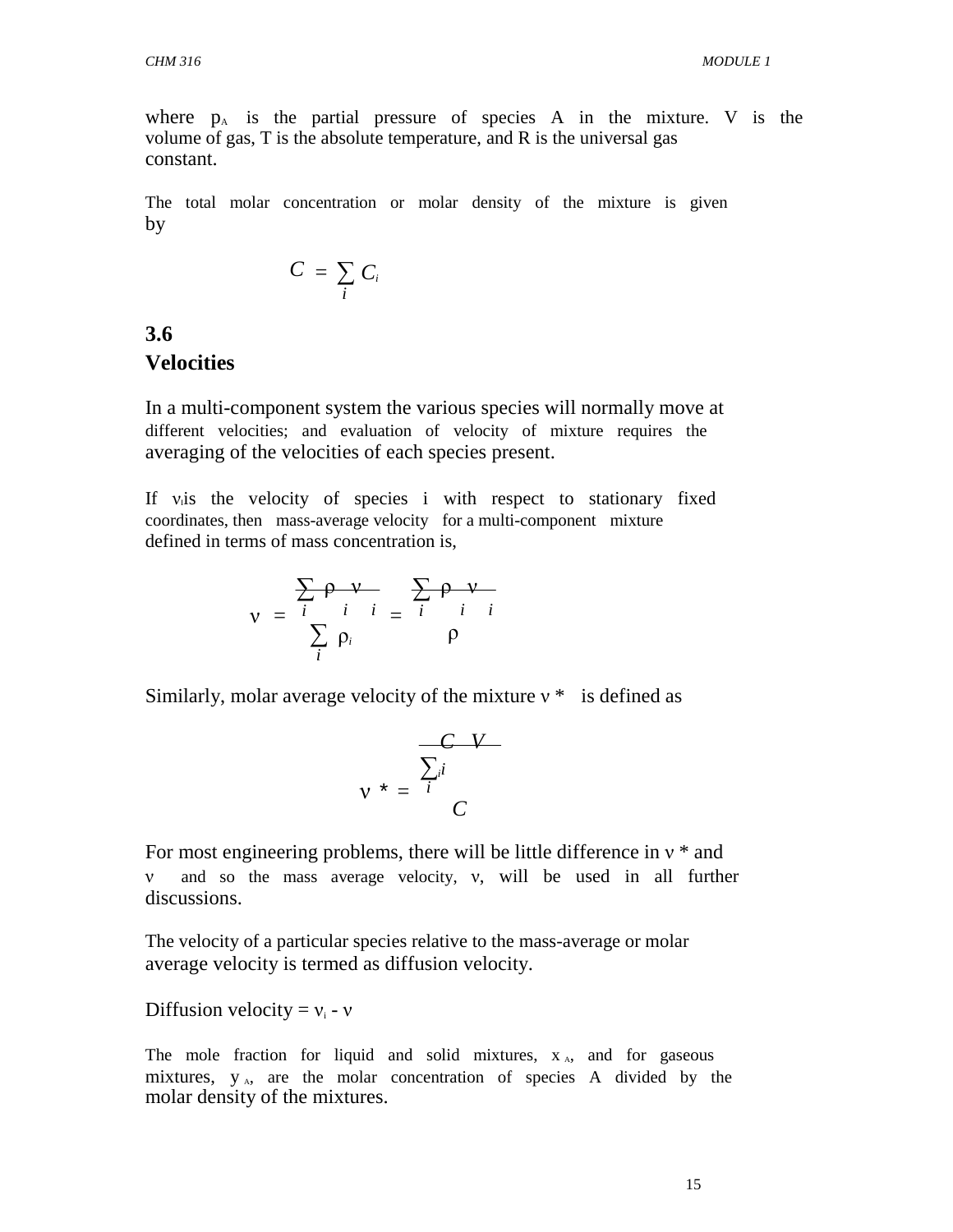where $p_A$ is the partial pressure of species A in the mixture. V is the volume of gas, T is the absolute temperature, and R is the universal gas constant.

The total molar concentration or molar density of the mixture is given by

$$C = \sum_i C_i$$

## 3.6 Velocities

In a multi-component system the various species will normally move at different velocities; and evaluation of velocity of mixture requires the averaging of the velocities of each species present.

If $\nu_i$ is the velocity of species i with respect to stationary fixed coordinates, then mass-average velocity for a multi-component mixture defined in terms of mass concentration is,

$$\nu = \frac{\sum_i \rho_i \nu_i}{\sum_i \rho_i} = \frac{\sum_i \rho_i \nu_i}{\rho}$$

Similarly, molar average velocity of the mixture $\nu^*$ is defined as

$$\nu^* = \frac{\sum_i C_i V_i}{C}$$

For most engineering problems, there will be little difference in $\nu^*$ and $\nu$ and so the mass average velocity, $\nu$, will be used in all further discussions.

The velocity of a particular species relative to the mass-average or molar average velocity is termed as diffusion velocity.

Diffusion velocity = $\nu_i - \nu$

The mole fraction for liquid and solid mixtures, $x_A$, and for gaseous mixtures, $y_A$, are the molar concentration of species A divided by the molar density of the mixtures.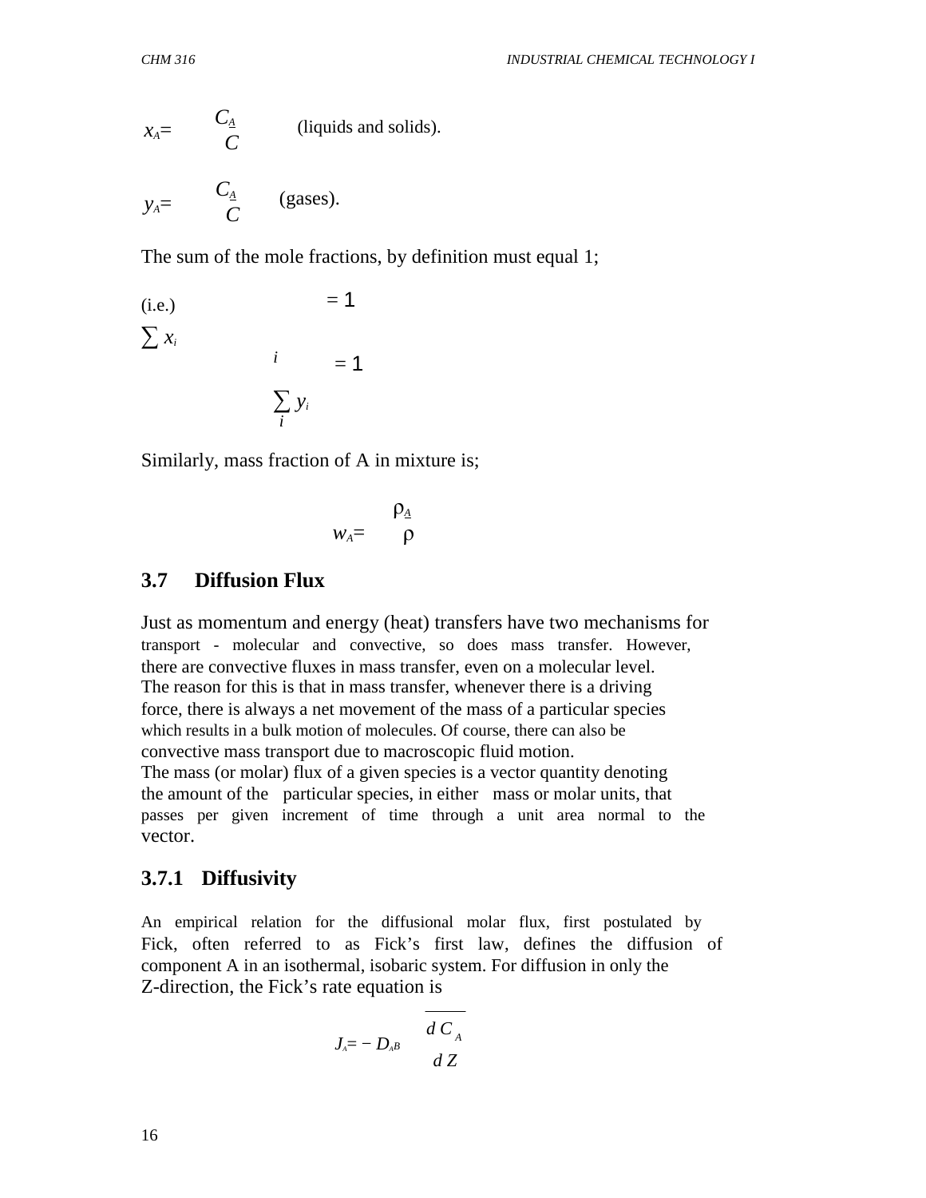$$x_A = \frac{C_A}{C} \quad \text{(liquids and solids).}$$

$$y_A = \frac{C_A}{C} \quad \text{(gases).}$$

The sum of the mole fractions, by definition must equal 1;

(i.e.)

$$\sum_i x_i = 1$$

$$\sum_i y_i = 1$$

Similarly, mass fraction of A in mixture is;

$$w_A = \frac{\rho_A}{\rho}$$

### 3.7 Diffusion Flux

Just as momentum and energy (heat) transfers have two mechanisms for transport - molecular and convective, so does mass transfer. However, there are convective fluxes in mass transfer, even on a molecular level. The reason for this is that in mass transfer, whenever there is a driving force, there is always a net movement of the mass of a particular species which results in a bulk motion of molecules. Of course, there can also be convective mass transport due to macroscopic fluid motion.

The mass (or molar) flux of a given species is a vector quantity denoting the amount of the particular species, in either mass or molar units, that passes per given increment of time through a unit area normal to the vector.

#### 3.7.1 Diffusivity

An empirical relation for the diffusional molar flux, first postulated by Fick, often referred to as Fick's first law, defines the diffusion of component A in an isothermal, isobaric system. For diffusion in only the Z-direction, the Fick's rate equation is

$$J_A = -D_{AB} \frac{dC_A}{dZ}$$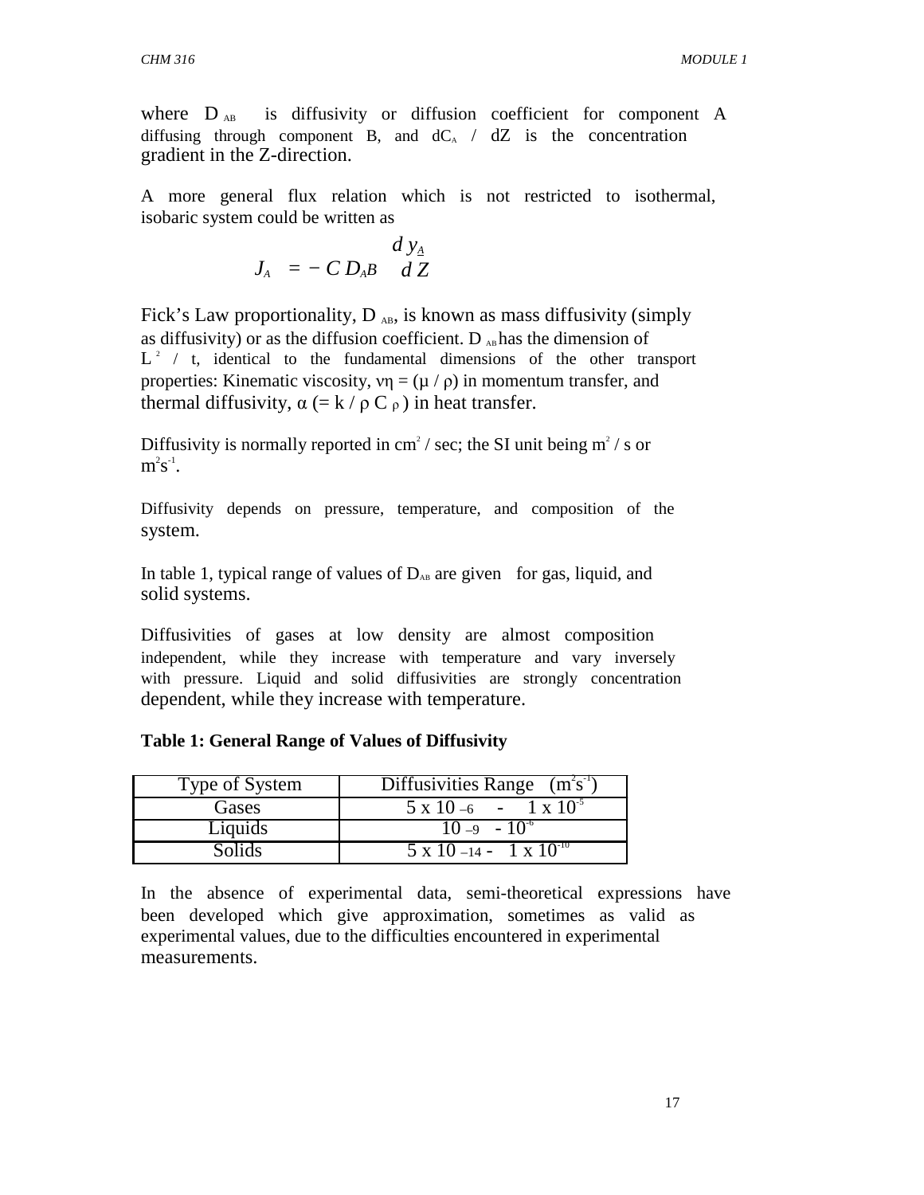where $D_{AB}$ is diffusivity or diffusion coefficient for component A diffusing through component B, and $dC_A$ / dZ is the concentration gradient in the Z-direction.

A more general flux relation which is not restricted to isothermal, isobaric system could be written as

$$J_A = -C D_{AB} \frac{d y_A}{d Z}$$

Fick's Law proportionality, $D_{AB}$, is known as mass diffusivity (simply as diffusivity) or as the diffusion coefficient. $D_{AB}$ has the dimension of $L^2$ / t, identical to the fundamental dimensions of the other transport properties: Kinematic viscosity, $\nu\eta = (\mu / \rho)$ in momentum transfer, and thermal diffusivity, $\alpha$ (= $k / \rho C_\rho$) in heat transfer.

Diffusivity is normally reported in $cm^2$ / sec; the SI unit being $m^2$ / s or $m^2s^{-1}$.

Diffusivity depends on pressure, temperature, and composition of the system.

In table 1, typical range of values of $D_{AB}$ are given for gas, liquid, and solid systems.

Diffusivities of gases at low density are almost composition independent, while they increase with temperature and vary inversely with pressure. Liquid and solid diffusivities are strongly concentration dependent, while they increase with temperature.

**Table 1: General Range of Values of Diffusivity**

| Type of System | Diffusivities Range ($m^2s^{-1}$) |
|---|---|
| Gases | $5 \times 10^{-6}$ - $1 \times 10^{-5}$ |
| Liquids | $10^{-9}$ - $10^{-6}$ |
| Solids | $5 \times 10^{-14}$ - $1 \times 10^{-10}$ |

In the absence of experimental data, semi-theoretical expressions have been developed which give approximation, sometimes as valid as experimental values, due to the difficulties encountered in experimental measurements.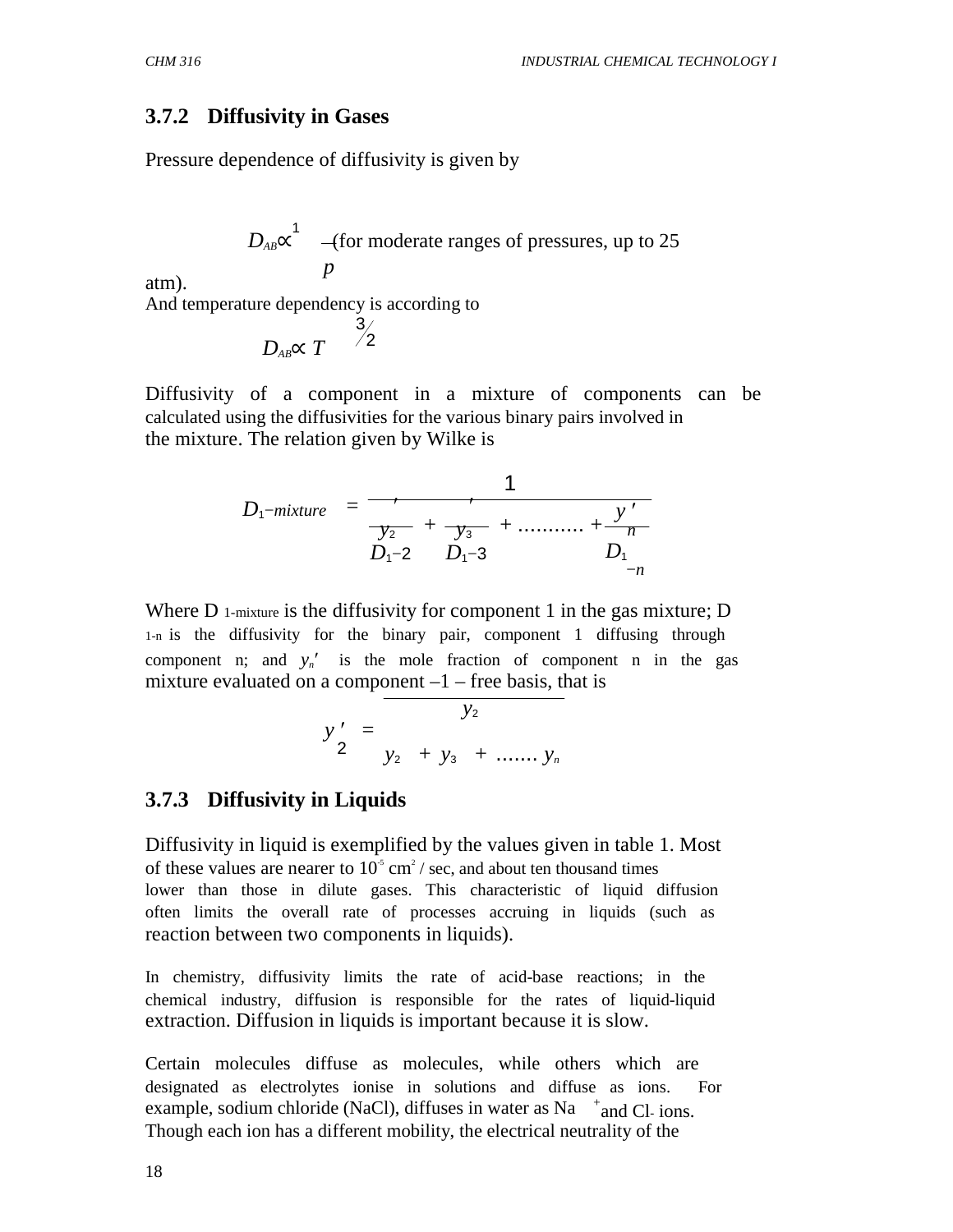### 3.7.2 Diffusivity in Gases

Pressure dependence of diffusivity is given by

$$D_{AB} \propto \frac{1}{p}$$ (for moderate ranges of pressures, up to 25 atm).

And temperature dependency is according to

$$D_{AB} \propto T^{3/2}$$

Diffusivity of a component in a mixture of components can be calculated using the diffusivities for the various binary pairs involved in the mixture. The relation given by Wilke is

$$D_{1-mixture} = \frac{1}{\frac{y'_2}{D_{1-2}} + \frac{y'_3}{D_{1-3}} + \ldots\ldots\ldots\ldots + \frac{y'_n}{D_{1-n}}}$$

Where $D_{1\text{-mixture}}$ is the diffusivity for component 1 in the gas mixture; $D_{1-n}$ is the diffusivity for the binary pair, component 1 diffusing through component n; and $y_n'$ is the mole fraction of component n in the gas mixture evaluated on a component –1 – free basis, that is

$$y'_2 = \frac{y_2}{y_2 + y_3 + \ldots\ldots. y_n}$$

### 3.7.3 Diffusivity in Liquids

Diffusivity in liquid is exemplified by the values given in table 1. Most of these values are nearer to $10^{-5}$ cm$^2$ / sec, and about ten thousand times lower than those in dilute gases. This characteristic of liquid diffusion often limits the overall rate of processes accruing in liquids (such as reaction between two components in liquids).

In chemistry, diffusivity limits the rate of acid-base reactions; in the chemical industry, diffusion is responsible for the rates of liquid-liquid extraction. Diffusion in liquids is important because it is slow.

Certain molecules diffuse as molecules, while others which are designated as electrolytes ionise in solutions and diffuse as ions. For example, sodium chloride (NaCl), diffuses in water as $Na^+$ and $Cl^-$ ions. Though each ion has a different mobility, the electrical neutrality of the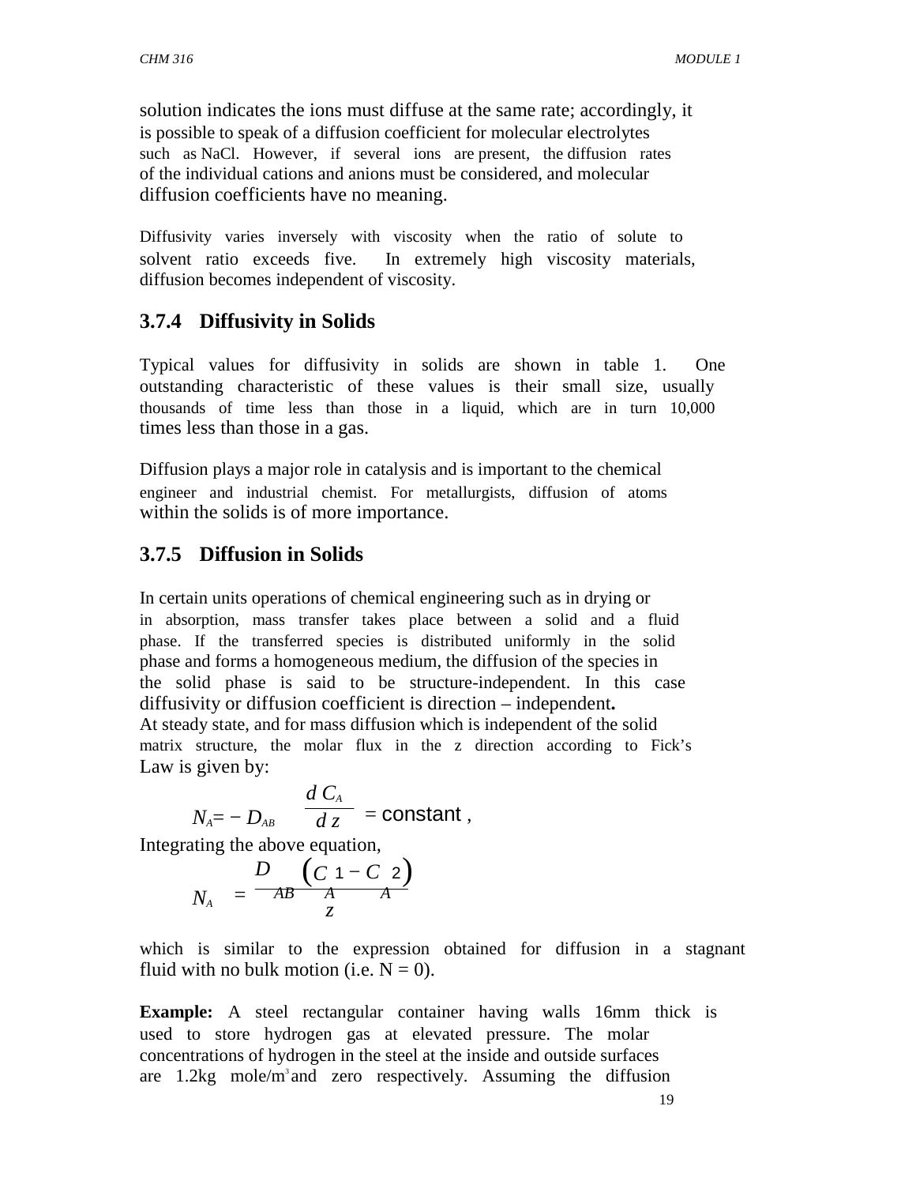solution indicates the ions must diffuse at the same rate; accordingly, it is possible to speak of a diffusion coefficient for molecular electrolytes such as NaCl. However, if several ions are present, the diffusion rates of the individual cations and anions must be considered, and molecular diffusion coefficients have no meaning.

Diffusivity varies inversely with viscosity when the ratio of solute to solvent ratio exceeds five. In extremely high viscosity materials, diffusion becomes independent of viscosity.

### 3.7.4 Diffusivity in Solids

Typical values for diffusivity in solids are shown in table 1. One outstanding characteristic of these values is their small size, usually thousands of time less than those in a liquid, which are in turn 10,000 times less than those in a gas.

Diffusion plays a major role in catalysis and is important to the chemical engineer and industrial chemist. For metallurgists, diffusion of atoms within the solids is of more importance.

### 3.7.5 Diffusion in Solids

In certain units operations of chemical engineering such as in drying or in absorption, mass transfer takes place between a solid and a fluid phase. If the transferred species is distributed uniformly in the solid phase and forms a homogeneous medium, the diffusion of the species in the solid phase is said to be structure-independent. In this case diffusivity or diffusion coefficient is direction – independent**.**
At steady state, and for mass diffusion which is independent of the solid matrix structure, the molar flux in the z direction according to Fick's Law is given by:

$$N_A = -D_{AB}\frac{dC_A}{dz} = \text{constant},$$

Integrating the above equation,

$$N_A = \frac{D_{AB}\left(C_{A1} - C_{A2}\right)}{z}$$

which is similar to the expression obtained for diffusion in a stagnant fluid with no bulk motion (i.e. N = 0).

**Example:** A steel rectangular container having walls 16mm thick is used to store hydrogen gas at elevated pressure. The molar concentrations of hydrogen in the steel at the inside and outside surfaces are 1.2kg mole/$m^3$ and zero respectively. Assuming the diffusion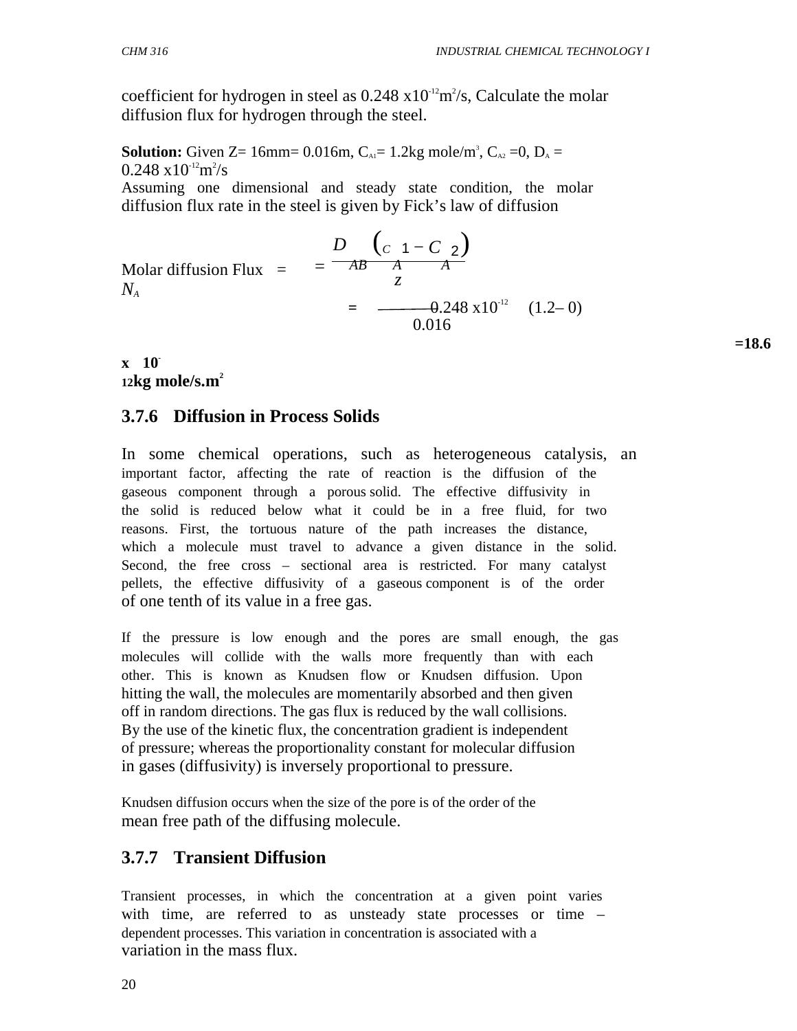coefficient for hydrogen in steel as $0.248 \times 10^{-12} m^2/s$, Calculate the molar diffusion flux for hydrogen through the steel.

**Solution:** Given Z= 16mm= 0.016m, $C_{A1}$= 1.2kg mole/m$^3$, $C_{A2}$ =0, $D_A$ = $0.248 \times 10^{-12} m^2/s$

Assuming one dimensional and steady state condition, the molar diffusion flux rate in the steel is given by Fick's law of diffusion

$$\text{Molar diffusion Flux} = N_A = \frac{D_{AB}\left(C_{A1} - C_{A2}\right)}{z}$$

$$= \frac{0.248 \times 10^{-12}}{0.016}(1.2 - 0)$$

$$= \mathbf{18.6 \times 10^{-12} \text{ kg mole/s.m}^2}$$

### 3.7.6 Diffusion in Process Solids

In some chemical operations, such as heterogeneous catalysis, an important factor, affecting the rate of reaction is the diffusion of the gaseous component through a porous solid. The effective diffusivity in the solid is reduced below what it could be in a free fluid, for two reasons. First, the tortuous nature of the path increases the distance, which a molecule must travel to advance a given distance in the solid. Second, the free cross – sectional area is restricted. For many catalyst pellets, the effective diffusivity of a gaseous component is of the order of one tenth of its value in a free gas.

If the pressure is low enough and the pores are small enough, the gas molecules will collide with the walls more frequently than with each other. This is known as Knudsen flow or Knudsen diffusion. Upon hitting the wall, the molecules are momentarily absorbed and then given off in random directions. The gas flux is reduced by the wall collisions. By the use of the kinetic flux, the concentration gradient is independent of pressure; whereas the proportionality constant for molecular diffusion in gases (diffusivity) is inversely proportional to pressure.

Knudsen diffusion occurs when the size of the pore is of the order of the mean free path of the diffusing molecule.

### 3.7.7 Transient Diffusion

Transient processes, in which the concentration at a given point varies with time, are referred to as unsteady state processes or time – dependent processes. This variation in concentration is associated with a variation in the mass flux.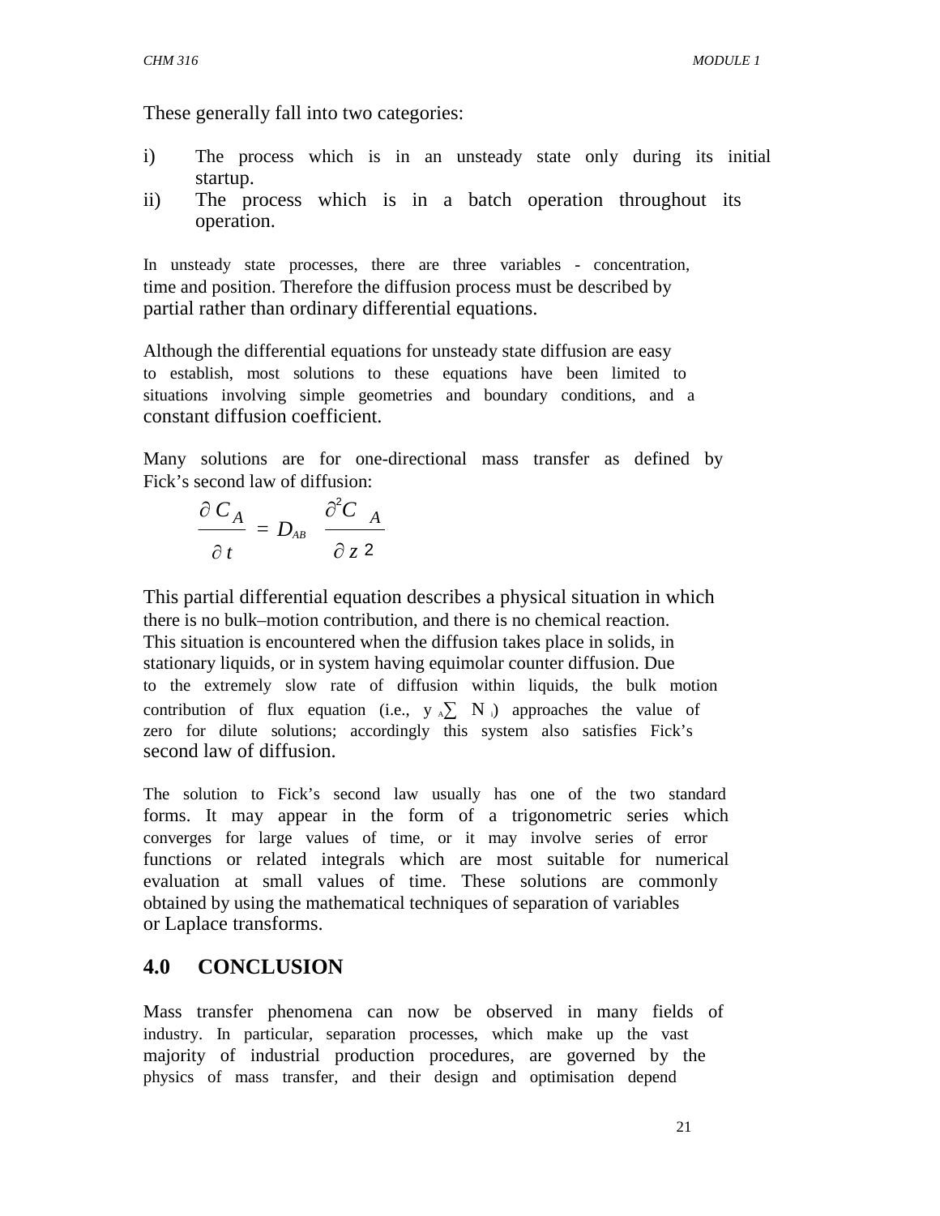These generally fall into two categories:

i) The process which is in an unsteady state only during its initial startup.
ii) The process which is in a batch operation throughout its operation.

In unsteady state processes, there are three variables - concentration, time and position. Therefore the diffusion process must be described by partial rather than ordinary differential equations.

Although the differential equations for unsteady state diffusion are easy to establish, most solutions to these equations have been limited to situations involving simple geometries and boundary conditions, and a constant diffusion coefficient.

Many solutions are for one-directional mass transfer as defined by Fick's second law of diffusion:

$$\frac{\partial C_A}{\partial t} = D_{AB} \frac{\partial^2 C_A}{\partial z^2}$$

This partial differential equation describes a physical situation in which there is no bulk–motion contribution, and there is no chemical reaction. This situation is encountered when the diffusion takes place in solids, in stationary liquids, or in system having equimolar counter diffusion. Due to the extremely slow rate of diffusion within liquids, the bulk motion contribution of flux equation (i.e., $y_A \sum N_i$) approaches the value of zero for dilute solutions; accordingly this system also satisfies Fick's second law of diffusion.

The solution to Fick's second law usually has one of the two standard forms. It may appear in the form of a trigonometric series which converges for large values of time, or it may involve series of error functions or related integrals which are most suitable for numerical evaluation at small values of time. These solutions are commonly obtained by using the mathematical techniques of separation of variables or Laplace transforms.

## 4.0 CONCLUSION

Mass transfer phenomena can now be observed in many fields of industry. In particular, separation processes, which make up the vast majority of industrial production procedures, are governed by the physics of mass transfer, and their design and optimisation depend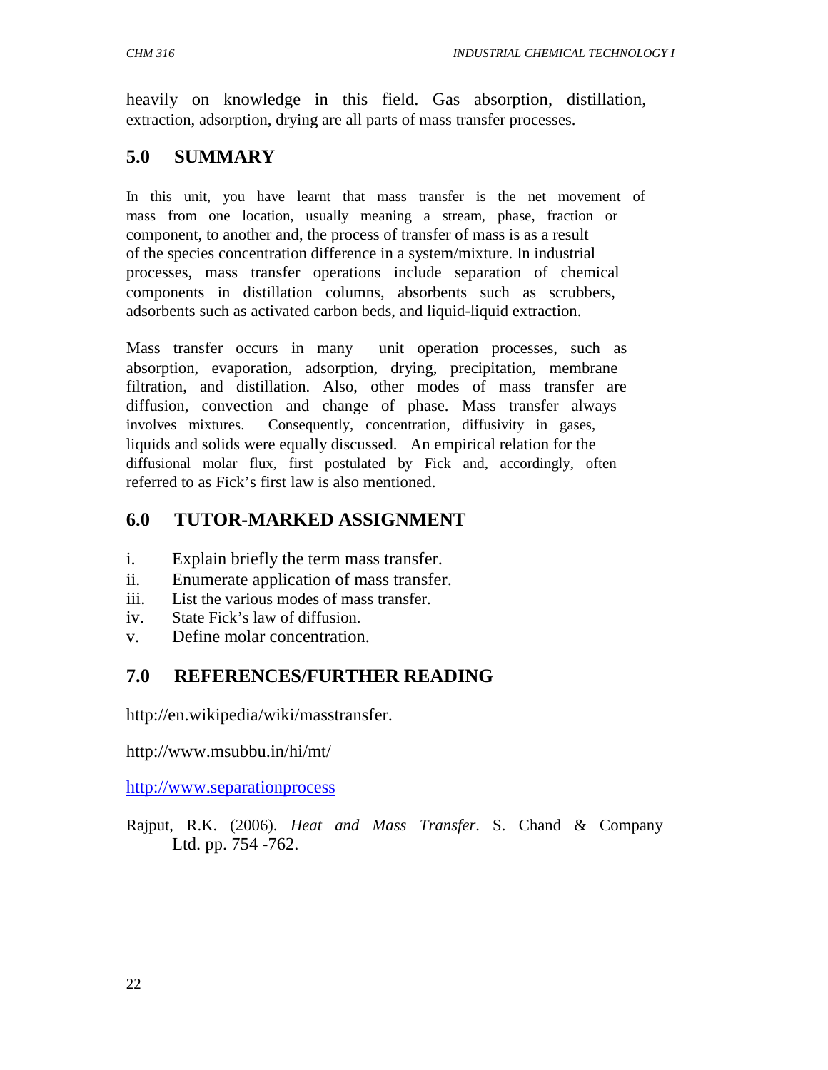heavily on knowledge in this field. Gas absorption, distillation, extraction, adsorption, drying are all parts of mass transfer processes.

## 5.0 SUMMARY

In this unit, you have learnt that mass transfer is the net movement of mass from one location, usually meaning a stream, phase, fraction or component, to another and, the process of transfer of mass is as a result of the species concentration difference in a system/mixture. In industrial processes, mass transfer operations include separation of chemical components in distillation columns, absorbents such as scrubbers, adsorbents such as activated carbon beds, and liquid-liquid extraction.

Mass transfer occurs in many unit operation processes, such as absorption, evaporation, adsorption, drying, precipitation, membrane filtration, and distillation. Also, other modes of mass transfer are diffusion, convection and change of phase. Mass transfer always involves mixtures. Consequently, concentration, diffusivity in gases, liquids and solids were equally discussed. An empirical relation for the diffusional molar flux, first postulated by Fick and, accordingly, often referred to as Fick's first law is also mentioned.

## 6.0 TUTOR-MARKED ASSIGNMENT

i. Explain briefly the term mass transfer.
ii. Enumerate application of mass transfer.
iii. List the various modes of mass transfer.
iv. State Fick's law of diffusion.
v. Define molar concentration.

## 7.0 REFERENCES/FURTHER READING

http://en.wikipedia/wiki/masstransfer.

http://www.msubbu.in/hi/mt/

http://www.separationprocess

Rajput, R.K. (2006). *Heat and Mass Transfer*. S. Chand & Company Ltd. pp. 754 -762.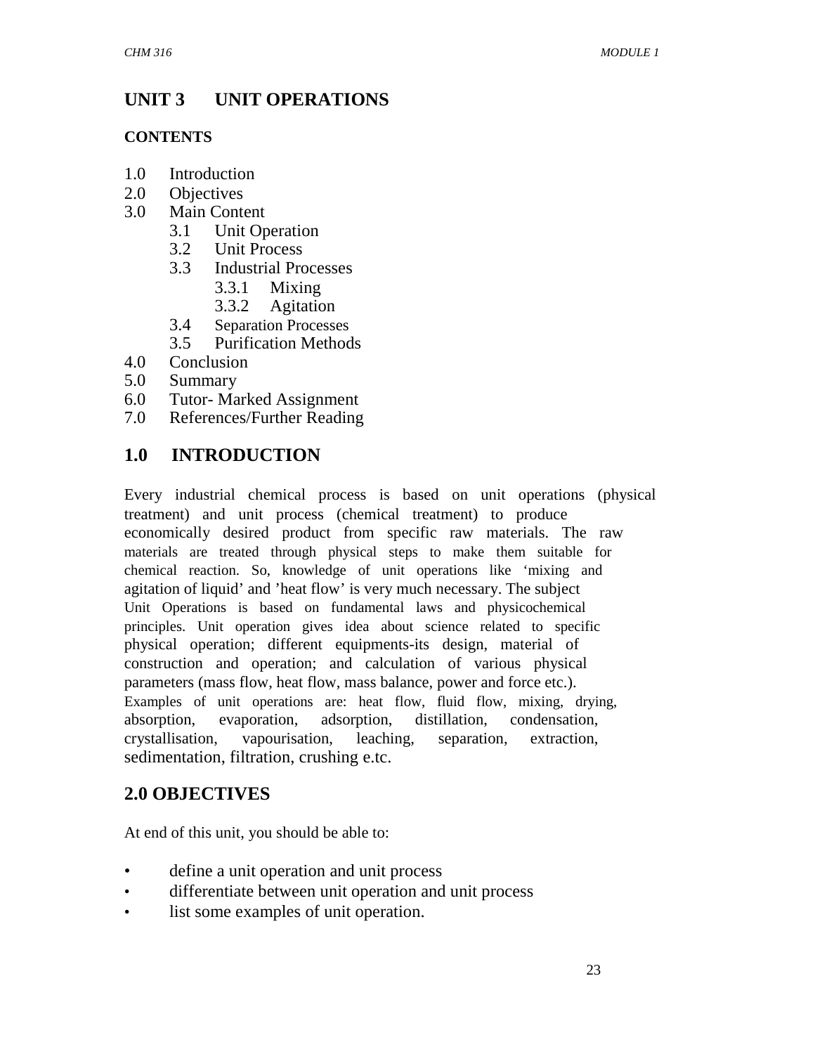# UNIT 3 UNIT OPERATIONS

**CONTENTS**

1.0 Introduction
2.0 Objectives
3.0 Main Content
  3.1 Unit Operation
  3.2 Unit Process
  3.3 Industrial Processes
    3.3.1 Mixing
    3.3.2 Agitation
  3.4 Separation Processes
  3.5 Purification Methods
4.0 Conclusion
5.0 Summary
6.0 Tutor- Marked Assignment
7.0 References/Further Reading

## 1.0 INTRODUCTION

Every industrial chemical process is based on unit operations (physical treatment) and unit process (chemical treatment) to produce economically desired product from specific raw materials. The raw materials are treated through physical steps to make them suitable for chemical reaction. So, knowledge of unit operations like 'mixing and agitation of liquid' and 'heat flow' is very much necessary. The subject Unit Operations is based on fundamental laws and physicochemical principles. Unit operation gives idea about science related to specific physical operation; different equipments-its design, material of construction and operation; and calculation of various physical parameters (mass flow, heat flow, mass balance, power and force etc.). Examples of unit operations are: heat flow, fluid flow, mixing, drying, absorption, evaporation, adsorption, distillation, condensation, crystallisation, vapourisation, leaching, separation, extraction, sedimentation, filtration, crushing e.tc.

## 2.0 OBJECTIVES

At end of this unit, you should be able to:

- define a unit operation and unit process
- differentiate between unit operation and unit process
- list some examples of unit operation.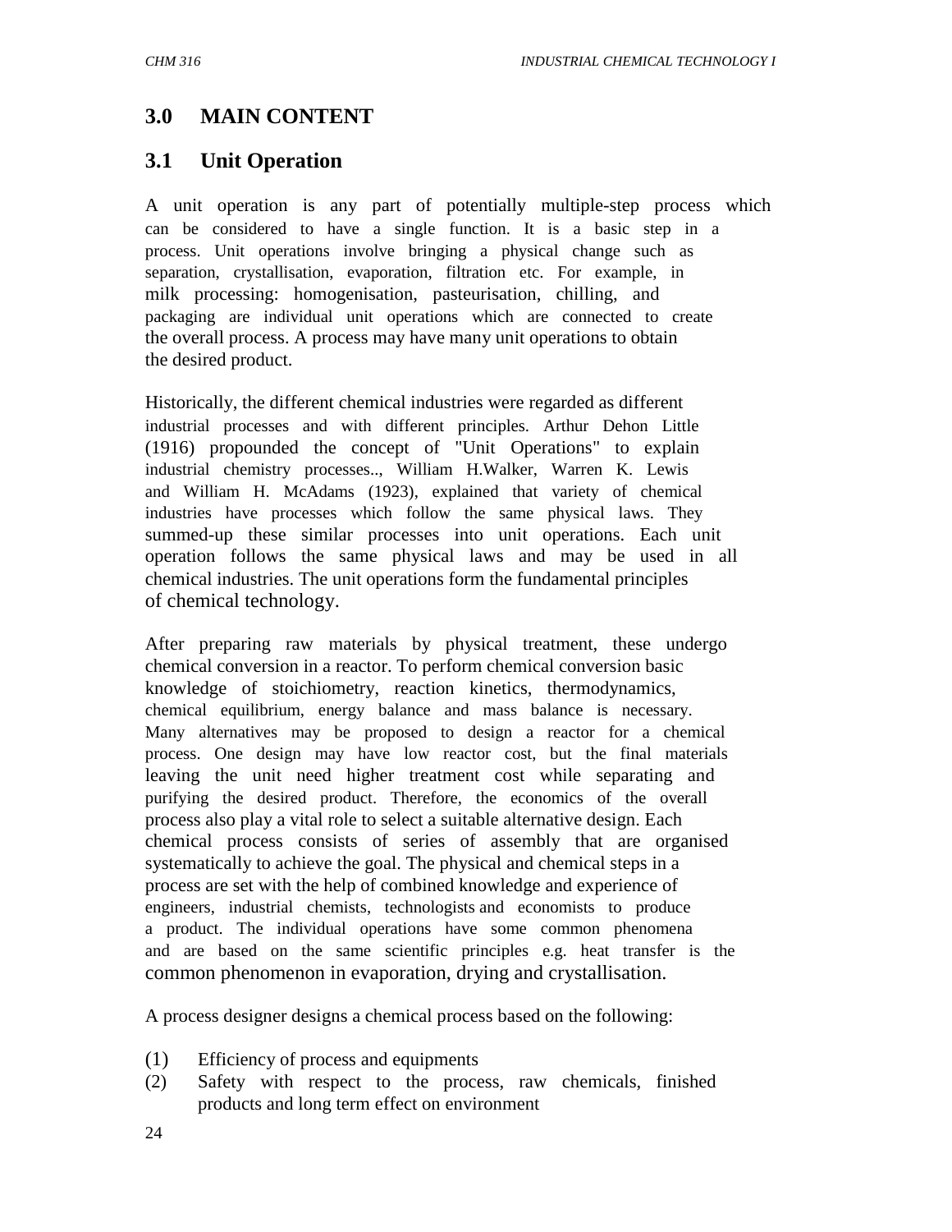## 3.0 MAIN CONTENT

### 3.1 Unit Operation

A unit operation is any part of potentially multiple-step process which can be considered to have a single function. It is a basic step in a process. Unit operations involve bringing a physical change such as separation, crystallisation, evaporation, filtration etc. For example, in milk processing: homogenisation, pasteurisation, chilling, and packaging are individual unit operations which are connected to create the overall process. A process may have many unit operations to obtain the desired product.

Historically, the different chemical industries were regarded as different industrial processes and with different principles. Arthur Dehon Little (1916) propounded the concept of "Unit Operations" to explain industrial chemistry processes.., William H.Walker, Warren K. Lewis and William H. McAdams (1923), explained that variety of chemical industries have processes which follow the same physical laws. They summed-up these similar processes into unit operations. Each unit operation follows the same physical laws and may be used in all chemical industries. The unit operations form the fundamental principles of chemical technology.

After preparing raw materials by physical treatment, these undergo chemical conversion in a reactor. To perform chemical conversion basic knowledge of stoichiometry, reaction kinetics, thermodynamics, chemical equilibrium, energy balance and mass balance is necessary. Many alternatives may be proposed to design a reactor for a chemical process. One design may have low reactor cost, but the final materials leaving the unit need higher treatment cost while separating and purifying the desired product. Therefore, the economics of the overall process also play a vital role to select a suitable alternative design. Each chemical process consists of series of assembly that are organised systematically to achieve the goal. The physical and chemical steps in a process are set with the help of combined knowledge and experience of engineers, industrial chemists, technologists and economists to produce a product. The individual operations have some common phenomena and are based on the same scientific principles e.g. heat transfer is the common phenomenon in evaporation, drying and crystallisation.

A process designer designs a chemical process based on the following:

(1) Efficiency of process and equipments
(2) Safety with respect to the process, raw chemicals, finished products and long term effect on environment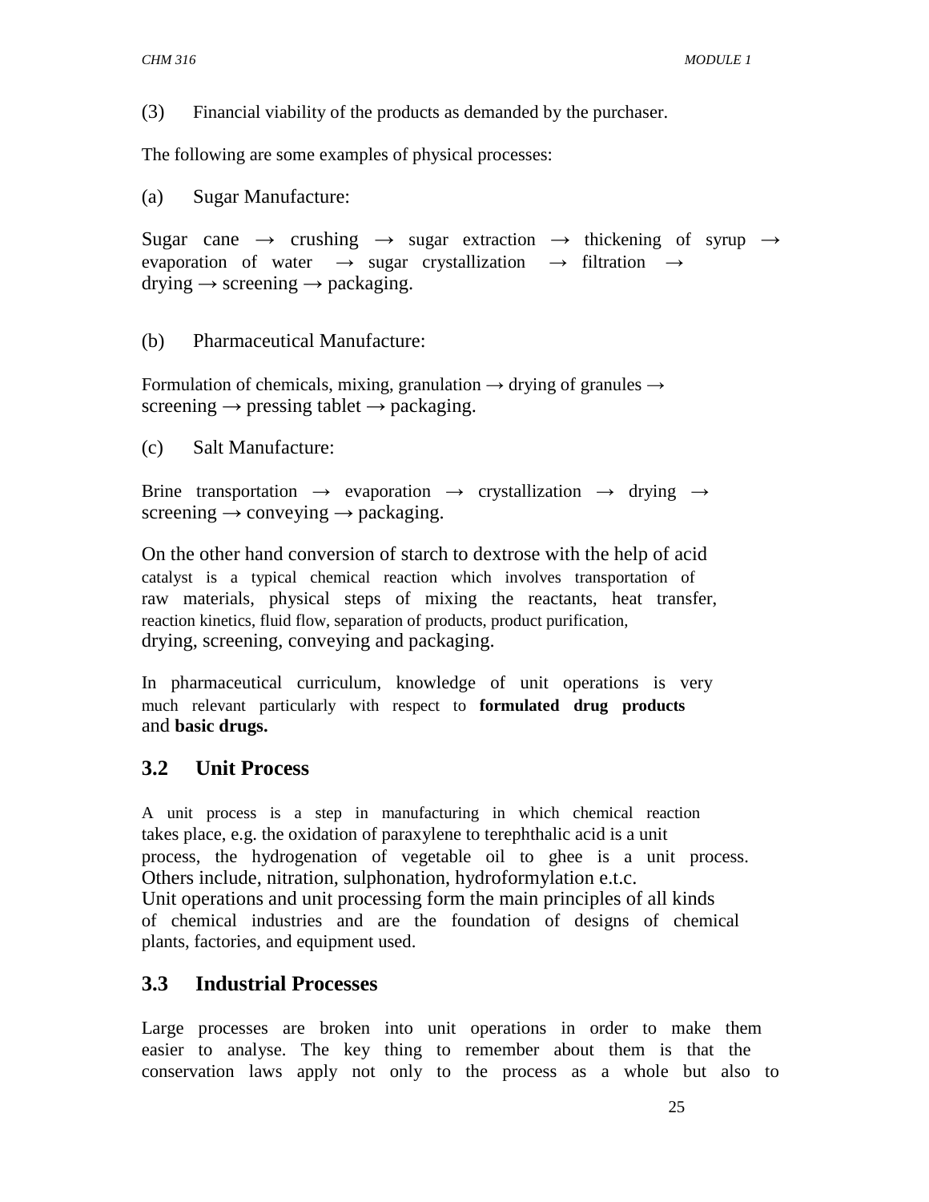(3) Financial viability of the products as demanded by the purchaser.

The following are some examples of physical processes:

(a) Sugar Manufacture:

Sugar cane → crushing → sugar extraction → thickening of syrup → evaporation of water → sugar crystallization → filtration → drying → screening → packaging.

(b) Pharmaceutical Manufacture:

Formulation of chemicals, mixing, granulation → drying of granules → screening → pressing tablet → packaging.

(c) Salt Manufacture:

Brine transportation → evaporation → crystallization → drying → screening → conveying → packaging.

On the other hand conversion of starch to dextrose with the help of acid catalyst is a typical chemical reaction which involves transportation of raw materials, physical steps of mixing the reactants, heat transfer, reaction kinetics, fluid flow, separation of products, product purification, drying, screening, conveying and packaging.

In pharmaceutical curriculum, knowledge of unit operations is very much relevant particularly with respect to **formulated drug products** and **basic drugs.**

## 3.2 Unit Process

A unit process is a step in manufacturing in which chemical reaction takes place, e.g. the oxidation of paraxylene to terephthalic acid is a unit process, the hydrogenation of vegetable oil to ghee is a unit process. Others include, nitration, sulphonation, hydroformylation e.t.c. Unit operations and unit processing form the main principles of all kinds of chemical industries and are the foundation of designs of chemical plants, factories, and equipment used.

## 3.3 Industrial Processes

Large processes are broken into unit operations in order to make them easier to analyse. The key thing to remember about them is that the conservation laws apply not only to the process as a whole but also to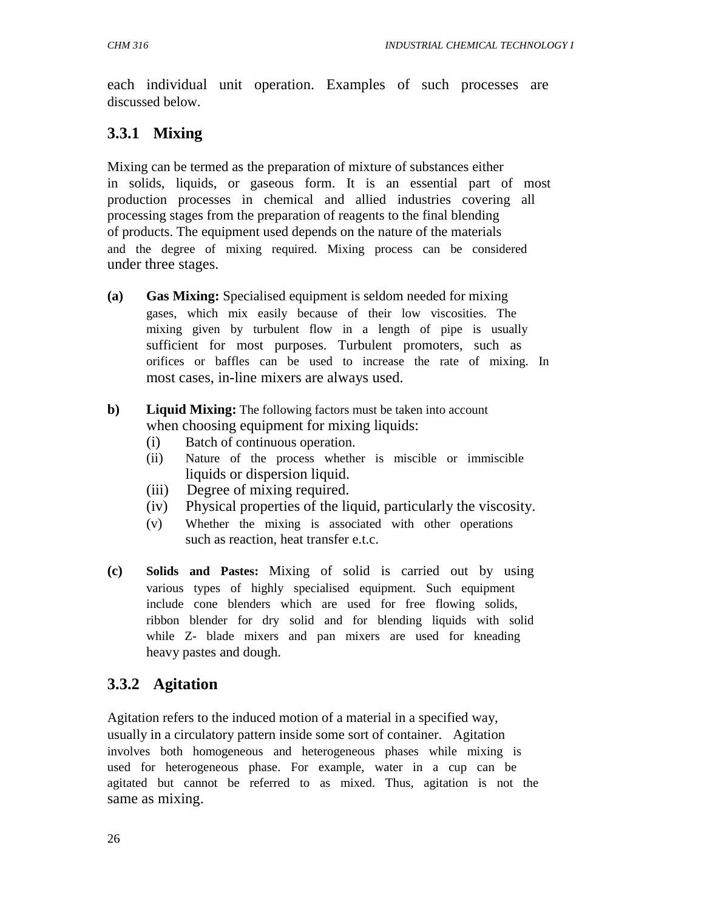each individual unit operation. Examples of such processes are discussed below.

### 3.3.1 Mixing

Mixing can be termed as the preparation of mixture of substances either in solids, liquids, or gaseous form. It is an essential part of most production processes in chemical and allied industries covering all processing stages from the preparation of reagents to the final blending of products. The equipment used depends on the nature of the materials and the degree of mixing required. Mixing process can be considered under three stages.

**(a) Gas Mixing:** Specialised equipment is seldom needed for mixing gases, which mix easily because of their low viscosities. The mixing given by turbulent flow in a length of pipe is usually sufficient for most purposes. Turbulent promoters, such as orifices or baffles can be used to increase the rate of mixing. In most cases, in-line mixers are always used.

**b) Liquid Mixing:** The following factors must be taken into account when choosing equipment for mixing liquids:

(i) Batch of continuous operation.
(ii) Nature of the process whether is miscible or immiscible liquids or dispersion liquid.
(iii) Degree of mixing required.
(iv) Physical properties of the liquid, particularly the viscosity.
(v) Whether the mixing is associated with other operations such as reaction, heat transfer e.t.c.

**(c) Solids and Pastes:** Mixing of solid is carried out by using various types of highly specialised equipment. Such equipment include cone blenders which are used for free flowing solids, ribbon blender for dry solid and for blending liquids with solid while Z- blade mixers and pan mixers are used for kneading heavy pastes and dough.

### 3.3.2 Agitation

Agitation refers to the induced motion of a material in a specified way, usually in a circulatory pattern inside some sort of container. Agitation involves both homogeneous and heterogeneous phases while mixing is used for heterogeneous phase. For example, water in a cup can be agitated but cannot be referred to as mixed. Thus, agitation is not the same as mixing.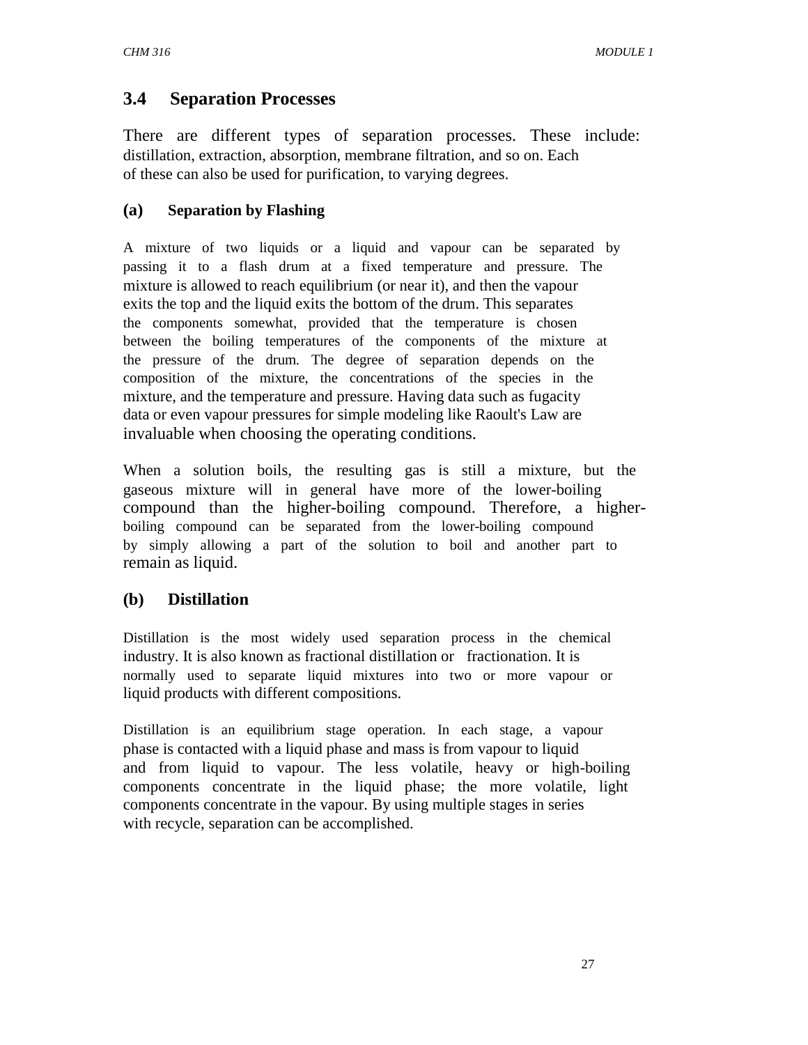## 3.4 Separation Processes

There are different types of separation processes. These include: distillation, extraction, absorption, membrane filtration, and so on. Each of these can also be used for purification, to varying degrees.

### (a) Separation by Flashing

A mixture of two liquids or a liquid and vapour can be separated by passing it to a flash drum at a fixed temperature and pressure. The mixture is allowed to reach equilibrium (or near it), and then the vapour exits the top and the liquid exits the bottom of the drum. This separates the components somewhat, provided that the temperature is chosen between the boiling temperatures of the components of the mixture at the pressure of the drum. The degree of separation depends on the composition of the mixture, the concentrations of the species in the mixture, and the temperature and pressure. Having data such as fugacity data or even vapour pressures for simple modeling like Raoult's Law are invaluable when choosing the operating conditions.

When a solution boils, the resulting gas is still a mixture, but the gaseous mixture will in general have more of the lower-boiling compound than the higher-boiling compound. Therefore, a higher-boiling compound can be separated from the lower-boiling compound by simply allowing a part of the solution to boil and another part to remain as liquid.

### (b) Distillation

Distillation is the most widely used separation process in the chemical industry. It is also known as fractional distillation or fractionation. It is normally used to separate liquid mixtures into two or more vapour or liquid products with different compositions.

Distillation is an equilibrium stage operation. In each stage, a vapour phase is contacted with a liquid phase and mass is from vapour to liquid and from liquid to vapour. The less volatile, heavy or high-boiling components concentrate in the liquid phase; the more volatile, light components concentrate in the vapour. By using multiple stages in series with recycle, separation can be accomplished.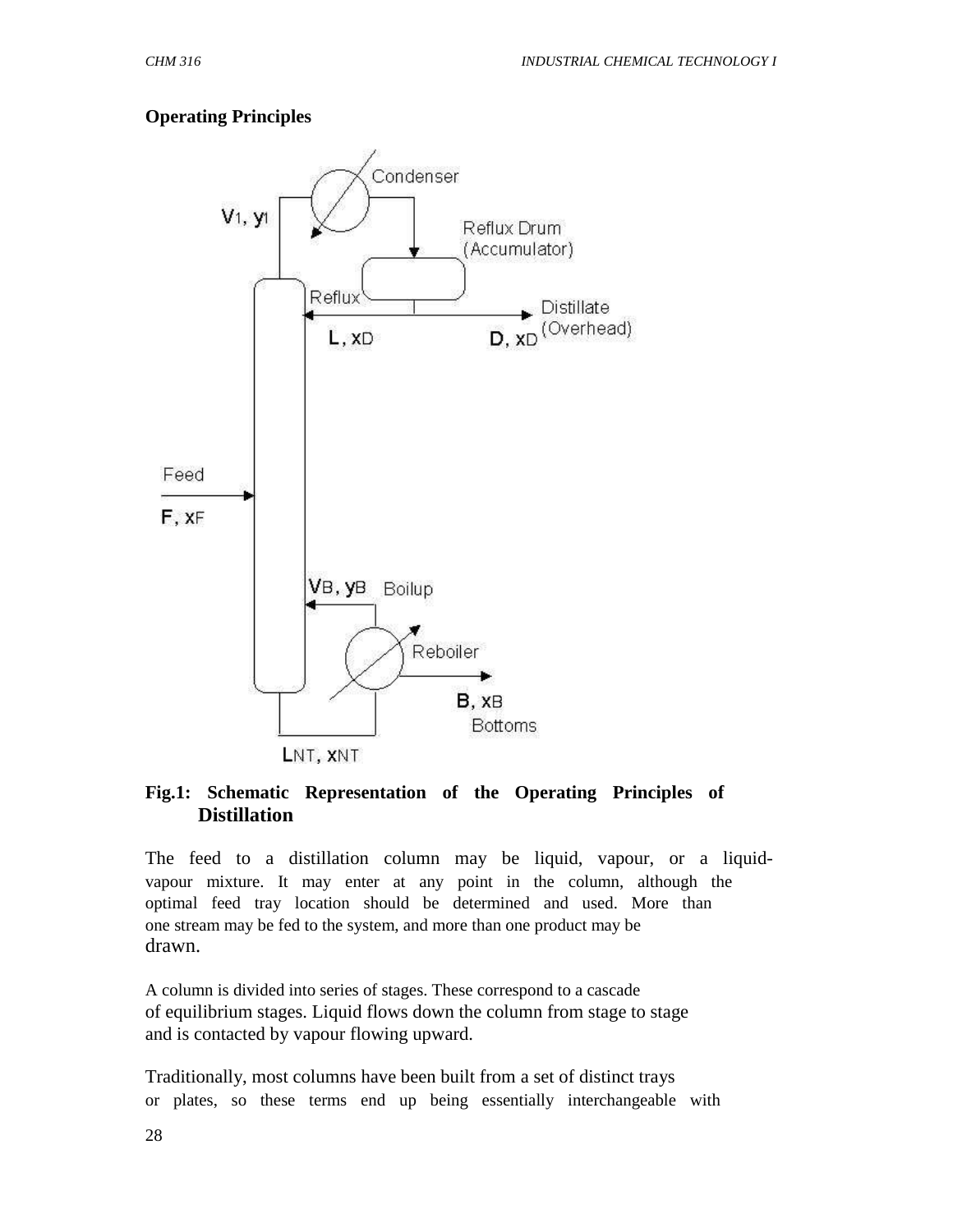**Operating Principles**

**Fig.1: Schematic Representation of the Operating Principles of Distillation**

The feed to a distillation column may be liquid, vapour, or a liquid-vapour mixture. It may enter at any point in the column, although the optimal feed tray location should be determined and used. More than one stream may be fed to the system, and more than one product may be drawn.

A column is divided into series of stages. These correspond to a cascade of equilibrium stages. Liquid flows down the column from stage to stage and is contacted by vapour flowing upward.

Traditionally, most columns have been built from a set of distinct trays or plates, so these terms end up being essentially interchangeable with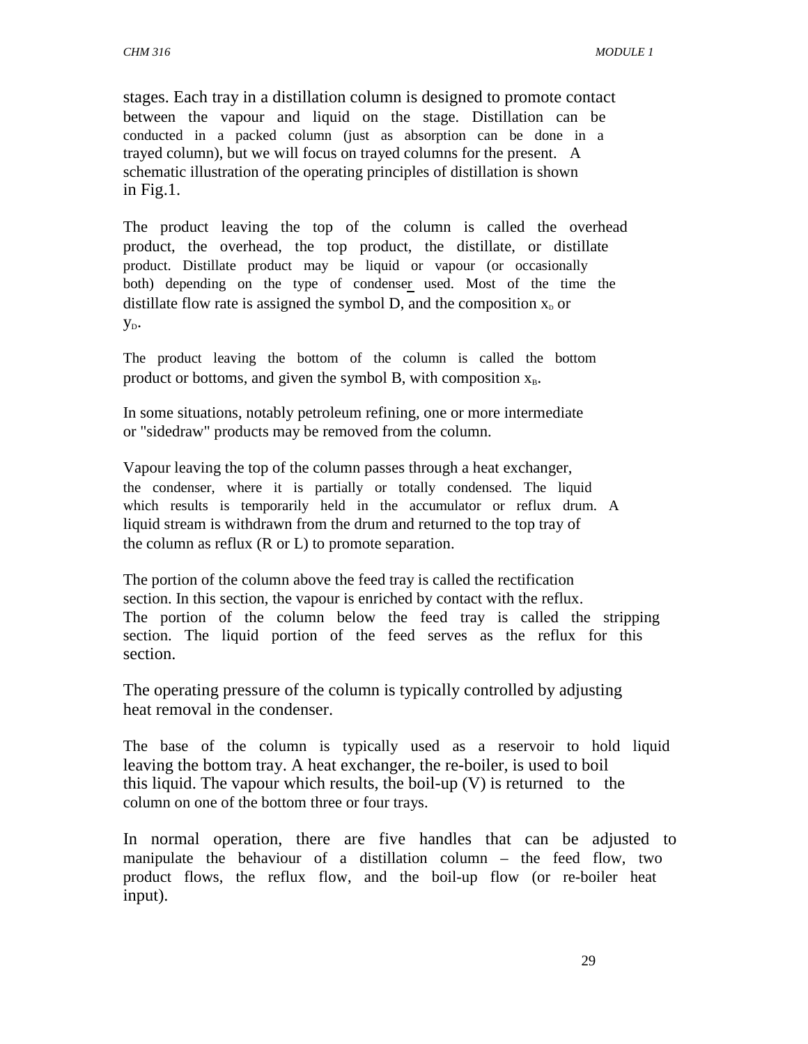stages. Each tray in a distillation column is designed to promote contact between the vapour and liquid on the stage. Distillation can be conducted in a packed column (just as absorption can be done in a trayed column), but we will focus on trayed columns for the present. A schematic illustration of the operating principles of distillation is shown in Fig.1.

The product leaving the top of the column is called the overhead product, the overhead, the top product, the distillate, or distillate product. Distillate product may be liquid or vapour (or occasionally both) depending on the type of condenser used. Most of the time the distillate flow rate is assigned the symbol D, and the composition $x_D$ or $y_D$.

The product leaving the bottom of the column is called the bottom product or bottoms, and given the symbol B, with composition $x_B$.

In some situations, notably petroleum refining, one or more intermediate or "sidedraw" products may be removed from the column.

Vapour leaving the top of the column passes through a heat exchanger, the condenser, where it is partially or totally condensed. The liquid which results is temporarily held in the accumulator or reflux drum. A liquid stream is withdrawn from the drum and returned to the top tray of the column as reflux (R or L) to promote separation.

The portion of the column above the feed tray is called the rectification section. In this section, the vapour is enriched by contact with the reflux. The portion of the column below the feed tray is called the stripping section. The liquid portion of the feed serves as the reflux for this section.

The operating pressure of the column is typically controlled by adjusting heat removal in the condenser.

The base of the column is typically used as a reservoir to hold liquid leaving the bottom tray. A heat exchanger, the re-boiler, is used to boil this liquid. The vapour which results, the boil-up (V) is returned to the column on one of the bottom three or four trays.

In normal operation, there are five handles that can be adjusted to manipulate the behaviour of a distillation column – the feed flow, two product flows, the reflux flow, and the boil-up flow (or re-boiler heat input).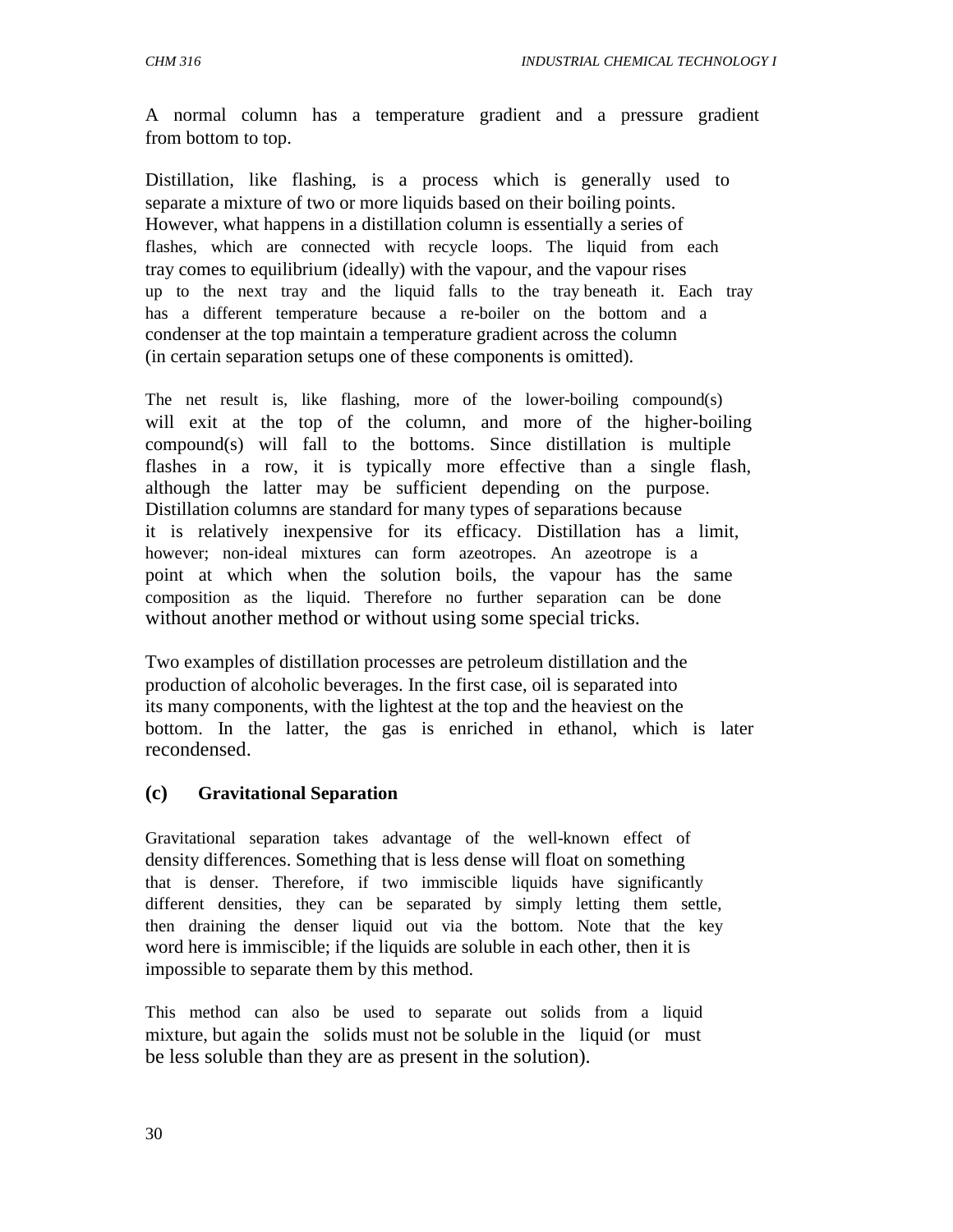A normal column has a temperature gradient and a pressure gradient from bottom to top.

Distillation, like flashing, is a process which is generally used to separate a mixture of two or more liquids based on their boiling points. However, what happens in a distillation column is essentially a series of flashes, which are connected with recycle loops. The liquid from each tray comes to equilibrium (ideally) with the vapour, and the vapour rises up to the next tray and the liquid falls to the tray beneath it. Each tray has a different temperature because a re-boiler on the bottom and a condenser at the top maintain a temperature gradient across the column (in certain separation setups one of these components is omitted).

The net result is, like flashing, more of the lower-boiling compound(s) will exit at the top of the column, and more of the higher-boiling compound(s) will fall to the bottoms. Since distillation is multiple flashes in a row, it is typically more effective than a single flash, although the latter may be sufficient depending on the purpose. Distillation columns are standard for many types of separations because it is relatively inexpensive for its efficacy. Distillation has a limit, however; non-ideal mixtures can form azeotropes. An azeotrope is a point at which when the solution boils, the vapour has the same composition as the liquid. Therefore no further separation can be done without another method or without using some special tricks.

Two examples of distillation processes are petroleum distillation and the production of alcoholic beverages. In the first case, oil is separated into its many components, with the lightest at the top and the heaviest on the bottom. In the latter, the gas is enriched in ethanol, which is later recondensed.

### (c) Gravitational Separation

Gravitational separation takes advantage of the well-known effect of density differences. Something that is less dense will float on something that is denser. Therefore, if two immiscible liquids have significantly different densities, they can be separated by simply letting them settle, then draining the denser liquid out via the bottom. Note that the key word here is immiscible; if the liquids are soluble in each other, then it is impossible to separate them by this method.

This method can also be used to separate out solids from a liquid mixture, but again the solids must not be soluble in the liquid (or must be less soluble than they are as present in the solution).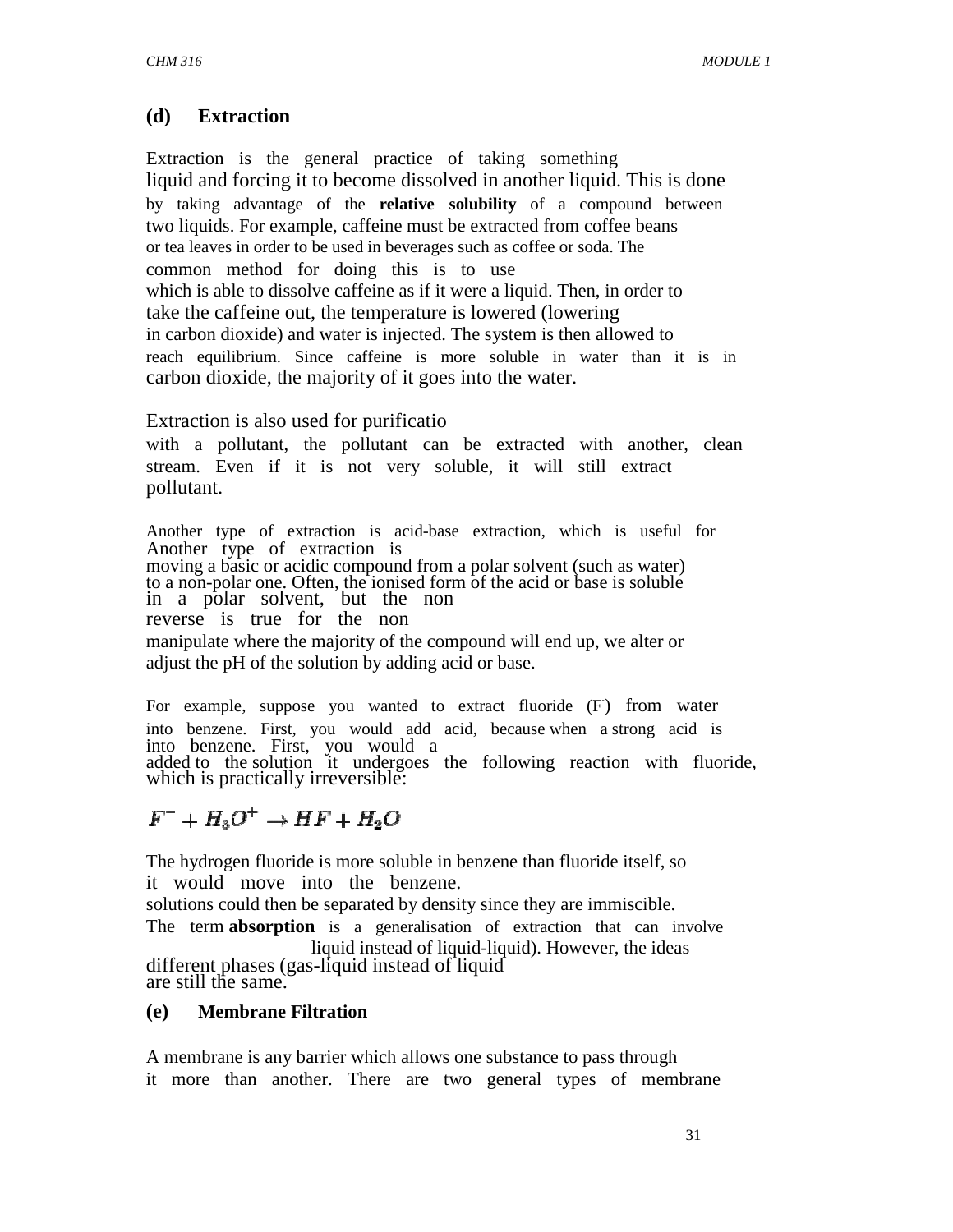## (d) Extraction

Extraction is the general practice of taking something liquid and forcing it to become dissolved in another liquid. This is done by taking advantage of the **relative solubility** of a compound between two liquids. For example, caffeine must be extracted from coffee beans or tea leaves in order to be used in beverages such as coffee or soda. The common method for doing this is to use which is able to dissolve caffeine as if it were a liquid. Then, in order to take the caffeine out, the temperature is lowered (lowering in carbon dioxide) and water is injected. The system is then allowed to reach equilibrium. Since caffeine is more soluble in water than it is in carbon dioxide, the majority of it goes into the water.

Extraction is also used for purificatio with a pollutant, the pollutant can be extracted with another, clean stream. Even if it is not very soluble, it will still extract pollutant.

Another type of extraction is acid-base extraction, which is useful for moving a basic or acidic compound from a polar solvent (such as water) to a non-polar one. Often, the ionised form of the acid or base is soluble in a polar solvent, but the non reverse is true for the non manipulate where the majority of the compound will end up, we alter or adjust the pH of the solution by adding acid or base.

For example, suppose you wanted to extract fluoride ($F^-$) from water into benzene. First, you would add acid, because when a strong acid is added to the solution it undergoes the following reaction with fluoride, which is practically irreversible:

$$F^- + H_3O^+ \rightarrow HF + H_2O$$

The hydrogen fluoride is more soluble in benzene than fluoride itself, so it would move into the benzene. solutions could then be separated by density since they are immiscible.

The term **absorption** is a generalisation of extraction that can involve different phases (gas-liquid instead of liquid liquid instead of liquid-liquid). However, the ideas are still the same.

## (e) Membrane Filtration

A membrane is any barrier which allows one substance to pass through it more than another. There are two general types of membrane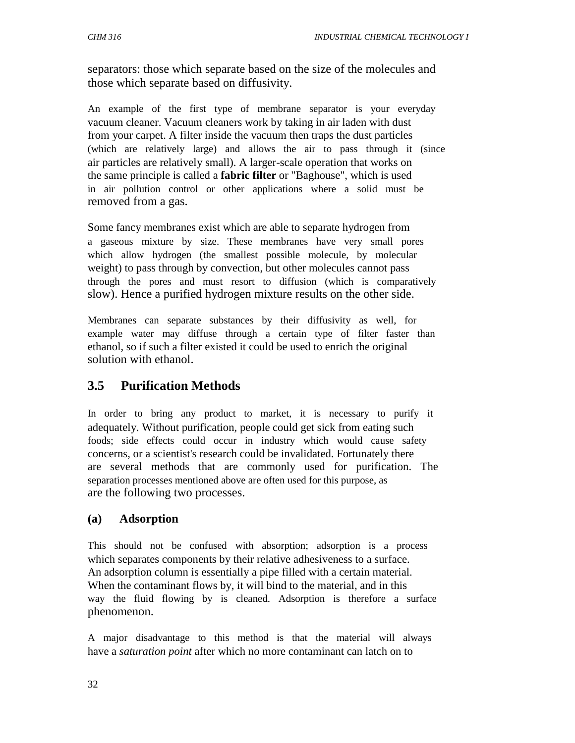separators: those which separate based on the size of the molecules and those which separate based on diffusivity.

An example of the first type of membrane separator is your everyday vacuum cleaner. Vacuum cleaners work by taking in air laden with dust from your carpet. A filter inside the vacuum then traps the dust particles (which are relatively large) and allows the air to pass through it (since air particles are relatively small). A larger-scale operation that works on the same principle is called a **fabric filter** or "Baghouse", which is used in air pollution control or other applications where a solid must be removed from a gas.

Some fancy membranes exist which are able to separate hydrogen from a gaseous mixture by size. These membranes have very small pores which allow hydrogen (the smallest possible molecule, by molecular weight) to pass through by convection, but other molecules cannot pass through the pores and must resort to diffusion (which is comparatively slow). Hence a purified hydrogen mixture results on the other side.

Membranes can separate substances by their diffusivity as well, for example water may diffuse through a certain type of filter faster than ethanol, so if such a filter existed it could be used to enrich the original solution with ethanol.

## 3.5 Purification Methods

In order to bring any product to market, it is necessary to purify it adequately. Without purification, people could get sick from eating such foods; side effects could occur in industry which would cause safety concerns, or a scientist's research could be invalidated. Fortunately there are several methods that are commonly used for purification. The separation processes mentioned above are often used for this purpose, as are the following two processes.

### (a) Adsorption

This should not be confused with absorption; adsorption is a process which separates components by their relative adhesiveness to a surface. An adsorption column is essentially a pipe filled with a certain material. When the contaminant flows by, it will bind to the material, and in this way the fluid flowing by is cleaned. Adsorption is therefore a surface phenomenon.

A major disadvantage to this method is that the material will always have a *saturation point* after which no more contaminant can latch on to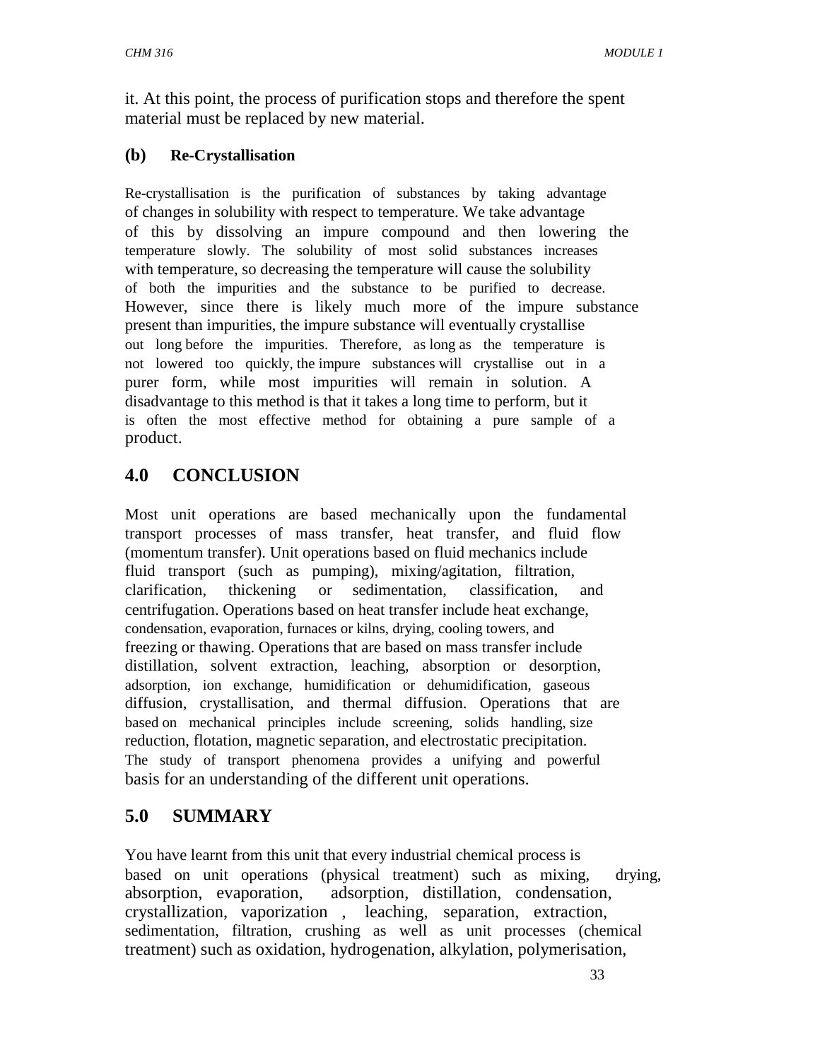it. At this point, the process of purification stops and therefore the spent material must be replaced by new material.

**(b) Re-Crystallisation**

Re-crystallisation is the purification of substances by taking advantage of changes in solubility with respect to temperature. We take advantage of this by dissolving an impure compound and then lowering the temperature slowly. The solubility of most solid substances increases with temperature, so decreasing the temperature will cause the solubility of both the impurities and the substance to be purified to decrease. However, since there is likely much more of the impure substance present than impurities, the impure substance will eventually crystallise out long before the impurities. Therefore, as long as the temperature is not lowered too quickly, the impure substances will crystallise out in a purer form, while most impurities will remain in solution. A disadvantage to this method is that it takes a long time to perform, but it is often the most effective method for obtaining a pure sample of a product.

## 4.0 CONCLUSION

Most unit operations are based mechanically upon the fundamental transport processes of mass transfer, heat transfer, and fluid flow (momentum transfer). Unit operations based on fluid mechanics include fluid transport (such as pumping), mixing/agitation, filtration, clarification, thickening or sedimentation, classification, and centrifugation. Operations based on heat transfer include heat exchange, condensation, evaporation, furnaces or kilns, drying, cooling towers, and freezing or thawing. Operations that are based on mass transfer include distillation, solvent extraction, leaching, absorption or desorption, adsorption, ion exchange, humidification or dehumidification, gaseous diffusion, crystallisation, and thermal diffusion. Operations that are based on mechanical principles include screening, solids handling, size reduction, flotation, magnetic separation, and electrostatic precipitation. The study of transport phenomena provides a unifying and powerful basis for an understanding of the different unit operations.

## 5.0 SUMMARY

You have learnt from this unit that every industrial chemical process is based on unit operations (physical treatment) such as mixing, drying, absorption, evaporation, adsorption, distillation, condensation, crystallization, vaporization , leaching, separation, extraction, sedimentation, filtration, crushing as well as unit processes (chemical treatment) such as oxidation, hydrogenation, alkylation, polymerisation,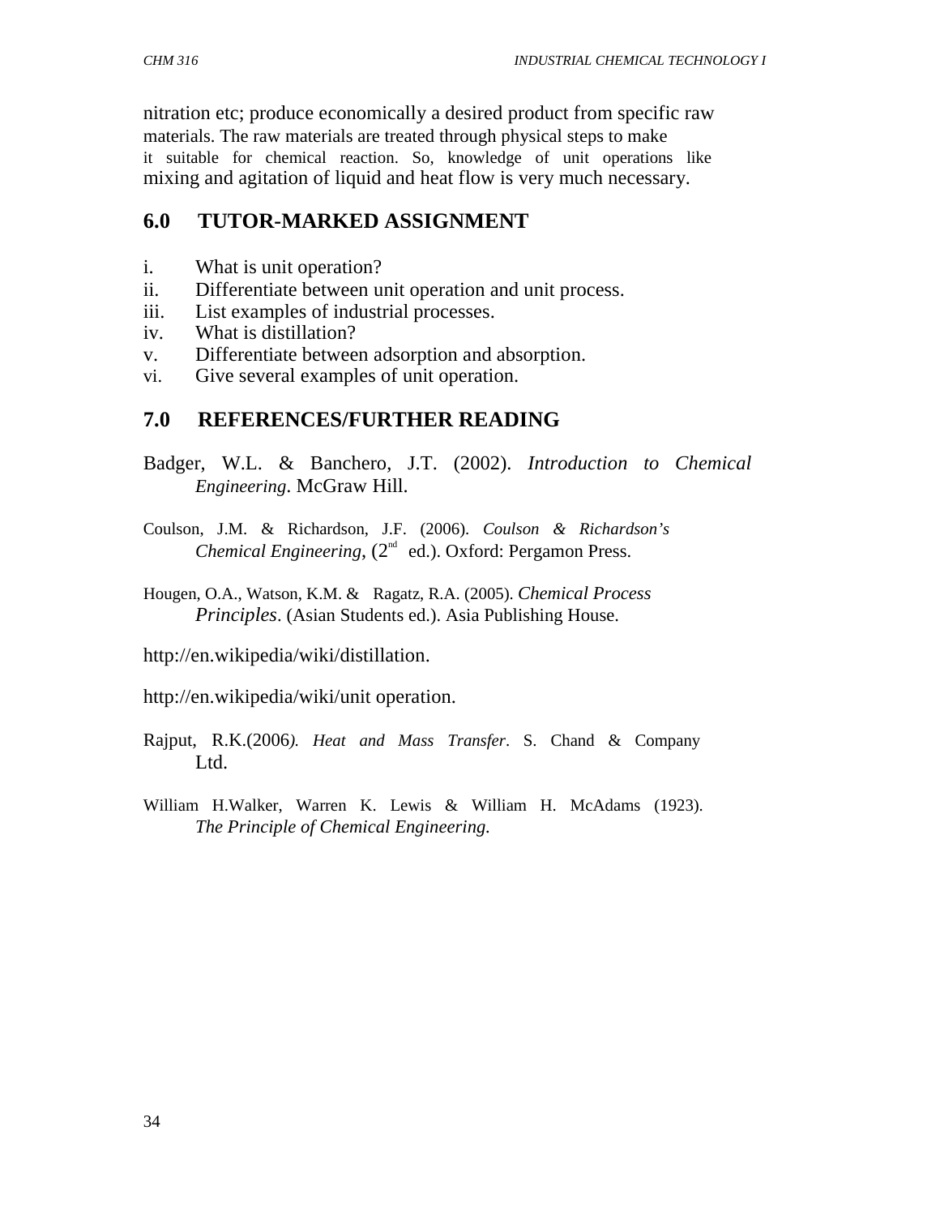nitration etc; produce economically a desired product from specific raw materials. The raw materials are treated through physical steps to make it suitable for chemical reaction. So, knowledge of unit operations like mixing and agitation of liquid and heat flow is very much necessary.

## 6.0 TUTOR-MARKED ASSIGNMENT

i. What is unit operation?
ii. Differentiate between unit operation and unit process.
iii. List examples of industrial processes.
iv. What is distillation?
v. Differentiate between adsorption and absorption.
vi. Give several examples of unit operation.

## 7.0 REFERENCES/FURTHER READING

Badger, W.L. & Banchero, J.T. (2002). *Introduction to Chemical Engineering*. McGraw Hill.

Coulson, J.M. & Richardson, J.F. (2006). *Coulson & Richardson's Chemical Engineering*, (2nd ed.). Oxford: Pergamon Press.

Hougen, O.A., Watson, K.M. & Ragatz, R.A. (2005). *Chemical Process Principles*. (Asian Students ed.). Asia Publishing House.

http://en.wikipedia/wiki/distillation.

http://en.wikipedia/wiki/unit operation.

Rajput, R.K.(2006). *Heat and Mass Transfer*. S. Chand & Company Ltd.

William H.Walker, Warren K. Lewis & William H. McAdams (1923). *The Principle of Chemical Engineering.*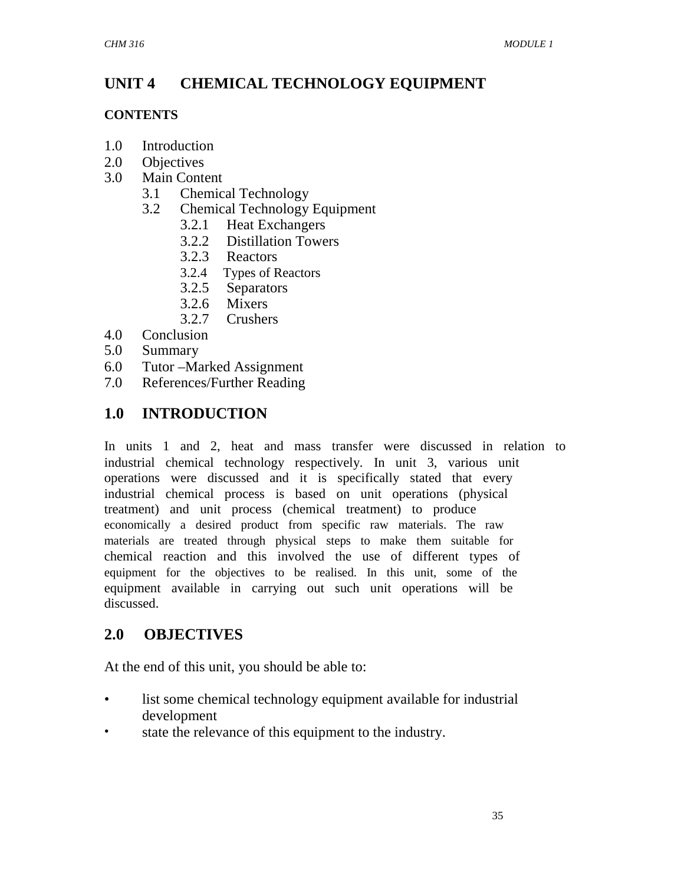# UNIT 4 CHEMICAL TECHNOLOGY EQUIPMENT

**CONTENTS**

1.0 Introduction
2.0 Objectives
3.0 Main Content
 3.1 Chemical Technology
 3.2 Chemical Technology Equipment
  3.2.1 Heat Exchangers
  3.2.2 Distillation Towers
  3.2.3 Reactors
  3.2.4 Types of Reactors
  3.2.5 Separators
  3.2.6 Mixers
  3.2.7 Crushers
4.0 Conclusion
5.0 Summary
6.0 Tutor –Marked Assignment
7.0 References/Further Reading

## 1.0 INTRODUCTION

In units 1 and 2, heat and mass transfer were discussed in relation to industrial chemical technology respectively. In unit 3, various unit operations were discussed and it is specifically stated that every industrial chemical process is based on unit operations (physical treatment) and unit process (chemical treatment) to produce economically a desired product from specific raw materials. The raw materials are treated through physical steps to make them suitable for chemical reaction and this involved the use of different types of equipment for the objectives to be realised. In this unit, some of the equipment available in carrying out such unit operations will be discussed.

## 2.0 OBJECTIVES

At the end of this unit, you should be able to:

- list some chemical technology equipment available for industrial development
- state the relevance of this equipment to the industry.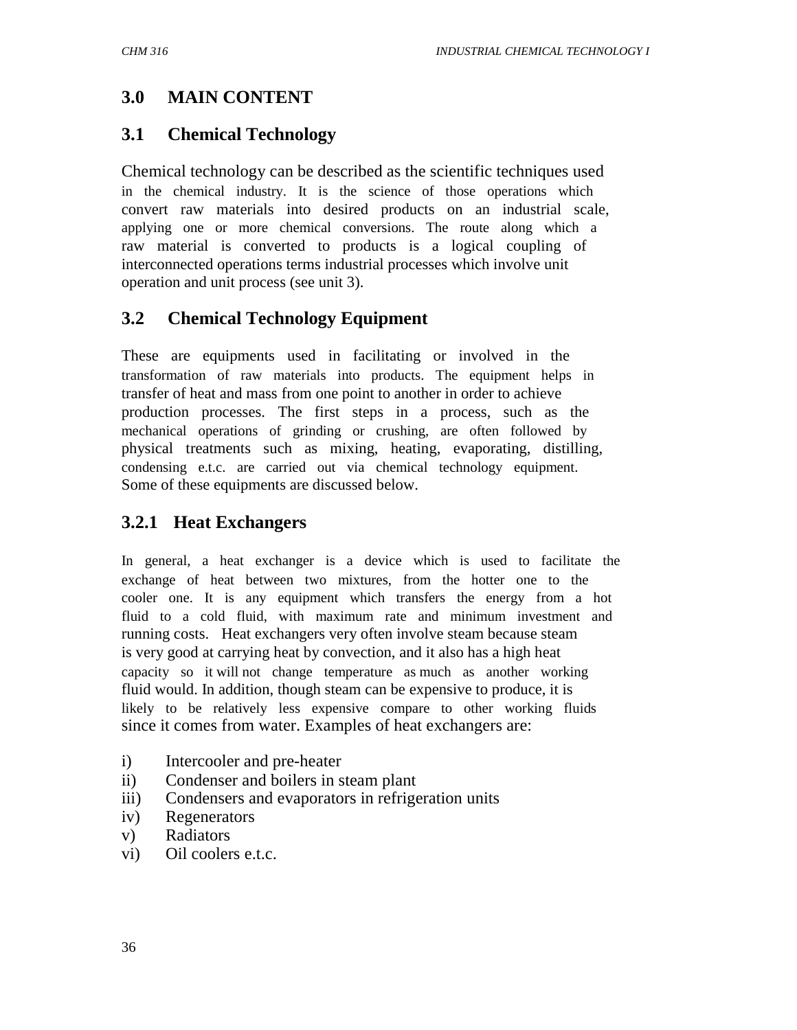## 3.0 MAIN CONTENT

### 3.1 Chemical Technology

Chemical technology can be described as the scientific techniques used in the chemical industry. It is the science of those operations which convert raw materials into desired products on an industrial scale, applying one or more chemical conversions. The route along which a raw material is converted to products is a logical coupling of interconnected operations terms industrial processes which involve unit operation and unit process (see unit 3).

### 3.2 Chemical Technology Equipment

These are equipments used in facilitating or involved in the transformation of raw materials into products. The equipment helps in transfer of heat and mass from one point to another in order to achieve production processes. The first steps in a process, such as the mechanical operations of grinding or crushing, are often followed by physical treatments such as mixing, heating, evaporating, distilling, condensing e.t.c. are carried out via chemical technology equipment. Some of these equipments are discussed below.

#### 3.2.1 Heat Exchangers

In general, a heat exchanger is a device which is used to facilitate the exchange of heat between two mixtures, from the hotter one to the cooler one. It is any equipment which transfers the energy from a hot fluid to a cold fluid, with maximum rate and minimum investment and running costs. Heat exchangers very often involve steam because steam is very good at carrying heat by convection, and it also has a high heat capacity so it will not change temperature as much as another working fluid would. In addition, though steam can be expensive to produce, it is likely to be relatively less expensive compare to other working fluids since it comes from water. Examples of heat exchangers are:

i) Intercooler and pre-heater
ii) Condenser and boilers in steam plant
iii) Condensers and evaporators in refrigeration units
iv) Regenerators
v) Radiators
vi) Oil coolers e.t.c.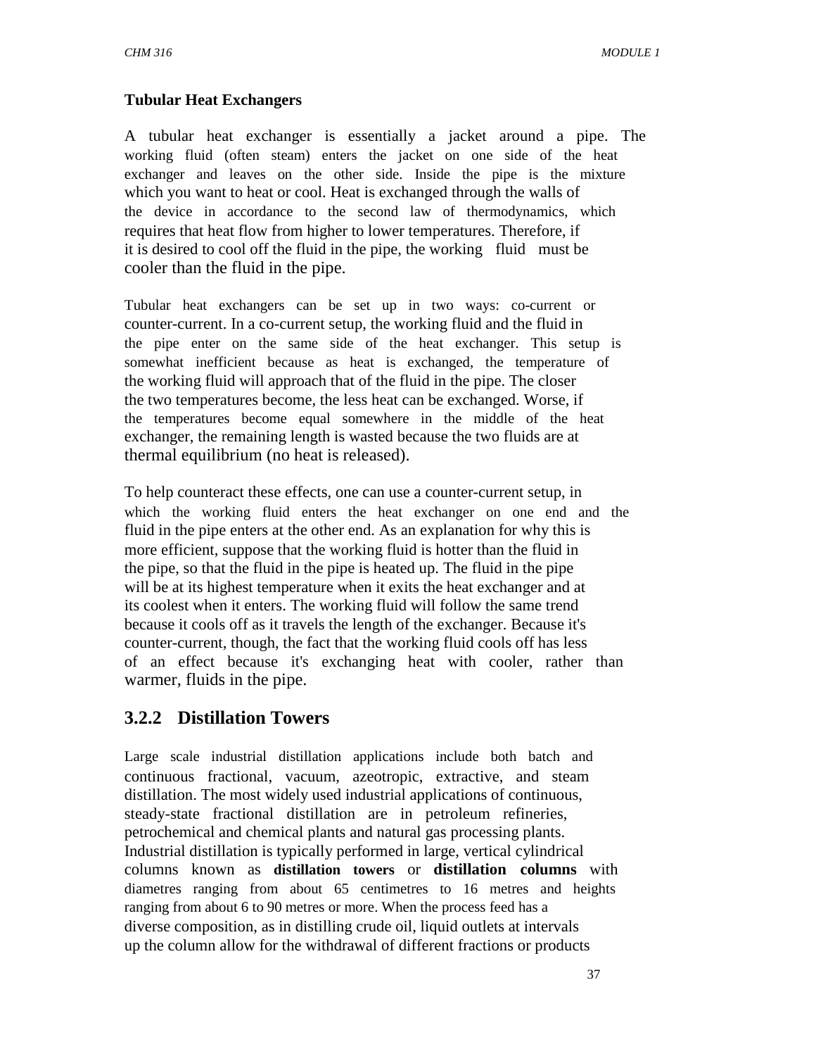**Tubular Heat Exchangers**

A tubular heat exchanger is essentially a jacket around a pipe. The working fluid (often steam) enters the jacket on one side of the heat exchanger and leaves on the other side. Inside the pipe is the mixture which you want to heat or cool. Heat is exchanged through the walls of the device in accordance to the second law of thermodynamics, which requires that heat flow from higher to lower temperatures. Therefore, if it is desired to cool off the fluid in the pipe, the working fluid must be cooler than the fluid in the pipe.

Tubular heat exchangers can be set up in two ways: co-current or counter-current. In a co-current setup, the working fluid and the fluid in the pipe enter on the same side of the heat exchanger. This setup is somewhat inefficient because as heat is exchanged, the temperature of the working fluid will approach that of the fluid in the pipe. The closer the two temperatures become, the less heat can be exchanged. Worse, if the temperatures become equal somewhere in the middle of the heat exchanger, the remaining length is wasted because the two fluids are at thermal equilibrium (no heat is released).

To help counteract these effects, one can use a counter-current setup, in which the working fluid enters the heat exchanger on one end and the fluid in the pipe enters at the other end. As an explanation for why this is more efficient, suppose that the working fluid is hotter than the fluid in the pipe, so that the fluid in the pipe is heated up. The fluid in the pipe will be at its highest temperature when it exits the heat exchanger and at its coolest when it enters. The working fluid will follow the same trend because it cools off as it travels the length of the exchanger. Because it's counter-current, though, the fact that the working fluid cools off has less of an effect because it's exchanging heat with cooler, rather than warmer, fluids in the pipe.

## 3.2.2 Distillation Towers

Large scale industrial distillation applications include both batch and continuous fractional, vacuum, azeotropic, extractive, and steam distillation. The most widely used industrial applications of continuous, steady-state fractional distillation are in petroleum refineries, petrochemical and chemical plants and natural gas processing plants. Industrial distillation is typically performed in large, vertical cylindrical columns known as **distillation towers** or **distillation columns** with diametres ranging from about 65 centimetres to 16 metres and heights ranging from about 6 to 90 metres or more. When the process feed has a diverse composition, as in distilling crude oil, liquid outlets at intervals up the column allow for the withdrawal of different fractions or products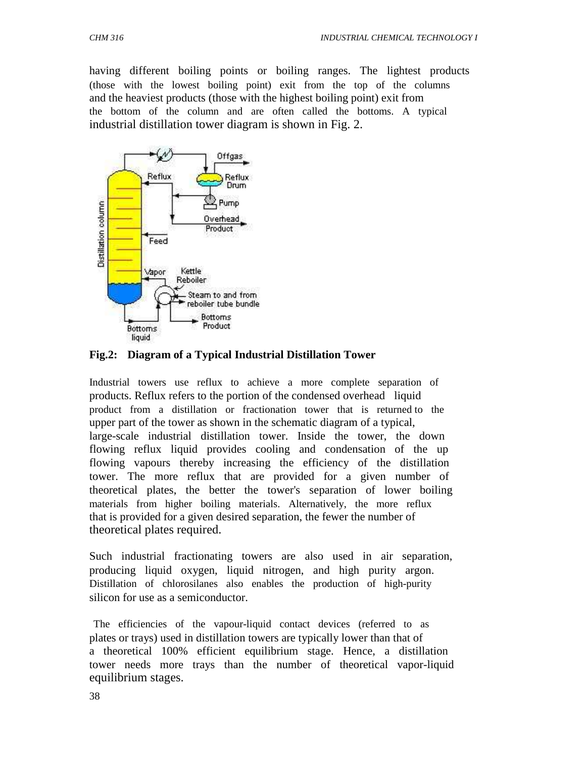having different boiling points or boiling ranges. The lightest products (those with the lowest boiling point) exit from the top of the columns and the heaviest products (those with the highest boiling point) exit from the bottom of the column and are often called the bottoms. A typical industrial distillation tower diagram is shown in Fig. 2.

**Fig.2: Diagram of a Typical Industrial Distillation Tower**

Industrial towers use reflux to achieve a more complete separation of products. Reflux refers to the portion of the condensed overhead liquid product from a distillation or fractionation tower that is returned to the upper part of the tower as shown in the schematic diagram of a typical, large-scale industrial distillation tower. Inside the tower, the down flowing reflux liquid provides cooling and condensation of the up flowing vapours thereby increasing the efficiency of the distillation tower. The more reflux that are provided for a given number of theoretical plates, the better the tower's separation of lower boiling materials from higher boiling materials. Alternatively, the more reflux that is provided for a given desired separation, the fewer the number of theoretical plates required.

Such industrial fractionating towers are also used in air separation, producing liquid oxygen, liquid nitrogen, and high purity argon. Distillation of chlorosilanes also enables the production of high-purity silicon for use as a semiconductor.

The efficiencies of the vapour-liquid contact devices (referred to as plates or trays) used in distillation towers are typically lower than that of a theoretical 100% efficient equilibrium stage. Hence, a distillation tower needs more trays than the number of theoretical vapor-liquid equilibrium stages.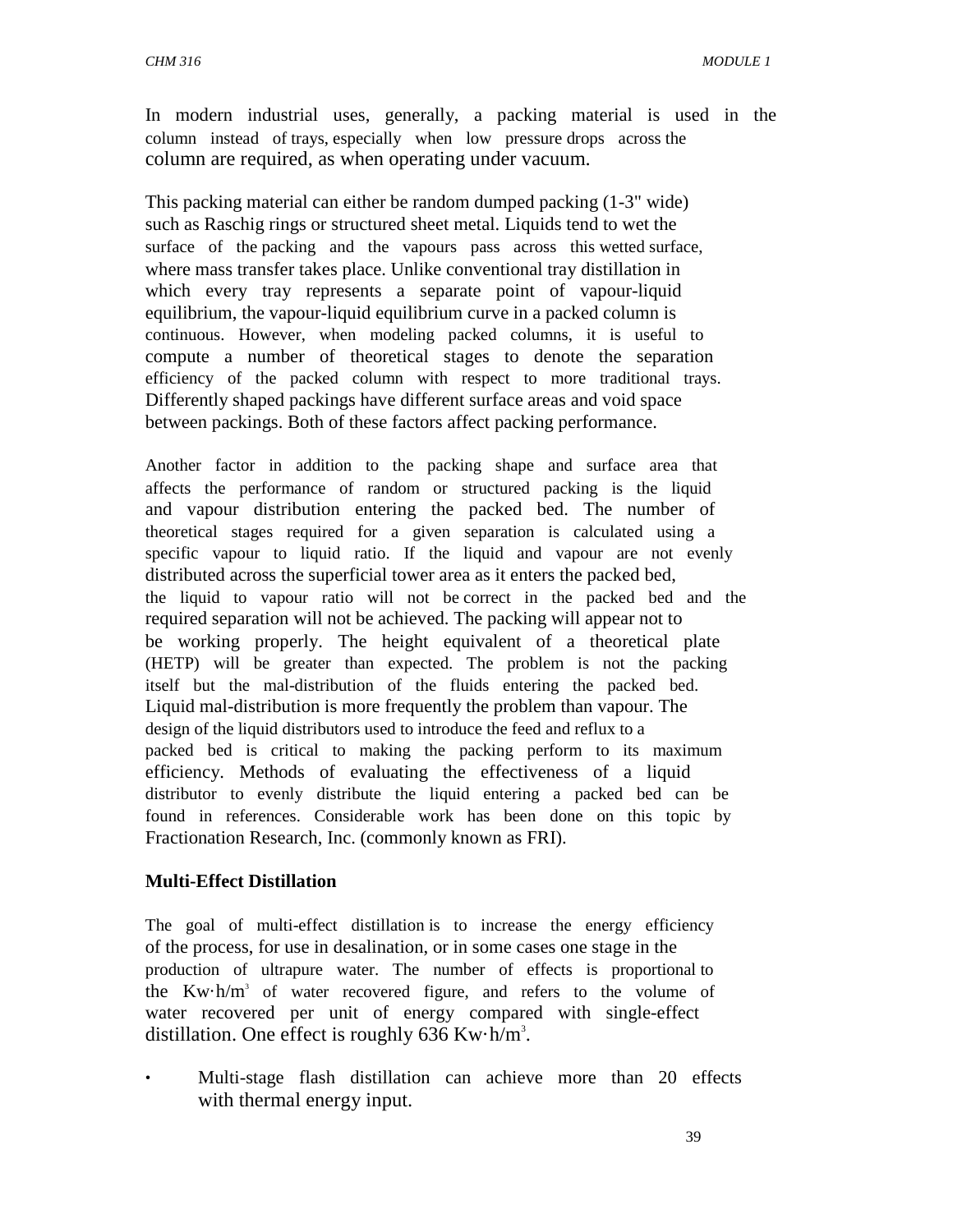In modern industrial uses, generally, a packing material is used in the column instead of trays, especially when low pressure drops across the column are required, as when operating under vacuum.

This packing material can either be random dumped packing (1-3" wide) such as Raschig rings or structured sheet metal. Liquids tend to wet the surface of the packing and the vapours pass across this wetted surface, where mass transfer takes place. Unlike conventional tray distillation in which every tray represents a separate point of vapour-liquid equilibrium, the vapour-liquid equilibrium curve in a packed column is continuous. However, when modeling packed columns, it is useful to compute a number of theoretical stages to denote the separation efficiency of the packed column with respect to more traditional trays. Differently shaped packings have different surface areas and void space between packings. Both of these factors affect packing performance.

Another factor in addition to the packing shape and surface area that affects the performance of random or structured packing is the liquid and vapour distribution entering the packed bed. The number of theoretical stages required for a given separation is calculated using a specific vapour to liquid ratio. If the liquid and vapour are not evenly distributed across the superficial tower area as it enters the packed bed, the liquid to vapour ratio will not be correct in the packed bed and the required separation will not be achieved. The packing will appear not to be working properly. The height equivalent of a theoretical plate (HETP) will be greater than expected. The problem is not the packing itself but the mal-distribution of the fluids entering the packed bed. Liquid mal-distribution is more frequently the problem than vapour. The design of the liquid distributors used to introduce the feed and reflux to a packed bed is critical to making the packing perform to its maximum efficiency. Methods of evaluating the effectiveness of a liquid distributor to evenly distribute the liquid entering a packed bed can be found in references. Considerable work has been done on this topic by Fractionation Research, Inc. (commonly known as FRI).

**Multi-Effect Distillation**

The goal of multi-effect distillation is to increase the energy efficiency of the process, for use in desalination, or in some cases one stage in the production of ultrapure water. The number of effects is proportional to the Kw·h/$m^3$ of water recovered figure, and refers to the volume of water recovered per unit of energy compared with single-effect distillation. One effect is roughly 636 Kw·h/$m^3$.

- Multi-stage flash distillation can achieve more than 20 effects with thermal energy input.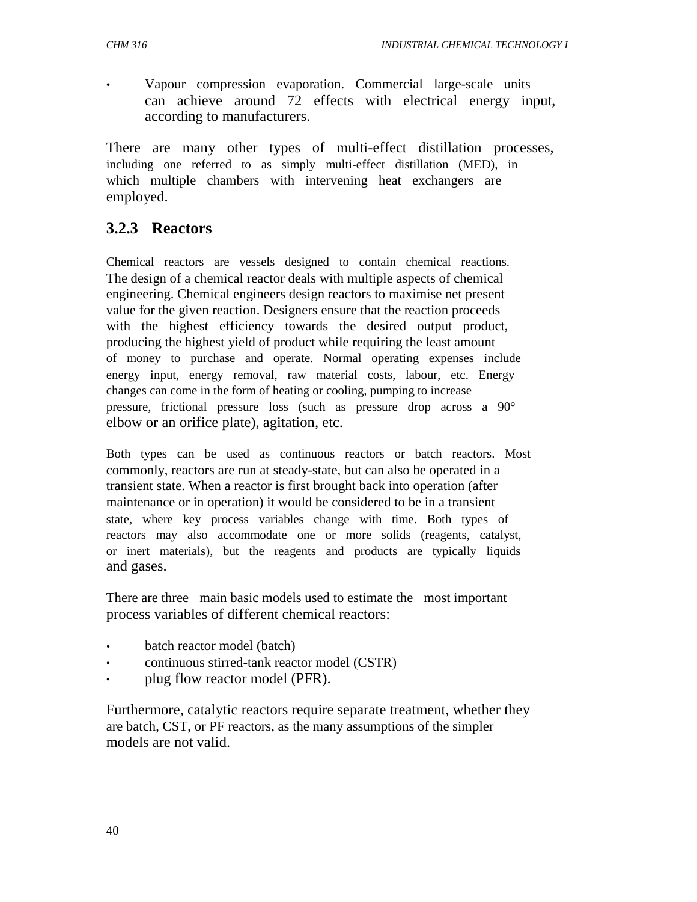- Vapour compression evaporation. Commercial large-scale units can achieve around 72 effects with electrical energy input, according to manufacturers.

There are many other types of multi-effect distillation processes, including one referred to as simply multi-effect distillation (MED), in which multiple chambers with intervening heat exchangers are employed.

### 3.2.3 Reactors

Chemical reactors are vessels designed to contain chemical reactions. The design of a chemical reactor deals with multiple aspects of chemical engineering. Chemical engineers design reactors to maximise net present value for the given reaction. Designers ensure that the reaction proceeds with the highest efficiency towards the desired output product, producing the highest yield of product while requiring the least amount of money to purchase and operate. Normal operating expenses include energy input, energy removal, raw material costs, labour, etc. Energy changes can come in the form of heating or cooling, pumping to increase pressure, frictional pressure loss (such as pressure drop across a 90° elbow or an orifice plate), agitation, etc.

Both types can be used as continuous reactors or batch reactors. Most commonly, reactors are run at steady-state, but can also be operated in a transient state. When a reactor is first brought back into operation (after maintenance or in operation) it would be considered to be in a transient state, where key process variables change with time. Both types of reactors may also accommodate one or more solids (reagents, catalyst, or inert materials), but the reagents and products are typically liquids and gases.

There are three main basic models used to estimate the most important process variables of different chemical reactors:

- batch reactor model (batch)
- continuous stirred-tank reactor model (CSTR)
- plug flow reactor model (PFR).

Furthermore, catalytic reactors require separate treatment, whether they are batch, CST, or PF reactors, as the many assumptions of the simpler models are not valid.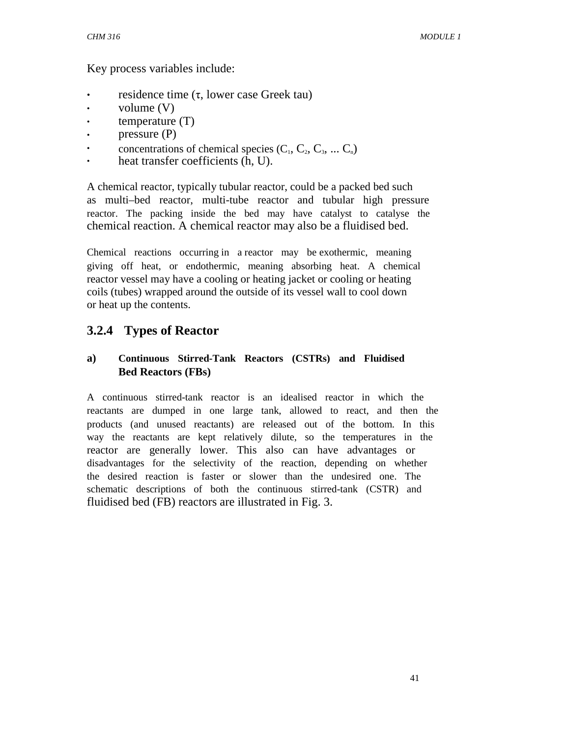Key process variables include:

- residence time (τ, lower case Greek tau)
- volume (V)
- temperature (T)
- pressure (P)
- concentrations of chemical species ($C_1$, $C_2$, $C_3$, ... $C_n$)
- heat transfer coefficients (h, U).

A chemical reactor, typically tubular reactor, could be a packed bed such as multi–bed reactor, multi-tube reactor and tubular high pressure reactor. The packing inside the bed may have catalyst to catalyse the chemical reaction. A chemical reactor may also be a fluidised bed.

Chemical reactions occurring in a reactor may be exothermic, meaning giving off heat, or endothermic, meaning absorbing heat. A chemical reactor vessel may have a cooling or heating jacket or cooling or heating coils (tubes) wrapped around the outside of its vessel wall to cool down or heat up the contents.

### 3.2.4 Types of Reactor

#### a) Continuous Stirred-Tank Reactors (CSTRs) and Fluidised Bed Reactors (FBs)

A continuous stirred-tank reactor is an idealised reactor in which the reactants are dumped in one large tank, allowed to react, and then the products (and unused reactants) are released out of the bottom. In this way the reactants are kept relatively dilute, so the temperatures in the reactor are generally lower. This also can have advantages or disadvantages for the selectivity of the reaction, depending on whether the desired reaction is faster or slower than the undesired one. The schematic descriptions of both the continuous stirred-tank (CSTR) and fluidised bed (FB) reactors are illustrated in Fig. 3.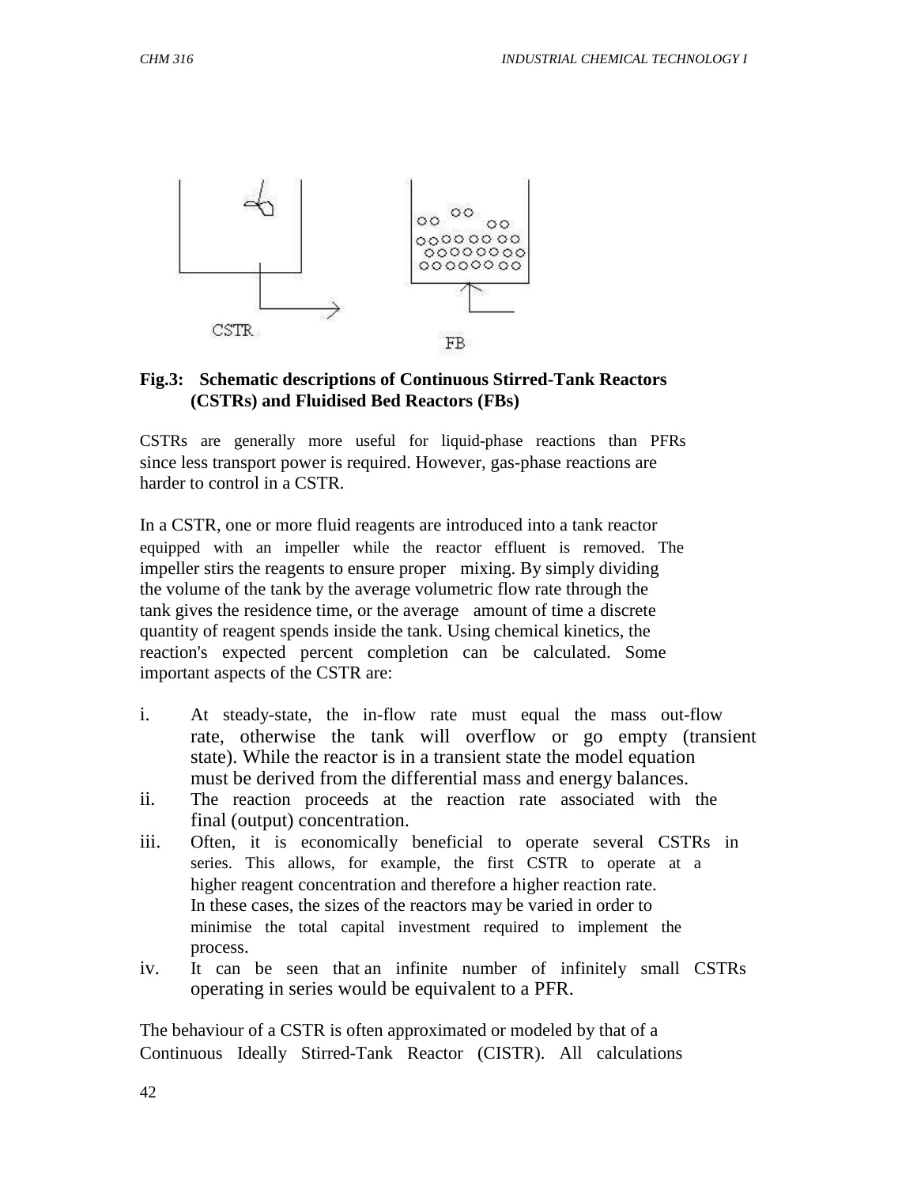**Fig.3: Schematic descriptions of Continuous Stirred-Tank Reactors (CSTRs) and Fluidised Bed Reactors (FBs)**

CSTRs are generally more useful for liquid-phase reactions than PFRs since less transport power is required. However, gas-phase reactions are harder to control in a CSTR.

In a CSTR, one or more fluid reagents are introduced into a tank reactor equipped with an impeller while the reactor effluent is removed. The impeller stirs the reagents to ensure proper mixing. By simply dividing the volume of the tank by the average volumetric flow rate through the tank gives the residence time, or the average amount of time a discrete quantity of reagent spends inside the tank. Using chemical kinetics, the reaction's expected percent completion can be calculated. Some important aspects of the CSTR are:

i. At steady-state, the in-flow rate must equal the mass out-flow rate, otherwise the tank will overflow or go empty (transient state). While the reactor is in a transient state the model equation must be derived from the differential mass and energy balances.
ii. The reaction proceeds at the reaction rate associated with the final (output) concentration.
iii. Often, it is economically beneficial to operate several CSTRs in series. This allows, for example, the first CSTR to operate at a higher reagent concentration and therefore a higher reaction rate. In these cases, the sizes of the reactors may be varied in order to minimise the total capital investment required to implement the process.
iv. It can be seen that an infinite number of infinitely small CSTRs operating in series would be equivalent to a PFR.

The behaviour of a CSTR is often approximated or modeled by that of a Continuous Ideally Stirred-Tank Reactor (CISTR). All calculations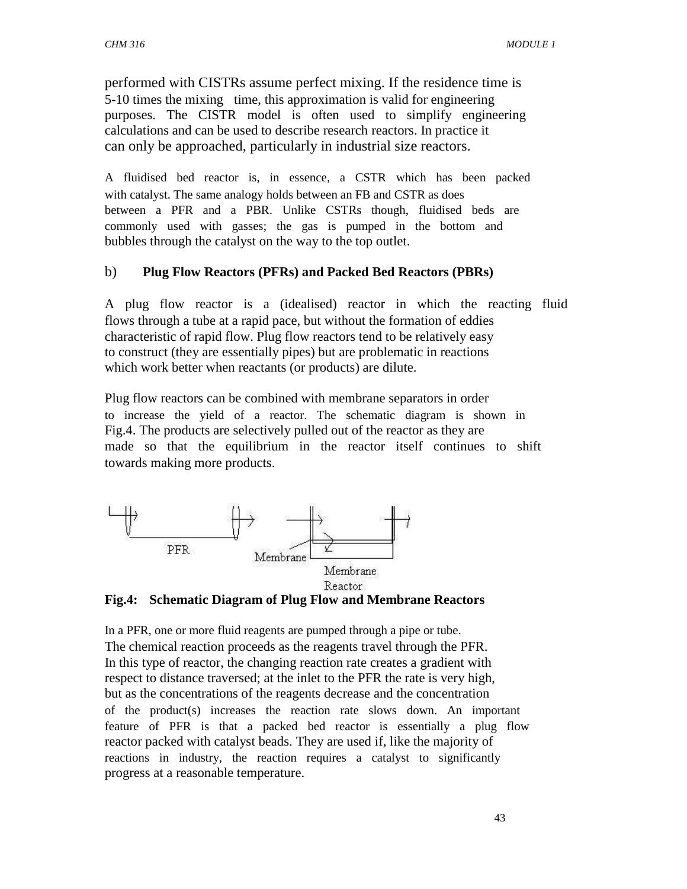performed with CISTRs assume perfect mixing. If the residence time is 5-10 times the mixing time, this approximation is valid for engineering purposes. The CISTR model is often used to simplify engineering calculations and can be used to describe research reactors. In practice it can only be approached, particularly in industrial size reactors.

A fluidised bed reactor is, in essence, a CSTR which has been packed with catalyst. The same analogy holds between an FB and CSTR as does between a PFR and a PBR. Unlike CSTRs though, fluidised beds are commonly used with gasses; the gas is pumped in the bottom and bubbles through the catalyst on the way to the top outlet.

### b) **Plug Flow Reactors (PFRs) and Packed Bed Reactors (PBRs)**

A plug flow reactor is a (idealised) reactor in which the reacting fluid flows through a tube at a rapid pace, but without the formation of eddies characteristic of rapid flow. Plug flow reactors tend to be relatively easy to construct (they are essentially pipes) but are problematic in reactions which work better when reactants (or products) are dilute.

Plug flow reactors can be combined with membrane separators in order to increase the yield of a reactor. The schematic diagram is shown in Fig.4. The products are selectively pulled out of the reactor as they are made so that the equilibrium in the reactor itself continues to shift towards making more products.

PFR

Membrane

Membrane Reactor

**Fig.4: Schematic Diagram of Plug Flow and Membrane Reactors**

In a PFR, one or more fluid reagents are pumped through a pipe or tube. The chemical reaction proceeds as the reagents travel through the PFR. In this type of reactor, the changing reaction rate creates a gradient with respect to distance traversed; at the inlet to the PFR the rate is very high, but as the concentrations of the reagents decrease and the concentration of the product(s) increases the reaction rate slows down. An important feature of PFR is that a packed bed reactor is essentially a plug flow reactor packed with catalyst beads. They are used if, like the majority of reactions in industry, the reaction requires a catalyst to significantly progress at a reasonable temperature.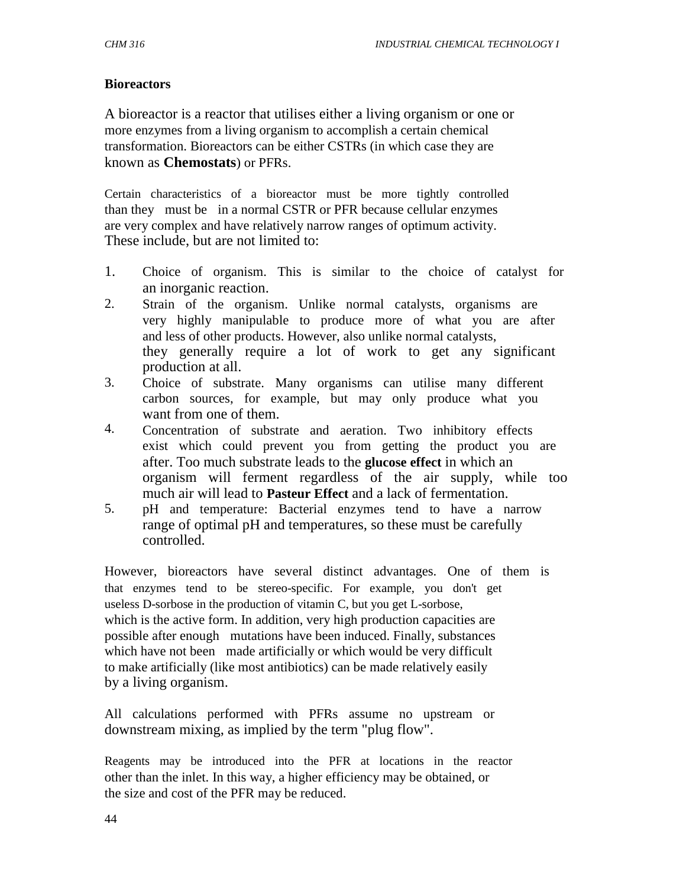**Bioreactors**

A bioreactor is a reactor that utilises either a living organism or one or more enzymes from a living organism to accomplish a certain chemical transformation. Bioreactors can be either CSTRs (in which case they are known as **Chemostats**) or PFRs.

Certain characteristics of a bioreactor must be more tightly controlled than they must be in a normal CSTR or PFR because cellular enzymes are very complex and have relatively narrow ranges of optimum activity. These include, but are not limited to:

1. Choice of organism. This is similar to the choice of catalyst for an inorganic reaction.
2. Strain of the organism. Unlike normal catalysts, organisms are very highly manipulable to produce more of what you are after and less of other products. However, also unlike normal catalysts, they generally require a lot of work to get any significant production at all.
3. Choice of substrate. Many organisms can utilise many different carbon sources, for example, but may only produce what you want from one of them.
4. Concentration of substrate and aeration. Two inhibitory effects exist which could prevent you from getting the product you are after. Too much substrate leads to the **glucose effect** in which an organism will ferment regardless of the air supply, while too much air will lead to **Pasteur Effect** and a lack of fermentation.
5. pH and temperature: Bacterial enzymes tend to have a narrow range of optimal pH and temperatures, so these must be carefully controlled.

However, bioreactors have several distinct advantages. One of them is that enzymes tend to be stereo-specific. For example, you don't get useless D-sorbose in the production of vitamin C, but you get L-sorbose, which is the active form. In addition, very high production capacities are possible after enough mutations have been induced. Finally, substances which have not been made artificially or which would be very difficult to make artificially (like most antibiotics) can be made relatively easily by a living organism.

All calculations performed with PFRs assume no upstream or downstream mixing, as implied by the term "plug flow".

Reagents may be introduced into the PFR at locations in the reactor other than the inlet. In this way, a higher efficiency may be obtained, or the size and cost of the PFR may be reduced.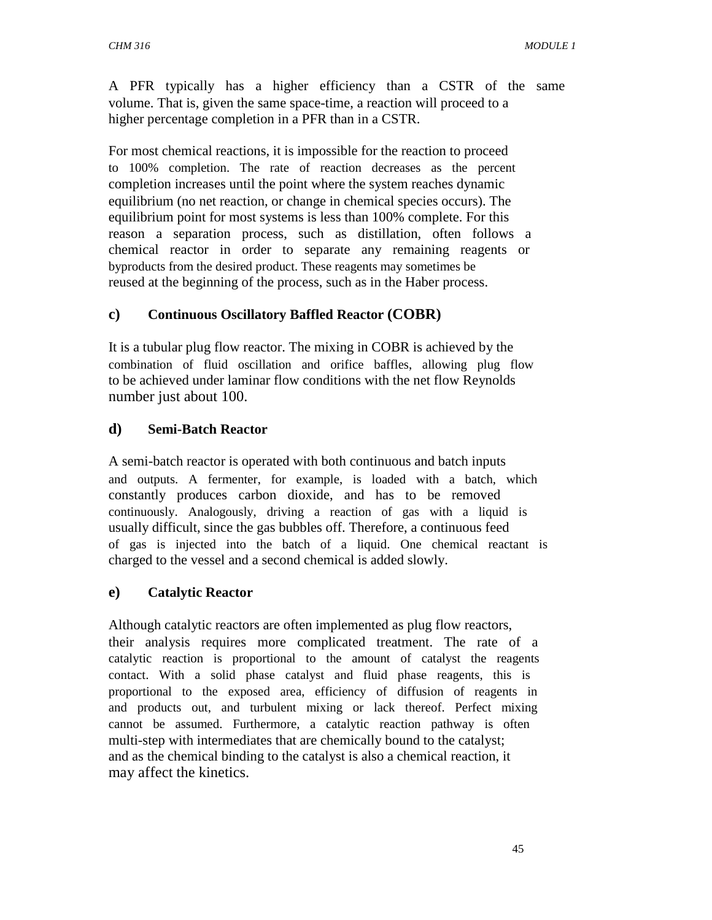A PFR typically has a higher efficiency than a CSTR of the same volume. That is, given the same space-time, a reaction will proceed to a higher percentage completion in a PFR than in a CSTR.

For most chemical reactions, it is impossible for the reaction to proceed to 100% completion. The rate of reaction decreases as the percent completion increases until the point where the system reaches dynamic equilibrium (no net reaction, or change in chemical species occurs). The equilibrium point for most systems is less than 100% complete. For this reason a separation process, such as distillation, often follows a chemical reactor in order to separate any remaining reagents or byproducts from the desired product. These reagents may sometimes be reused at the beginning of the process, such as in the Haber process.

### c) Continuous Oscillatory Baffled Reactor (COBR)

It is a tubular plug flow reactor. The mixing in COBR is achieved by the combination of fluid oscillation and orifice baffles, allowing plug flow to be achieved under laminar flow conditions with the net flow Reynolds number just about 100.

### d) Semi-Batch Reactor

A semi-batch reactor is operated with both continuous and batch inputs and outputs. A fermenter, for example, is loaded with a batch, which constantly produces carbon dioxide, and has to be removed continuously. Analogously, driving a reaction of gas with a liquid is usually difficult, since the gas bubbles off. Therefore, a continuous feed of gas is injected into the batch of a liquid. One chemical reactant is charged to the vessel and a second chemical is added slowly.

### e) Catalytic Reactor

Although catalytic reactors are often implemented as plug flow reactors, their analysis requires more complicated treatment. The rate of a catalytic reaction is proportional to the amount of catalyst the reagents contact. With a solid phase catalyst and fluid phase reagents, this is proportional to the exposed area, efficiency of diffusion of reagents in and products out, and turbulent mixing or lack thereof. Perfect mixing cannot be assumed. Furthermore, a catalytic reaction pathway is often multi-step with intermediates that are chemically bound to the catalyst; and as the chemical binding to the catalyst is also a chemical reaction, it may affect the kinetics.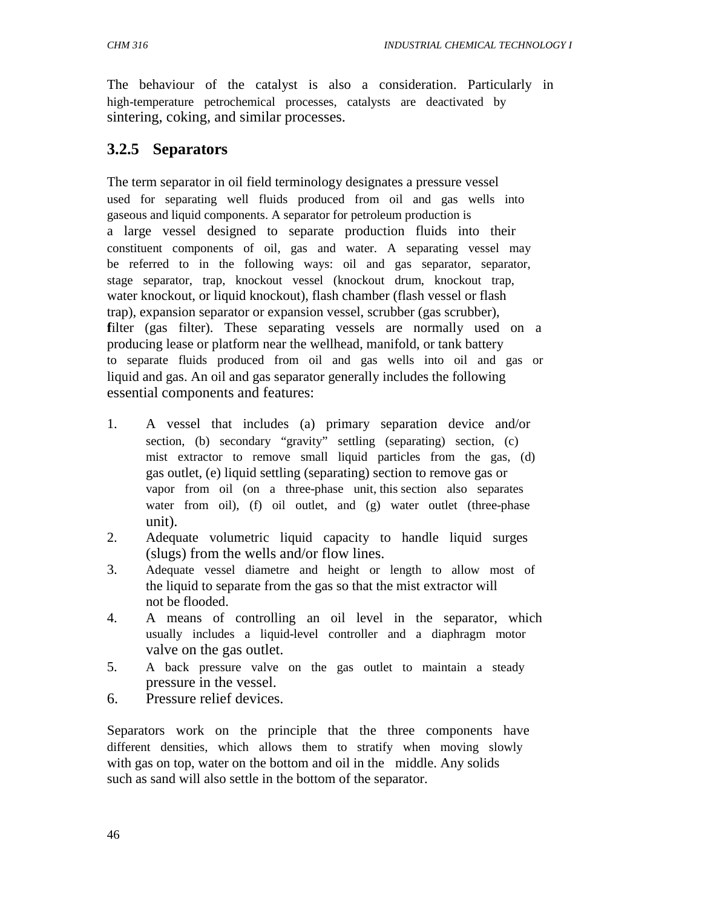The behaviour of the catalyst is also a consideration. Particularly in high-temperature petrochemical processes, catalysts are deactivated by sintering, coking, and similar processes.

### 3.2.5 Separators

The term separator in oil field terminology designates a pressure vessel used for separating well fluids produced from oil and gas wells into gaseous and liquid components. A separator for petroleum production is a large vessel designed to separate production fluids into their constituent components of oil, gas and water. A separating vessel may be referred to in the following ways: oil and gas separator, separator, stage separator, trap, knockout vessel (knockout drum, knockout trap, water knockout, or liquid knockout), flash chamber (flash vessel or flash trap), expansion separator or expansion vessel, scrubber (gas scrubber), filter (gas filter). These separating vessels are normally used on a producing lease or platform near the wellhead, manifold, or tank battery to separate fluids produced from oil and gas wells into oil and gas or liquid and gas. An oil and gas separator generally includes the following essential components and features:

1. A vessel that includes (a) primary separation device and/or section, (b) secondary "gravity" settling (separating) section, (c) mist extractor to remove small liquid particles from the gas, (d) gas outlet, (e) liquid settling (separating) section to remove gas or vapor from oil (on a three-phase unit, this section also separates water from oil), (f) oil outlet, and (g) water outlet (three-phase unit).
2. Adequate volumetric liquid capacity to handle liquid surges (slugs) from the wells and/or flow lines.
3. Adequate vessel diametre and height or length to allow most of the liquid to separate from the gas so that the mist extractor will not be flooded.
4. A means of controlling an oil level in the separator, which usually includes a liquid-level controller and a diaphragm motor valve on the gas outlet.
5. A back pressure valve on the gas outlet to maintain a steady pressure in the vessel.
6. Pressure relief devices.

Separators work on the principle that the three components have different densities, which allows them to stratify when moving slowly with gas on top, water on the bottom and oil in the middle. Any solids such as sand will also settle in the bottom of the separator.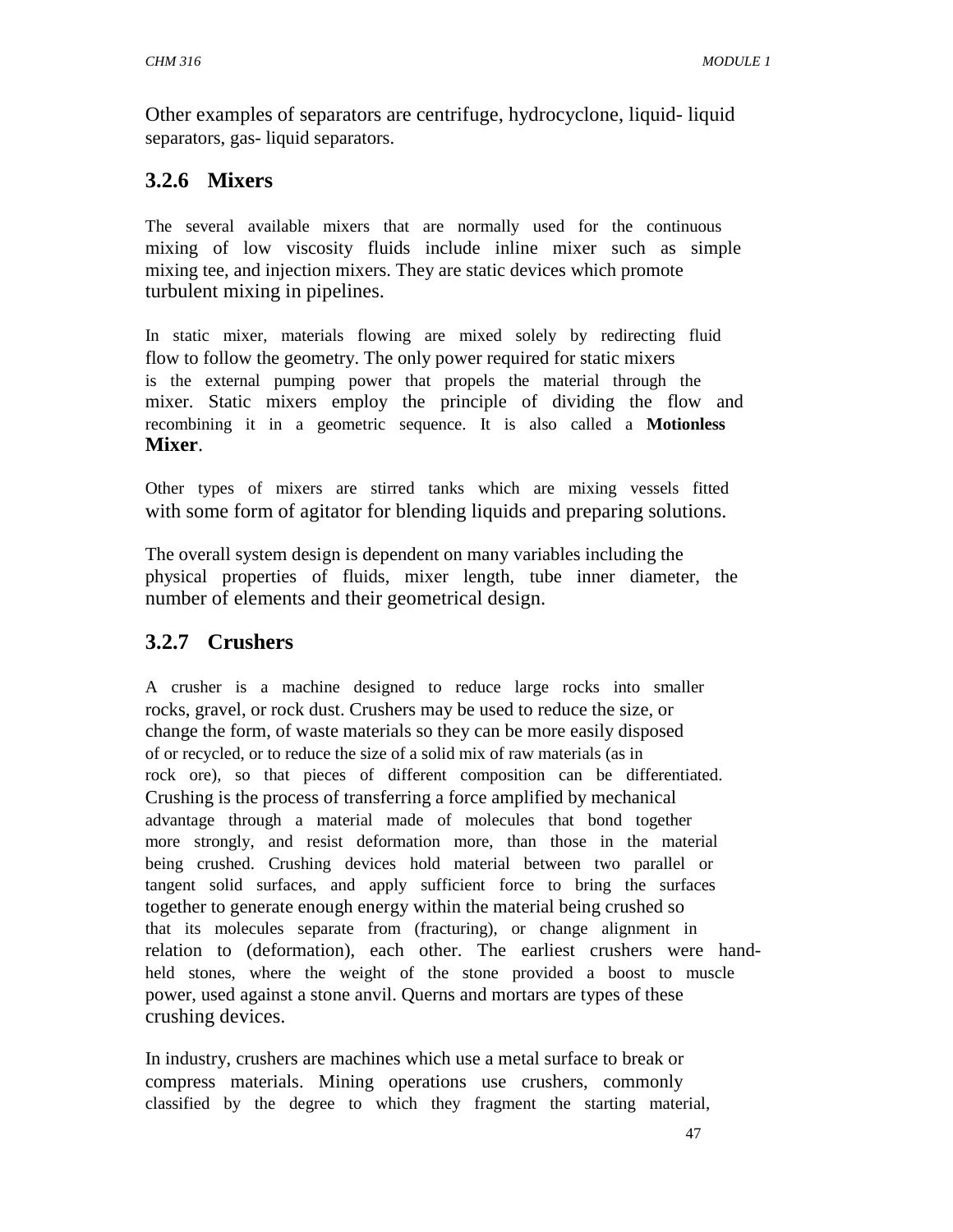Other examples of separators are centrifuge, hydrocyclone, liquid- liquid separators, gas- liquid separators.

### 3.2.6 Mixers

The several available mixers that are normally used for the continuous mixing of low viscosity fluids include inline mixer such as simple mixing tee, and injection mixers. They are static devices which promote turbulent mixing in pipelines.

In static mixer, materials flowing are mixed solely by redirecting fluid flow to follow the geometry. The only power required for static mixers is the external pumping power that propels the material through the mixer. Static mixers employ the principle of dividing the flow and recombining it in a geometric sequence. It is also called a **Motionless Mixer**.

Other types of mixers are stirred tanks which are mixing vessels fitted with some form of agitator for blending liquids and preparing solutions.

The overall system design is dependent on many variables including the physical properties of fluids, mixer length, tube inner diameter, the number of elements and their geometrical design.

### 3.2.7 Crushers

A crusher is a machine designed to reduce large rocks into smaller rocks, gravel, or rock dust. Crushers may be used to reduce the size, or change the form, of waste materials so they can be more easily disposed of or recycled, or to reduce the size of a solid mix of raw materials (as in rock ore), so that pieces of different composition can be differentiated. Crushing is the process of transferring a force amplified by mechanical advantage through a material made of molecules that bond together more strongly, and resist deformation more, than those in the material being crushed. Crushing devices hold material between two parallel or tangent solid surfaces, and apply sufficient force to bring the surfaces together to generate enough energy within the material being crushed so that its molecules separate from (fracturing), or change alignment in relation to (deformation), each other. The earliest crushers were hand-held stones, where the weight of the stone provided a boost to muscle power, used against a stone anvil. Querns and mortars are types of these crushing devices.

In industry, crushers are machines which use a metal surface to break or compress materials. Mining operations use crushers, commonly classified by the degree to which they fragment the starting material,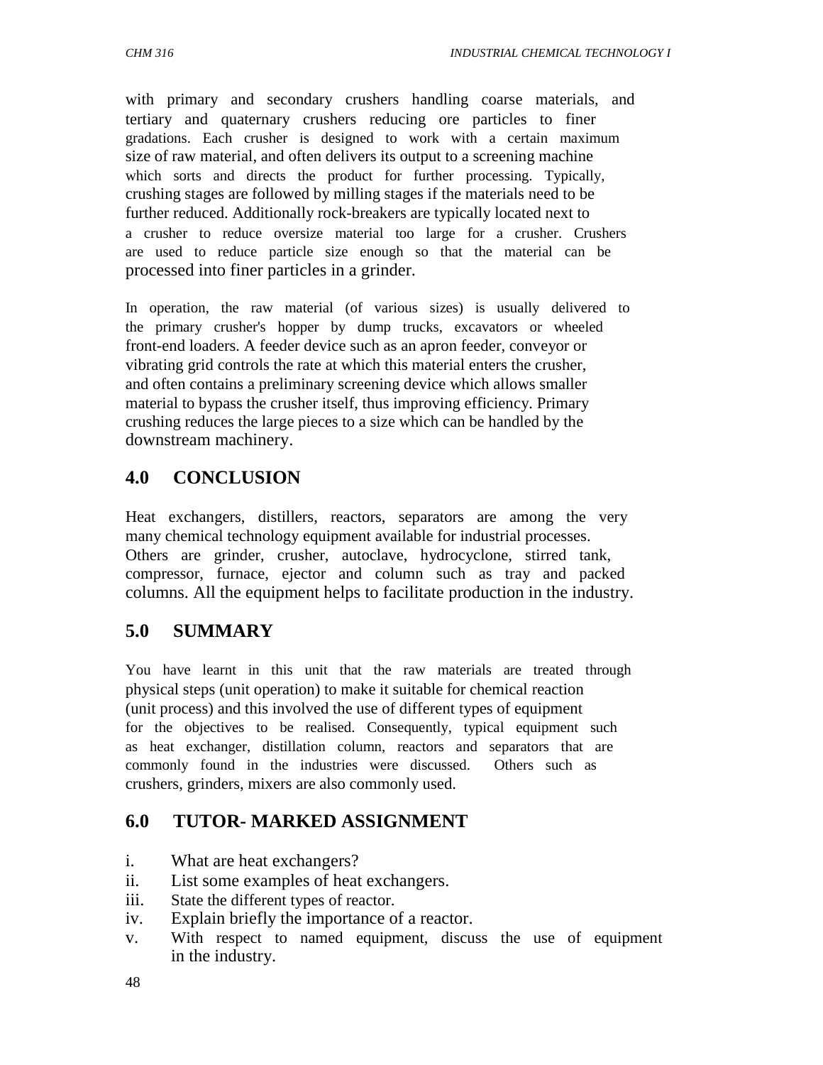with primary and secondary crushers handling coarse materials, and tertiary and quaternary crushers reducing ore particles to finer gradations. Each crusher is designed to work with a certain maximum size of raw material, and often delivers its output to a screening machine which sorts and directs the product for further processing. Typically, crushing stages are followed by milling stages if the materials need to be further reduced. Additionally rock-breakers are typically located next to a crusher to reduce oversize material too large for a crusher. Crushers are used to reduce particle size enough so that the material can be processed into finer particles in a grinder.

In operation, the raw material (of various sizes) is usually delivered to the primary crusher's hopper by dump trucks, excavators or wheeled front-end loaders. A feeder device such as an apron feeder, conveyor or vibrating grid controls the rate at which this material enters the crusher, and often contains a preliminary screening device which allows smaller material to bypass the crusher itself, thus improving efficiency. Primary crushing reduces the large pieces to a size which can be handled by the downstream machinery.

## 4.0 CONCLUSION

Heat exchangers, distillers, reactors, separators are among the very many chemical technology equipment available for industrial processes. Others are grinder, crusher, autoclave, hydrocyclone, stirred tank, compressor, furnace, ejector and column such as tray and packed columns. All the equipment helps to facilitate production in the industry.

## 5.0 SUMMARY

You have learnt in this unit that the raw materials are treated through physical steps (unit operation) to make it suitable for chemical reaction (unit process) and this involved the use of different types of equipment for the objectives to be realised. Consequently, typical equipment such as heat exchanger, distillation column, reactors and separators that are commonly found in the industries were discussed. Others such as crushers, grinders, mixers are also commonly used.

## 6.0 TUTOR- MARKED ASSIGNMENT

i. What are heat exchangers?
ii. List some examples of heat exchangers.
iii. State the different types of reactor.
iv. Explain briefly the importance of a reactor.
v. With respect to named equipment, discuss the use of equipment in the industry.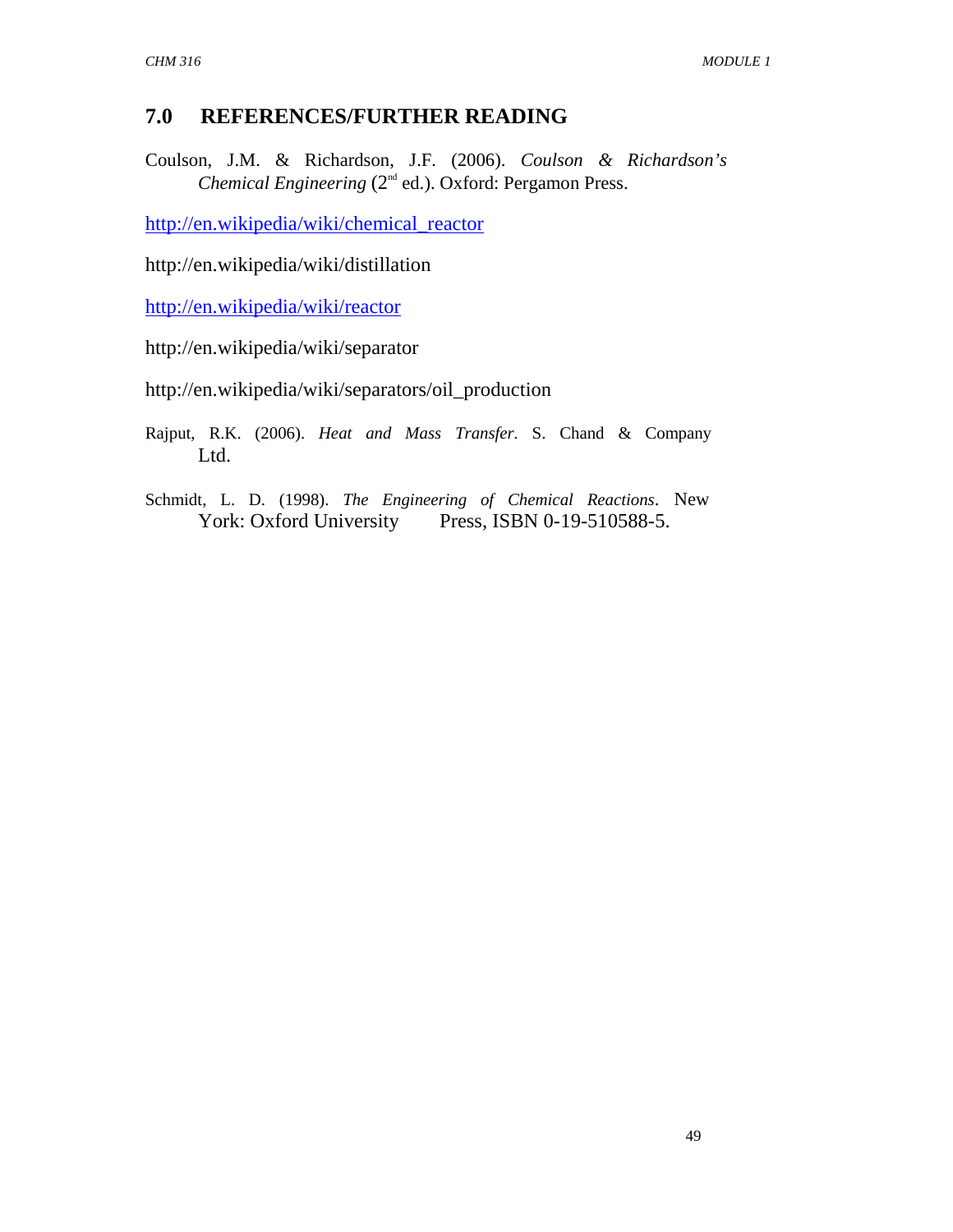## 7.0 REFERENCES/FURTHER READING

Coulson, J.M. & Richardson, J.F. (2006). *Coulson & Richardson's Chemical Engineering* (2nd ed.). Oxford: Pergamon Press.

http://en.wikipedia/wiki/chemical_reactor

http://en.wikipedia/wiki/distillation

http://en.wikipedia/wiki/reactor

http://en.wikipedia/wiki/separator

http://en.wikipedia/wiki/separators/oil_production

Rajput, R.K. (2006). *Heat and Mass Transfer.* S. Chand & Company Ltd.

Schmidt, L. D. (1998). *The Engineering of Chemical Reactions*. New York: Oxford University Press, ISBN 0-19-510588-5.